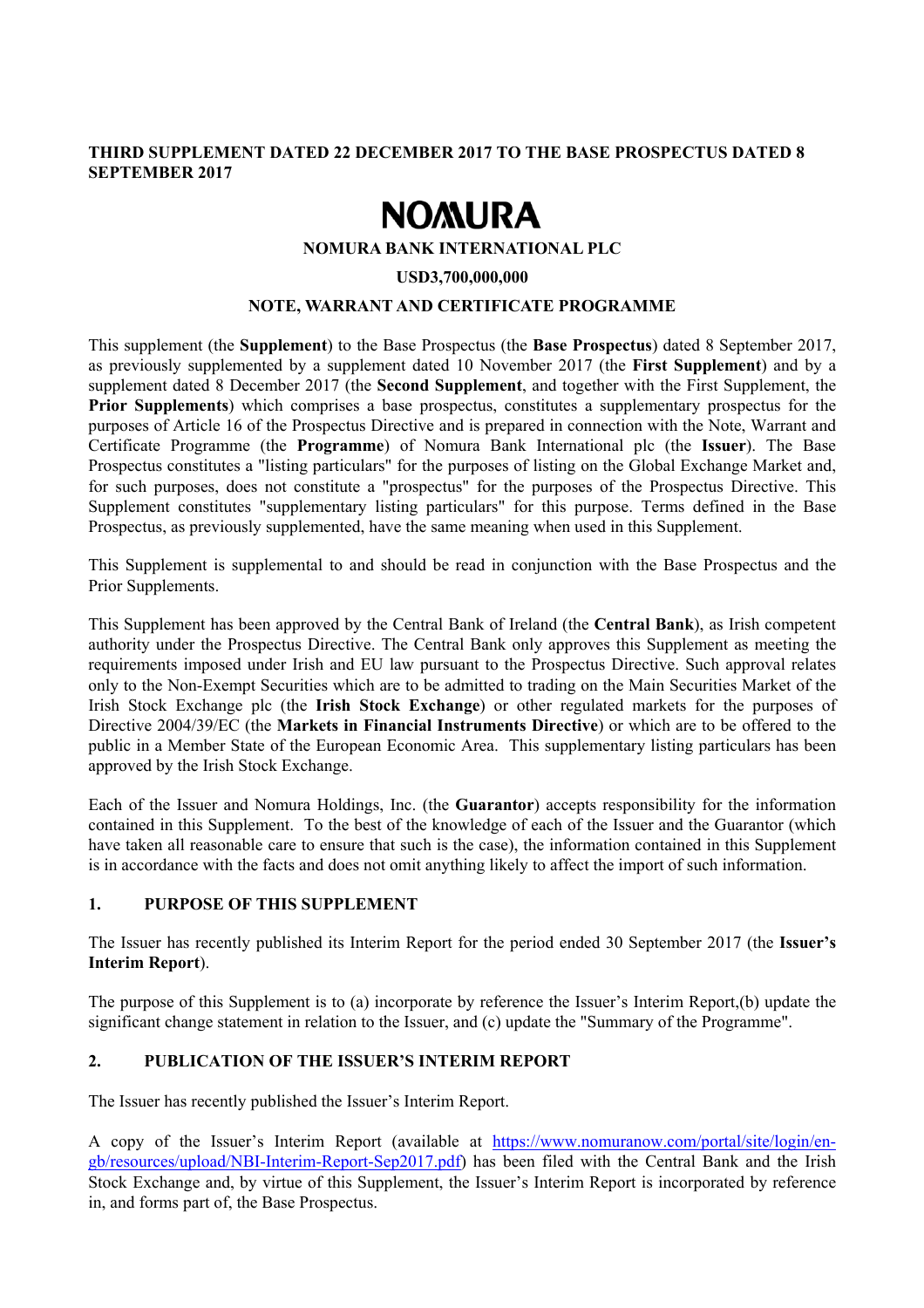**THIRD SUPPLEMENT DATED 22 DECEMBER 2017 TO THE BASE PROSPECTUS DATED 8 SEPTEMBER 2017**

# NOMURA

**NOMURA BANK INTERNATIONAL PLC**

**USD3,700,000,000**

**NOTE, WARRANT AND CERTIFICATE PROGRAMME**

This supplement (the **Supplement**) to the Base Prospectus (the **Base Prospectus**) dated 8 September 2017, as previously supplemented by a supplement dated 10 November 2017 (the **First Supplement**) and by a supplement dated 8 December 2017 (the **Second Supplement**, and together with the First Supplement, the **Prior Supplements**) which comprises a base prospectus, constitutes a supplementary prospectus for the purposes of Article 16 of the Prospectus Directive and is prepared in connection with the Note, Warrant and Certificate Programme (the **Programme**) of Nomura Bank International plc (the **Issuer**). The Base Prospectus constitutes a "listing particulars" for the purposes of listing on the Global Exchange Market and, for such purposes, does not constitute a "prospectus" for the purposes of the Prospectus Directive. This Supplement constitutes "supplementary listing particulars" for this purpose. Terms defined in the Base Prospectus, as previously supplemented, have the same meaning when used in this Supplement.

This Supplement is supplemental to and should be read in conjunction with the Base Prospectus and the Prior Supplements.

This Supplement has been approved by the Central Bank of Ireland (the **Central Bank**), as Irish competent authority under the Prospectus Directive. The Central Bank only approves this Supplement as meeting the requirements imposed under Irish and EU law pursuant to the Prospectus Directive. Such approval relates only to the Non-Exempt Securities which are to be admitted to trading on the Main Securities Market of the Irish Stock Exchange plc (the **Irish Stock Exchange**) or other regulated markets for the purposes of Directive 2004/39/EC (the **Markets in Financial Instruments Directive**) or which are to be offered to the public in a Member State of the European Economic Area. This supplementary listing particulars has been approved by the Irish Stock Exchange.

Each of the Issuer and Nomura Holdings, Inc. (the **Guarantor**) accepts responsibility for the information contained in this Supplement. To the best of the knowledge of each of the Issuer and the Guarantor (which have taken all reasonable care to ensure that such is the case), the information contained in this Supplement is in accordance with the facts and does not omit anything likely to affect the import of such information.

## 1. PURPOSE OF THIS SUPPLEMENT

The Issuer has recently published its Interim Report for the period ended 30 September 2017 (the **Issuer's Interim Report**).

The purpose of this Supplement is to (a) incorporate by reference the Issuer's Interim Report,(b) update the significant change statement in relation to the Issuer, and (c) update the "Summary of the Programme".

## 2. PUBLICATION OF THE ISSUER'S INTERIM REPORT

The Issuer has recently published the Issuer's Interim Report.

A copy of the Issuer's Interim Report (available at https://www.nomuranow.com/portal/site/login/en-gb/resources/upload/NBI-Interim-Report-Sep2017.pdf) has been filed with the Central Bank and the Irish Stock Exchange and, by virtue of this Supplement, the Issuer's Interim Report is incorporated by reference in, and forms part of, the Base Prospectus.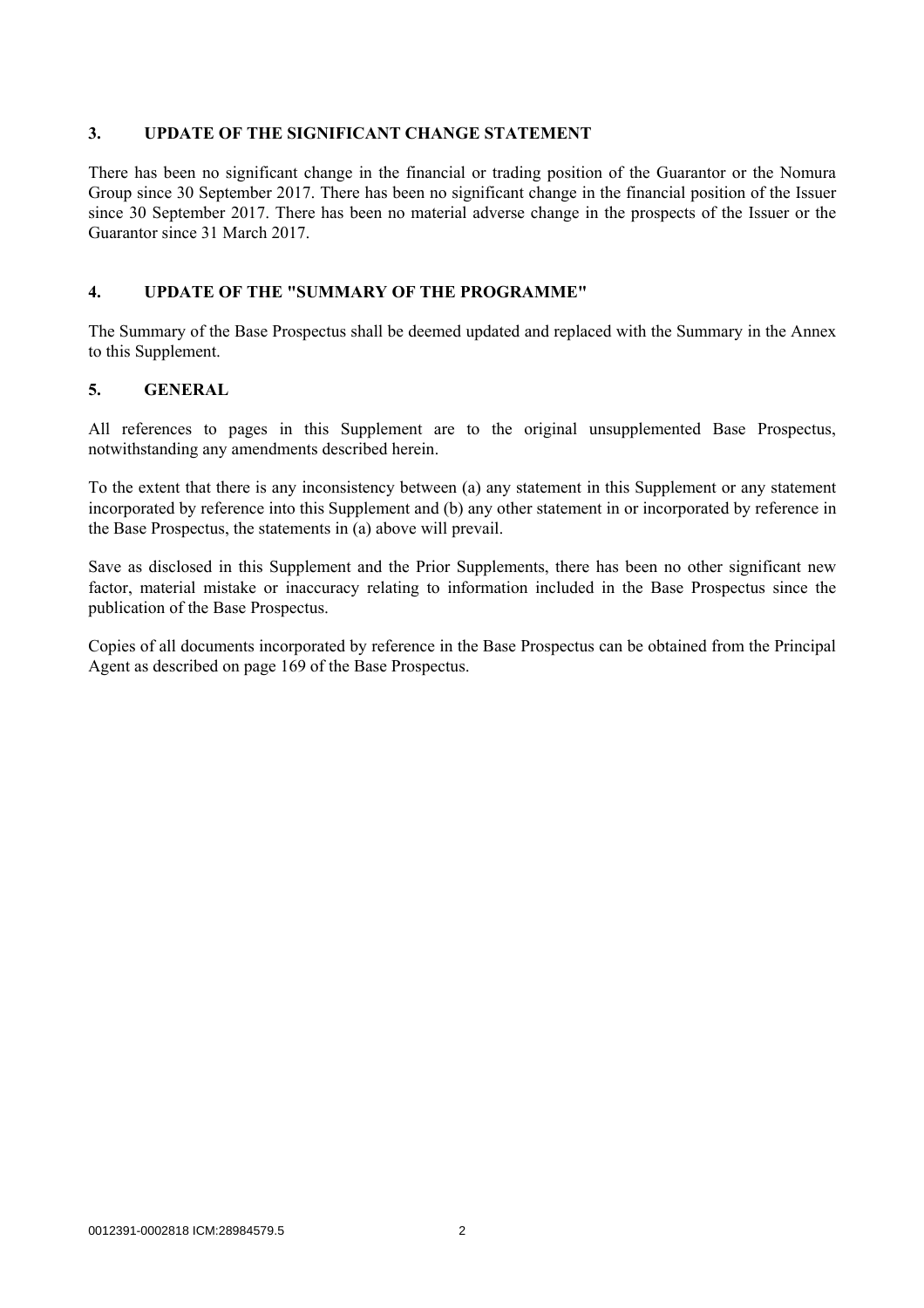## 3. UPDATE OF THE SIGNIFICANT CHANGE STATEMENT

There has been no significant change in the financial or trading position of the Guarantor or the Nomura Group since 30 September 2017. There has been no significant change in the financial position of the Issuer since 30 September 2017. There has been no material adverse change in the prospects of the Issuer or the Guarantor since 31 March 2017.

## 4. UPDATE OF THE "SUMMARY OF THE PROGRAMME"

The Summary of the Base Prospectus shall be deemed updated and replaced with the Summary in the Annex to this Supplement.

## 5. GENERAL

All references to pages in this Supplement are to the original unsupplemented Base Prospectus, notwithstanding any amendments described herein.

To the extent that there is any inconsistency between (a) any statement in this Supplement or any statement incorporated by reference into this Supplement and (b) any other statement in or incorporated by reference in the Base Prospectus, the statements in (a) above will prevail.

Save as disclosed in this Supplement and the Prior Supplements, there has been no other significant new factor, material mistake or inaccuracy relating to information included in the Base Prospectus since the publication of the Base Prospectus.

Copies of all documents incorporated by reference in the Base Prospectus can be obtained from the Principal Agent as described on page 169 of the Base Prospectus.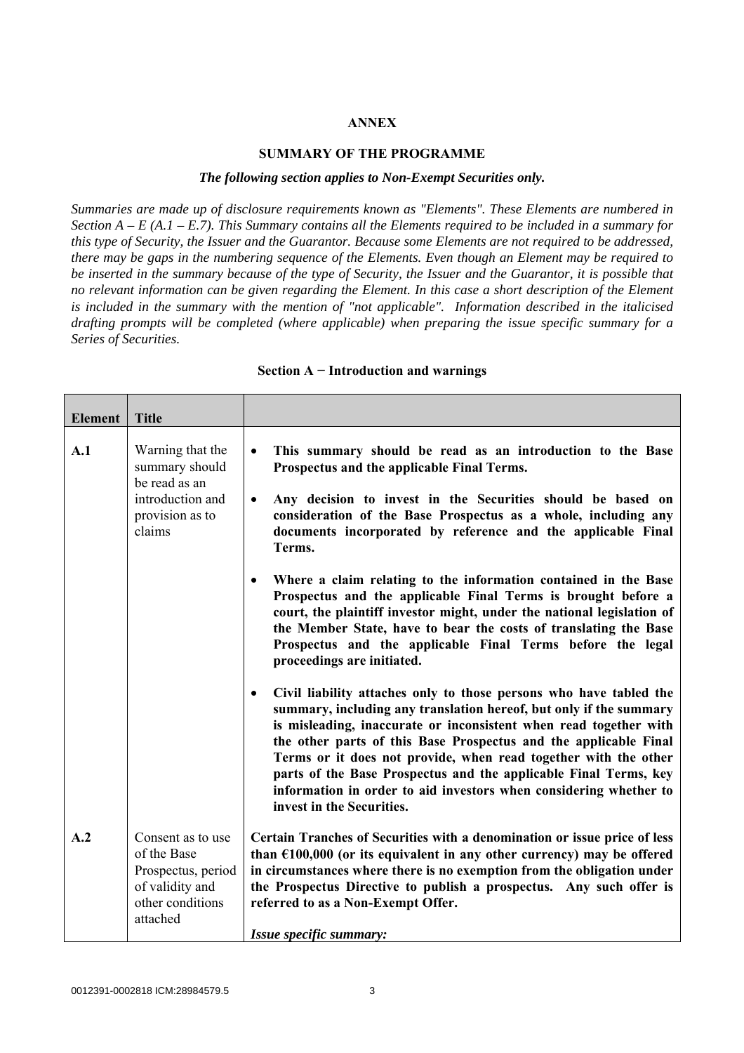**ANNEX**

**SUMMARY OF THE PROGRAMME**

***The following section applies to Non-Exempt Securities only.***

*Summaries are made up of disclosure requirements known as "Elements". These Elements are numbered in Section A – E (A.1 – E.7). This Summary contains all the Elements required to be included in a summary for this type of Security, the Issuer and the Guarantor. Because some Elements are not required to be addressed, there may be gaps in the numbering sequence of the Elements. Even though an Element may be required to be inserted in the summary because of the type of Security, the Issuer and the Guarantor, it is possible that no relevant information can be given regarding the Element. In this case a short description of the Element is included in the summary with the mention of "not applicable". Information described in the italicised drafting prompts will be completed (where applicable) when preparing the issue specific summary for a Series of Securities.*

**Section A − Introduction and warnings**

| Element | Title | |
|---|---|---|
| A.1 | Warning that the summary should be read as an introduction and provision as to claims | • **This summary should be read as an introduction to the Base Prospectus and the applicable Final Terms.**<br>• **Any decision to invest in the Securities should be based on consideration of the Base Prospectus as a whole, including any documents incorporated by reference and the applicable Final Terms.**<br>• **Where a claim relating to the information contained in the Base Prospectus and the applicable Final Terms is brought before a court, the plaintiff investor might, under the national legislation of the Member State, have to bear the costs of translating the Base Prospectus and the applicable Final Terms before the legal proceedings are initiated.**<br>• **Civil liability attaches only to those persons who have tabled the summary, including any translation hereof, but only if the summary is misleading, inaccurate or inconsistent when read together with the other parts of this Base Prospectus and the applicable Final Terms or it does not provide, when read together with the other parts of the Base Prospectus and the applicable Final Terms, key information in order to aid investors when considering whether to invest in the Securities.** |
| A.2 | Consent as to use of the Base Prospectus, period of validity and other conditions attached | **Certain Tranches of Securities with a denomination or issue price of less than €100,000 (or its equivalent in any other currency) may be offered in circumstances where there is no exemption from the obligation under the Prospectus Directive to publish a prospectus. Any such offer is referred to as a Non-Exempt Offer.**<br><br>***Issue specific summary:*** |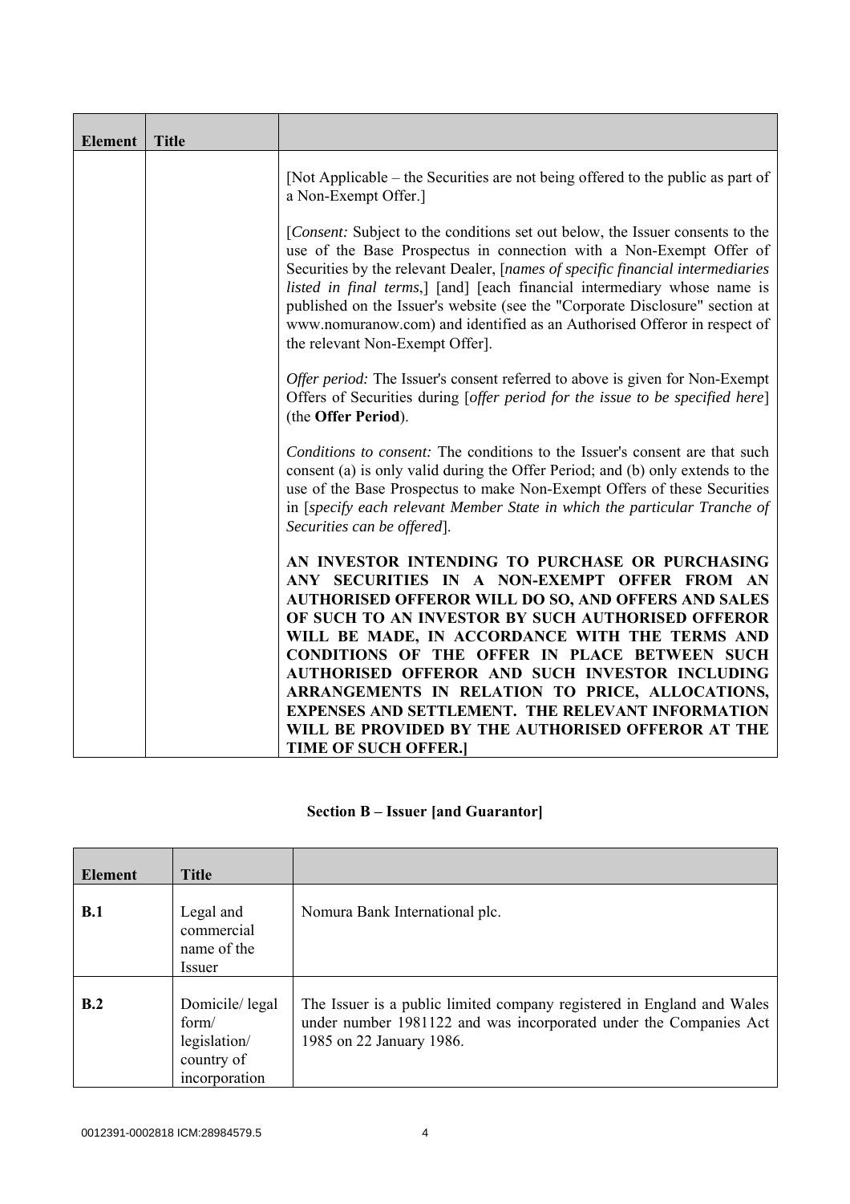| Element | Title | |
|---|---|---|
| | | [Not Applicable – the Securities are not being offered to the public as part of a Non-Exempt Offer.]<br><br>[*Consent:* Subject to the conditions set out below, the Issuer consents to the use of the Base Prospectus in connection with a Non-Exempt Offer of Securities by the relevant Dealer, [*names of specific financial intermediaries listed in final terms*,] [and] [each financial intermediary whose name is published on the Issuer's website (see the "Corporate Disclosure" section at www.nomuranow.com) and identified as an Authorised Offeror in respect of the relevant Non-Exempt Offer].<br><br>*Offer period:* The Issuer's consent referred to above is given for Non-Exempt Offers of Securities during [*offer period for the issue to be specified here*] (the **Offer Period**).<br><br>*Conditions to consent:* The conditions to the Issuer's consent are that such consent (a) is only valid during the Offer Period; and (b) only extends to the use of the Base Prospectus to make Non-Exempt Offers of these Securities in [*specify each relevant Member State in which the particular Tranche of Securities can be offered*].<br><br>**AN INVESTOR INTENDING TO PURCHASE OR PURCHASING ANY SECURITIES IN A NON-EXEMPT OFFER FROM AN AUTHORISED OFFEROR WILL DO SO, AND OFFERS AND SALES OF SUCH TO AN INVESTOR BY SUCH AUTHORISED OFFEROR WILL BE MADE, IN ACCORDANCE WITH THE TERMS AND CONDITIONS OF THE OFFER IN PLACE BETWEEN SUCH AUTHORISED OFFEROR AND SUCH INVESTOR INCLUDING ARRANGEMENTS IN RELATION TO PRICE, ALLOCATIONS, EXPENSES AND SETTLEMENT. THE RELEVANT INFORMATION WILL BE PROVIDED BY THE AUTHORISED OFFEROR AT THE TIME OF SUCH OFFER.]** |

## Section B – Issuer [and Guarantor]

| Element | Title | |
|---|---|---|
| **B.1** | Legal and commercial name of the Issuer | Nomura Bank International plc. |
| **B.2** | Domicile/ legal form/ legislation/ country of incorporation | The Issuer is a public limited company registered in England and Wales under number 1981122 and was incorporated under the Companies Act 1985 on 22 January 1986. |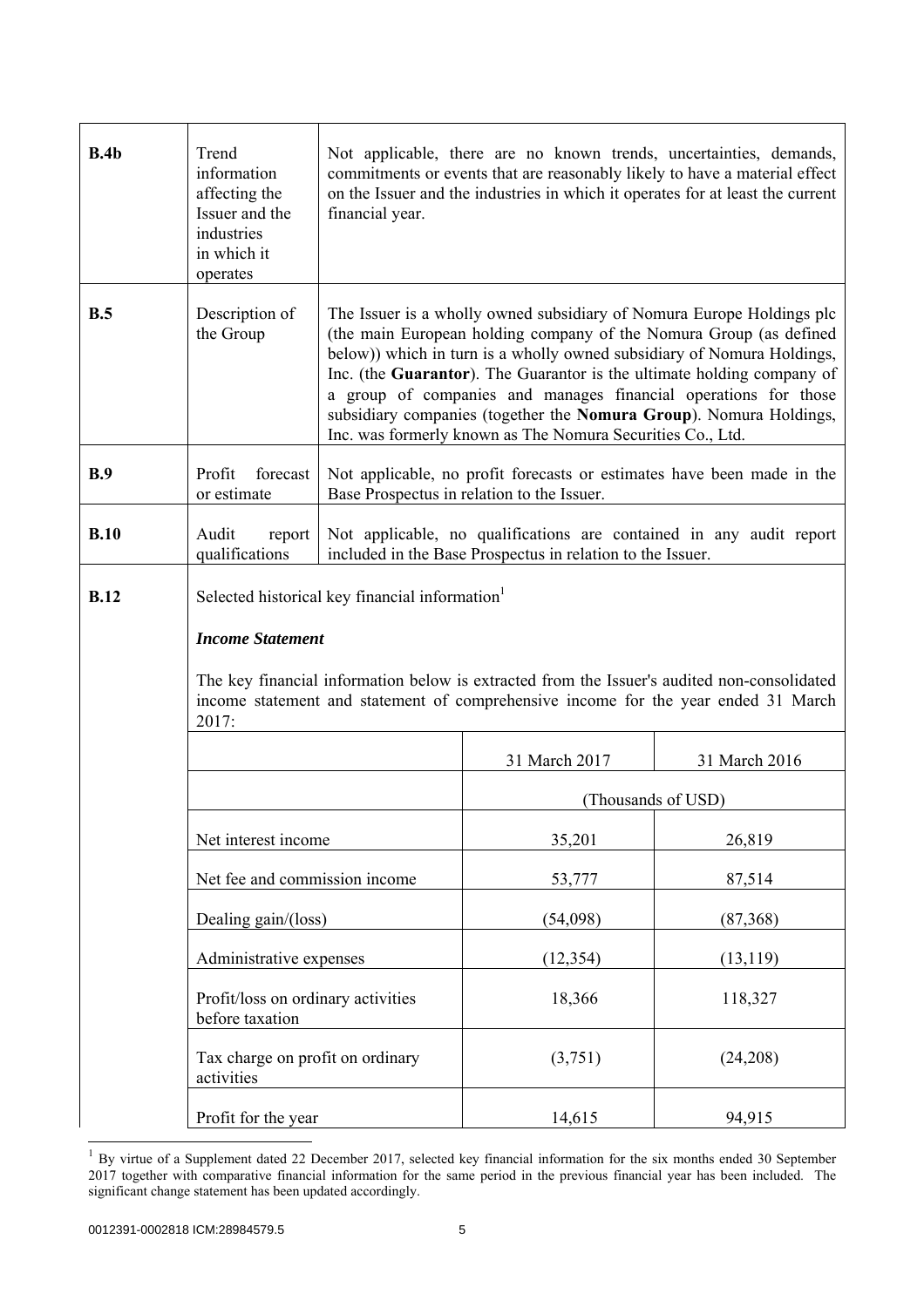| | | |
|---|---|---|
| **B.4b** | Trend information affecting the Issuer and the industries in which it operates | Not applicable, there are no known trends, uncertainties, demands, commitments or events that are reasonably likely to have a material effect on the Issuer and the industries in which it operates for at least the current financial year. |
| **B.5** | Description of the Group | The Issuer is a wholly owned subsidiary of Nomura Europe Holdings plc (the main European holding company of the Nomura Group (as defined below)) which in turn is a wholly owned subsidiary of Nomura Holdings, Inc. (the **Guarantor**). The Guarantor is the ultimate holding company of a group of companies and manages financial operations for those subsidiary companies (together the **Nomura Group**). Nomura Holdings, Inc. was formerly known as The Nomura Securities Co., Ltd. |
| **B.9** | Profit forecast or estimate | Not applicable, no profit forecasts or estimates have been made in the Base Prospectus in relation to the Issuer. |
| **B.10** | Audit report qualifications | Not applicable, no qualifications are contained in any audit report included in the Base Prospectus in relation to the Issuer. |
| **B.12** | Selected historical key financial information[1] | |

***Income Statement***

The key financial information below is extracted from the Issuer's audited non-consolidated income statement and statement of comprehensive income for the year ended 31 March 2017:

| | 31 March 2017 | 31 March 2016 |
|---|---|---|
| | (Thousands of USD) | |
| Net interest income | 35,201 | 26,819 |
| Net fee and commission income | 53,777 | 87,514 |
| Dealing gain/(loss) | (54,098) | (87,368) |
| Administrative expenses | (12,354) | (13,119) |
| Profit/loss on ordinary activities before taxation | 18,366 | 118,327 |
| Tax charge on profit on ordinary activities | (3,751) | (24,208) |
| Profit for the year | 14,615 | 94,915 |

[1] By virtue of a Supplement dated 22 December 2017, selected key financial information for the six months ended 30 September 2017 together with comparative financial information for the same period in the previous financial year has been included. The significant change statement has been updated accordingly.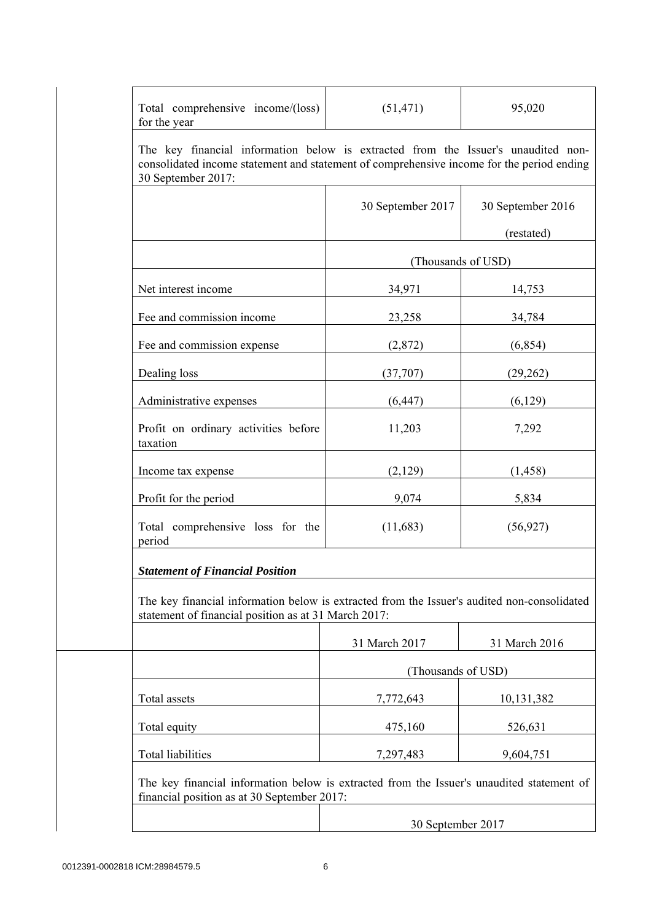| Total comprehensive income/(loss) for the year | (51,471) | 95,020 |
|---|---|---|

The key financial information below is extracted from the Issuer's unaudited non-consolidated income statement and statement of comprehensive income for the period ending 30 September 2017:

| | 30 September 2017 | 30 September 2016 (restated) |
|---|---|---|
| | (Thousands of USD) | |
| Net interest income | 34,971 | 14,753 |
| Fee and commission income | 23,258 | 34,784 |
| Fee and commission expense | (2,872) | (6,854) |
| Dealing loss | (37,707) | (29,262) |
| Administrative expenses | (6,447) | (6,129) |
| Profit on ordinary activities before taxation | 11,203 | 7,292 |
| Income tax expense | (2,129) | (1,458) |
| Profit for the period | 9,074 | 5,834 |
| Total comprehensive loss for the period | (11,683) | (56,927) |

***Statement of Financial Position***

The key financial information below is extracted from the Issuer's audited non-consolidated statement of financial position as at 31 March 2017:

| | 31 March 2017 | 31 March 2016 |
|---|---|---|
| | (Thousands of USD) | |
| Total assets | 7,772,643 | 10,131,382 |
| Total equity | 475,160 | 526,631 |
| Total liabilities | 7,297,483 | 9,604,751 |

The key financial information below is extracted from the Issuer's unaudited statement of financial position as at 30 September 2017:

| | 30 September 2017 |
|---|---|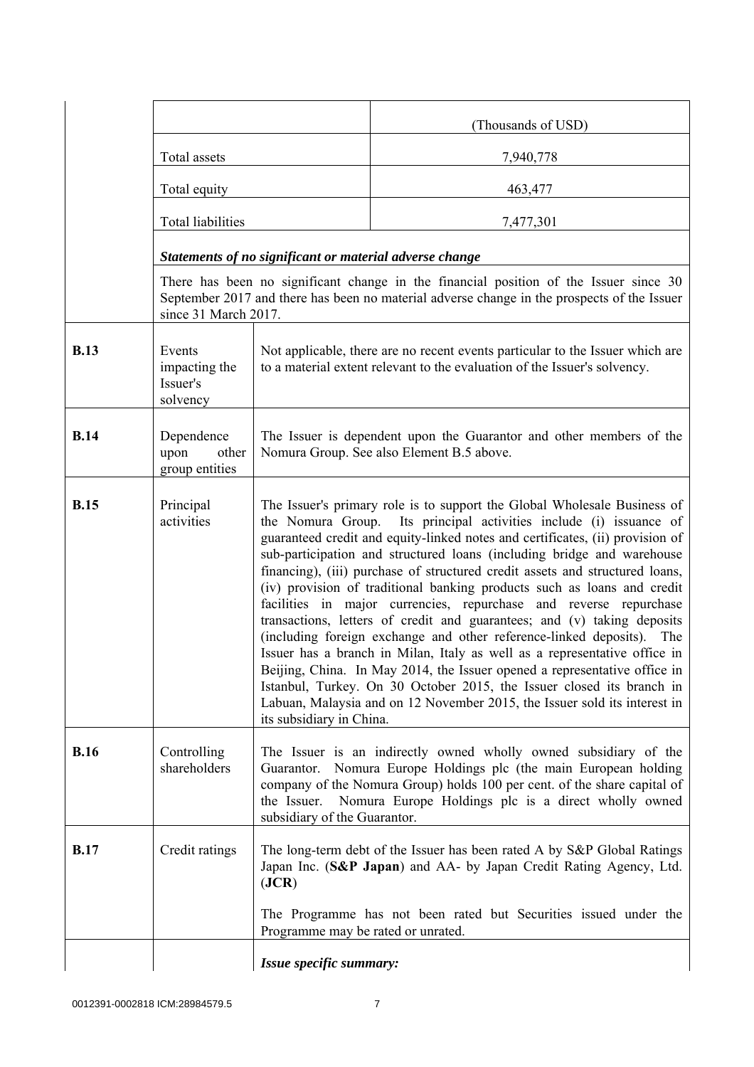| | | | |
|---|---|---|---|
| | | | (Thousands of USD) |
| | Total assets | | 7,940,778 |
| | Total equity | | 463,477 |
| | Total liabilities | | 7,477,301 |
| | ***Statements of no significant or material adverse change*** There has been no significant change in the financial position of the Issuer since 30 September 2017 and there has been no material adverse change in the prospects of the Issuer since 31 March 2017. | | |
| **B.13** | Events impacting the Issuer's solvency | Not applicable, there are no recent events particular to the Issuer which are to a material extent relevant to the evaluation of the Issuer's solvency. | |
| **B.14** | Dependence upon other group entities | The Issuer is dependent upon the Guarantor and other members of the Nomura Group. See also Element B.5 above. | |
| **B.15** | Principal activities | The Issuer's primary role is to support the Global Wholesale Business of the Nomura Group. Its principal activities include (i) issuance of guaranteed credit and equity-linked notes and certificates, (ii) provision of sub-participation and structured loans (including bridge and warehouse financing), (iii) purchase of structured credit assets and structured loans, (iv) provision of traditional banking products such as loans and credit facilities in major currencies, repurchase and reverse repurchase transactions, letters of credit and guarantees; and (v) taking deposits (including foreign exchange and other reference-linked deposits). The Issuer has a branch in Milan, Italy as well as a representative office in Beijing, China. In May 2014, the Issuer opened a representative office in Istanbul, Turkey. On 30 October 2015, the Issuer closed its branch in Labuan, Malaysia and on 12 November 2015, the Issuer sold its interest in its subsidiary in China. | |
| **B.16** | Controlling shareholders | The Issuer is an indirectly owned wholly owned subsidiary of the Guarantor. Nomura Europe Holdings plc (the main European holding company of the Nomura Group) holds 100 per cent. of the share capital of the Issuer. Nomura Europe Holdings plc is a direct wholly owned subsidiary of the Guarantor. | |
| **B.17** | Credit ratings | The long-term debt of the Issuer has been rated A by S&P Global Ratings Japan Inc. (**S&P Japan**) and AA- by Japan Credit Rating Agency, Ltd. (**JCR**)<br><br>The Programme has not been rated but Securities issued under the Programme may be rated or unrated. | |
| | | ***Issue specific summary:*** | |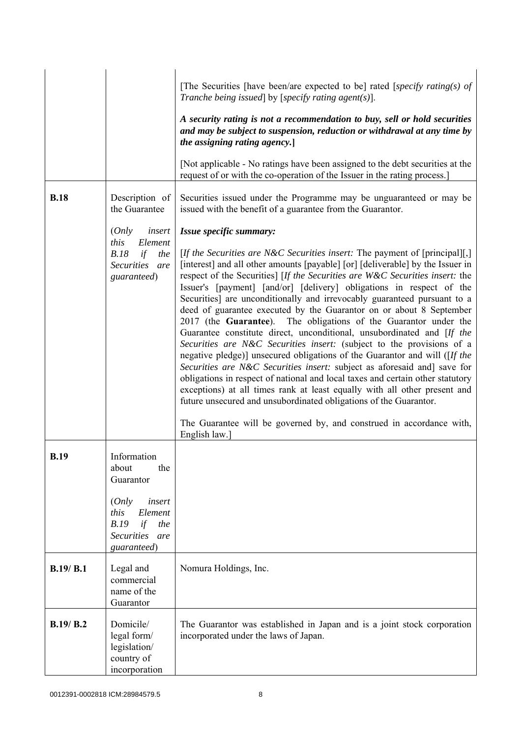| | | |
|---|---|---|
| | | [The Securities [have been/are expected to be] rated [*specify rating(s) of Tranche being issued*] by [*specify rating agent(s)*].<br><br>***A security rating is not a recommendation to buy, sell or hold securities and may be subject to suspension, reduction or withdrawal at any time by the assigning rating agency.*****]**<br><br>[Not applicable - No ratings have been assigned to the debt securities at the request of or with the co-operation of the Issuer in the rating process.] |
| **B.18** | Description of the Guarantee<br><br>(*Only insert this Element B.18 if the Securities are guaranteed*) | Securities issued under the Programme may be unguaranteed or may be issued with the benefit of a guarantee from the Guarantor.<br><br>***Issue specific summary:***<br><br>[*If the Securities are N&C Securities insert:* The payment of [principal][,] [interest] and all other amounts [payable] [or] [deliverable] by the Issuer in respect of the Securities] [*If the Securities are W&C Securities insert:* the Issuer's [payment] [and/or] [delivery] obligations in respect of the Securities] are unconditionally and irrevocably guaranteed pursuant to a deed of guarantee executed by the Guarantor on or about 8 September 2017 (the **Guarantee**). The obligations of the Guarantor under the Guarantee constitute direct, unconditional, unsubordinated and [*If the Securities are N&C Securities insert:* (subject to the provisions of a negative pledge)] unsecured obligations of the Guarantor and will ([*If the Securities are N&C Securities insert:* subject as aforesaid and] save for obligations in respect of national and local taxes and certain other statutory exceptions) at all times rank at least equally with all other present and future unsecured and unsubordinated obligations of the Guarantor.<br><br>The Guarantee will be governed by, and construed in accordance with, English law.] |
| **B.19** | Information about the Guarantor<br><br>(*Only insert this Element B.19 if the Securities are guaranteed*) | |
| **B.19/ B.1** | Legal and commercial name of the Guarantor | Nomura Holdings, Inc. |
| **B.19/ B.2** | Domicile/ legal form/ legislation/ country of incorporation | The Guarantor was established in Japan and is a joint stock corporation incorporated under the laws of Japan. |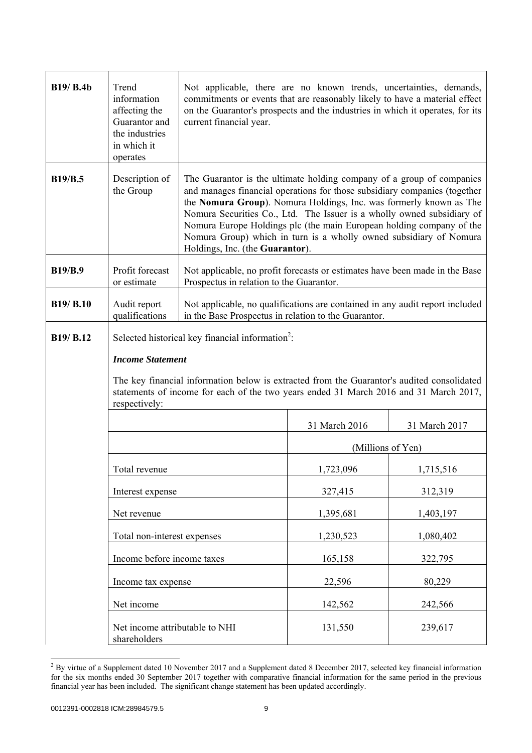| | | |
|---|---|---|
| **B19/ B.4b** | Trend information affecting the Guarantor and the industries in which it operates | Not applicable, there are no known trends, uncertainties, demands, commitments or events that are reasonably likely to have a material effect on the Guarantor's prospects and the industries in which it operates, for its current financial year. |
| **B19/B.5** | Description of the Group | The Guarantor is the ultimate holding company of a group of companies and manages financial operations for those subsidiary companies (together the **Nomura Group**). Nomura Holdings, Inc. was formerly known as The Nomura Securities Co., Ltd. The Issuer is a wholly owned subsidiary of Nomura Europe Holdings plc (the main European holding company of the Nomura Group) which in turn is a wholly owned subsidiary of Nomura Holdings, Inc. (the **Guarantor**). |
| **B19/B.9** | Profit forecast or estimate | Not applicable, no profit forecasts or estimates have been made in the Base Prospectus in relation to the Guarantor. |
| **B19/ B.10** | Audit report qualifications | Not applicable, no qualifications are contained in any audit report included in the Base Prospectus in relation to the Guarantor. |

**B19/ B.12**

Selected historical key financial information[2]:

***Income Statement***

The key financial information below is extracted from the Guarantor's audited consolidated statements of income for each of the two years ended 31 March 2016 and 31 March 2017, respectively:

| | 31 March 2016 | 31 March 2017 |
|---|---|---|
| | (Millions of Yen) | |
| Total revenue | 1,723,096 | 1,715,516 |
| Interest expense | 327,415 | 312,319 |
| Net revenue | 1,395,681 | 1,403,197 |
| Total non-interest expenses | 1,230,523 | 1,080,402 |
| Income before income taxes | 165,158 | 322,795 |
| Income tax expense | 22,596 | 80,229 |
| Net income | 142,562 | 242,566 |
| Net income attributable to NHI shareholders | 131,550 | 239,617 |

[2] By virtue of a Supplement dated 10 November 2017 and a Supplement dated 8 December 2017, selected key financial information for the six months ended 30 September 2017 together with comparative financial information for the same period in the previous financial year has been included. The significant change statement has been updated accordingly.

0012391-0002818 ICM:28984579.5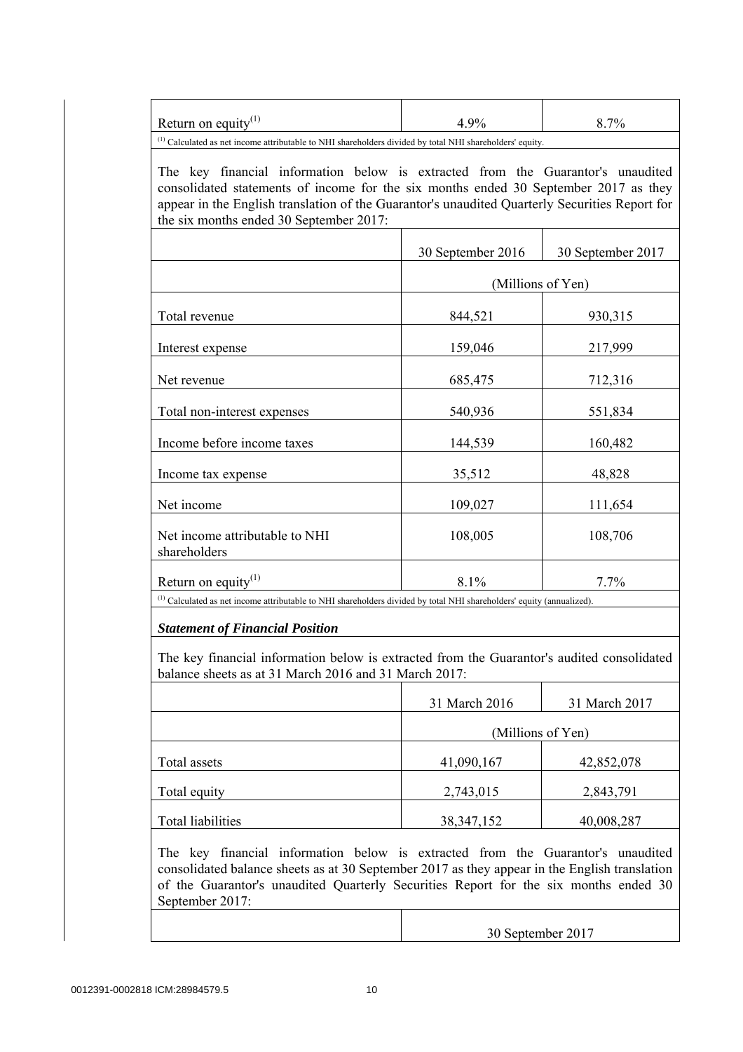| | | |
|---|---|---|
| Return on equity[(1)] | 4.9% | 8.7% |

[(1)] Calculated as net income attributable to NHI shareholders divided by total NHI shareholders' equity.

The key financial information below is extracted from the Guarantor's unaudited consolidated statements of income for the six months ended 30 September 2017 as they appear in the English translation of the Guarantor's unaudited Quarterly Securities Report for the six months ended 30 September 2017:

| | 30 September 2016 | 30 September 2017 |
|---|---|---|
| | (Millions of Yen) | |
| Total revenue | 844,521 | 930,315 |
| Interest expense | 159,046 | 217,999 |
| Net revenue | 685,475 | 712,316 |
| Total non-interest expenses | 540,936 | 551,834 |
| Income before income taxes | 144,539 | 160,482 |
| Income tax expense | 35,512 | 48,828 |
| Net income | 109,027 | 111,654 |
| Net income attributable to NHI shareholders | 108,005 | 108,706 |
| Return on equity[(1)] | 8.1% | 7.7% |

[(1)] Calculated as net income attributable to NHI shareholders divided by total NHI shareholders' equity (annualized).

***Statement of Financial Position***

The key financial information below is extracted from the Guarantor's audited consolidated balance sheets as at 31 March 2016 and 31 March 2017:

| | 31 March 2016 | 31 March 2017 |
|---|---|---|
| | (Millions of Yen) | |
| Total assets | 41,090,167 | 42,852,078 |
| Total equity | 2,743,015 | 2,843,791 |
| Total liabilities | 38,347,152 | 40,008,287 |

The key financial information below is extracted from the Guarantor's unaudited consolidated balance sheets as at 30 September 2017 as they appear in the English translation of the Guarantor's unaudited Quarterly Securities Report for the six months ended 30 September 2017:

| | 30 September 2017 |
|---|---|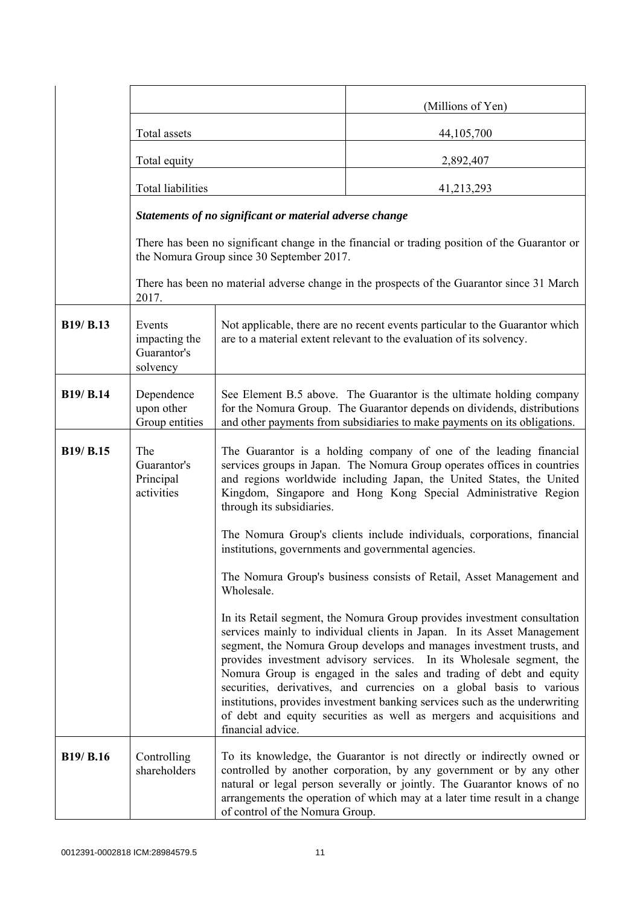| | | | |
|---|---|---|---|
| | | | (Millions of Yen) |
| | Total assets | | 44,105,700 |
| | Total equity | | 2,892,407 |
| | Total liabilities | | 41,213,293 |
| | ***Statements of no significant or material adverse change***<br><br>There has been no significant change in the financial or trading position of the Guarantor or the Nomura Group since 30 September 2017.<br><br>There has been no material adverse change in the prospects of the Guarantor since 31 March 2017. | | |
| **B19/ B.13** | Events impacting the Guarantor's solvency | Not applicable, there are no recent events particular to the Guarantor which are to a material extent relevant to the evaluation of its solvency. | |
| **B19/ B.14** | Dependence upon other Group entities | See Element B.5 above. The Guarantor is the ultimate holding company for the Nomura Group. The Guarantor depends on dividends, distributions and other payments from subsidiaries to make payments on its obligations. | |
| **B19/ B.15** | The Guarantor's Principal activities | The Guarantor is a holding company of one of the leading financial services groups in Japan. The Nomura Group operates offices in countries and regions worldwide including Japan, the United States, the United Kingdom, Singapore and Hong Kong Special Administrative Region through its subsidiaries.<br><br>The Nomura Group's clients include individuals, corporations, financial institutions, governments and governmental agencies.<br><br>The Nomura Group's business consists of Retail, Asset Management and Wholesale.<br><br>In its Retail segment, the Nomura Group provides investment consultation services mainly to individual clients in Japan. In its Asset Management segment, the Nomura Group develops and manages investment trusts, and provides investment advisory services. In its Wholesale segment, the Nomura Group is engaged in the sales and trading of debt and equity securities, derivatives, and currencies on a global basis to various institutions, provides investment banking services such as the underwriting of debt and equity securities as well as mergers and acquisitions and financial advice. | |
| **B19/ B.16** | Controlling shareholders | To its knowledge, the Guarantor is not directly or indirectly owned or controlled by another corporation, by any government or by any other natural or legal person severally or jointly. The Guarantor knows of no arrangements the operation of which may at a later time result in a change of control of the Nomura Group. | |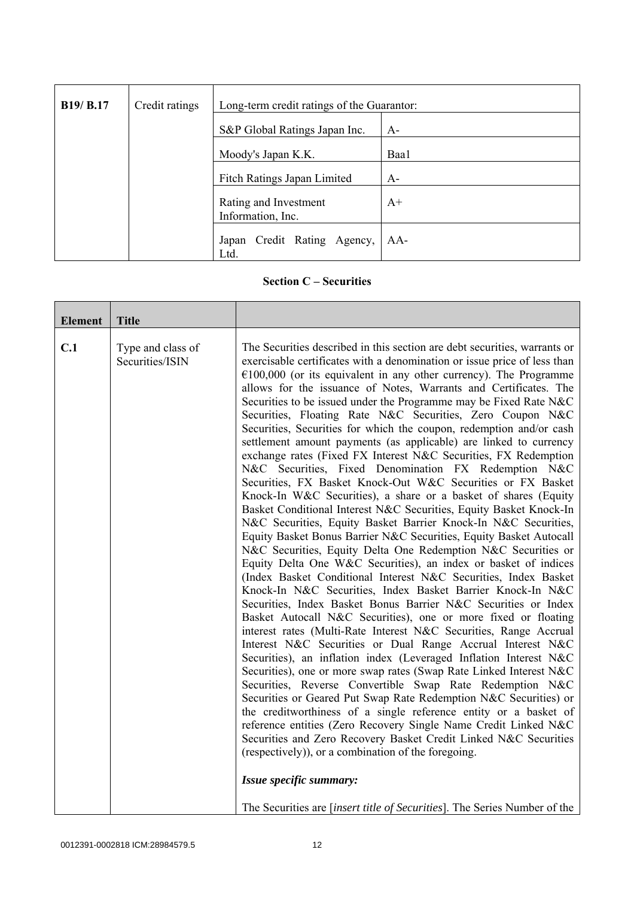| B19/ B.17 | Credit ratings | Long-term credit ratings of the Guarantor: | |
|---|---|---|---|
| | | S&P Global Ratings Japan Inc. | A- |
| | | Moody's Japan K.K. | Baa1 |
| | | Fitch Ratings Japan Limited | A- |
| | | Rating and Investment Information, Inc. | A+ |
| | | Japan Credit Rating Agency, Ltd. | AA- |

## Section C – Securities

| Element | Title | |
|---|---|---|
| C.1 | Type and class of Securities/ISIN | The Securities described in this section are debt securities, warrants or exercisable certificates with a denomination or issue price of less than €100,000 (or its equivalent in any other currency). The Programme allows for the issuance of Notes, Warrants and Certificates. The Securities to be issued under the Programme may be Fixed Rate N&C Securities, Floating Rate N&C Securities, Zero Coupon N&C Securities, Securities for which the coupon, redemption and/or cash settlement amount payments (as applicable) are linked to currency exchange rates (Fixed FX Interest N&C Securities, FX Redemption N&C Securities, Fixed Denomination FX Redemption N&C Securities, FX Basket Knock-Out W&C Securities or FX Basket Knock-In W&C Securities), a share or a basket of shares (Equity Basket Conditional Interest N&C Securities, Equity Basket Knock-In N&C Securities, Equity Basket Barrier Knock-In N&C Securities, Equity Basket Bonus Barrier N&C Securities, Equity Basket Autocall N&C Securities, Equity Delta One Redemption N&C Securities or Equity Delta One W&C Securities), an index or basket of indices (Index Basket Conditional Interest N&C Securities, Index Basket Knock-In N&C Securities, Index Basket Barrier Knock-In N&C Securities, Index Basket Bonus Barrier N&C Securities or Index Basket Autocall N&C Securities), one or more fixed or floating interest rates (Multi-Rate Interest N&C Securities, Range Accrual Interest N&C Securities or Dual Range Accrual Interest N&C Securities), an inflation index (Leveraged Inflation Interest N&C Securities), one or more swap rates (Swap Rate Linked Interest N&C Securities, Reverse Convertible Swap Rate Redemption N&C Securities or Geared Put Swap Rate Redemption N&C Securities) or the creditworthiness of a single reference entity or a basket of reference entities (Zero Recovery Single Name Credit Linked N&C Securities and Zero Recovery Basket Credit Linked N&C Securities (respectively)), or a combination of the foregoing.<br><br>***Issue specific summary:***<br><br>The Securities are [*insert title of Securities*]. The Series Number of the |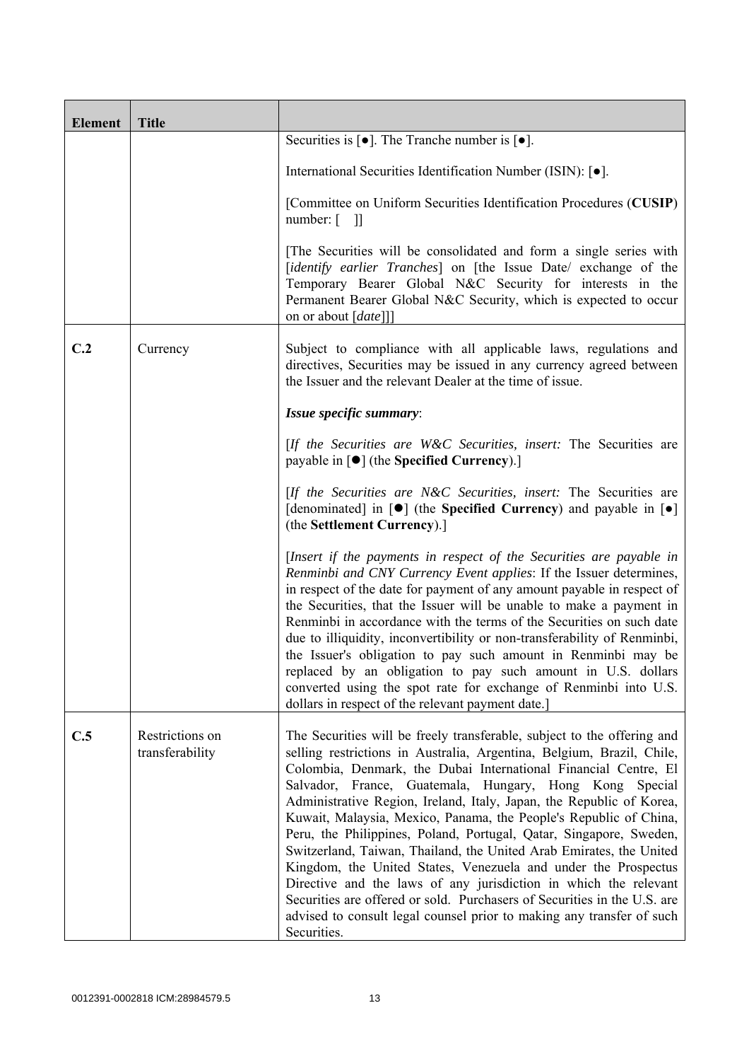| Element | Title | |
|---|---|---|
| | | Securities is [●]. The Tranche number is [●].<br><br>International Securities Identification Number (ISIN): [●].<br><br>[Committee on Uniform Securities Identification Procedures (**CUSIP**) number: [ ]]<br><br>[The Securities will be consolidated and form a single series with [*identify earlier Tranches*] on [the Issue Date/ exchange of the Temporary Bearer Global N&C Security for interests in the Permanent Bearer Global N&C Security, which is expected to occur on or about [*date*]]] |
| **C.2** | Currency | Subject to compliance with all applicable laws, regulations and directives, Securities may be issued in any currency agreed between the Issuer and the relevant Dealer at the time of issue.<br><br>***Issue specific summary***:<br><br>[*If the Securities are W&C Securities, insert:* The Securities are payable in [●] (the **Specified Currency**).]<br><br>[*If the Securities are N&C Securities, insert:* The Securities are [denominated] in [●] (the **Specified Currency**) and payable in [●] (the **Settlement Currency**).]<br><br>[*Insert if the payments in respect of the Securities are payable in Renminbi and CNY Currency Event applies*: If the Issuer determines, in respect of the date for payment of any amount payable in respect of the Securities, that the Issuer will be unable to make a payment in Renminbi in accordance with the terms of the Securities on such date due to illiquidity, inconvertibility or non-transferability of Renminbi, the Issuer's obligation to pay such amount in Renminbi may be replaced by an obligation to pay such amount in U.S. dollars converted using the spot rate for exchange of Renminbi into U.S. dollars in respect of the relevant payment date.] |
| **C.5** | Restrictions on transferability | The Securities will be freely transferable, subject to the offering and selling restrictions in Australia, Argentina, Belgium, Brazil, Chile, Colombia, Denmark, the Dubai International Financial Centre, El Salvador, France, Guatemala, Hungary, Hong Kong Special Administrative Region, Ireland, Italy, Japan, the Republic of Korea, Kuwait, Malaysia, Mexico, Panama, the People's Republic of China, Peru, the Philippines, Poland, Portugal, Qatar, Singapore, Sweden, Switzerland, Taiwan, Thailand, the United Arab Emirates, the United Kingdom, the United States, Venezuela and under the Prospectus Directive and the laws of any jurisdiction in which the relevant Securities are offered or sold. Purchasers of Securities in the U.S. are advised to consult legal counsel prior to making any transfer of such Securities. |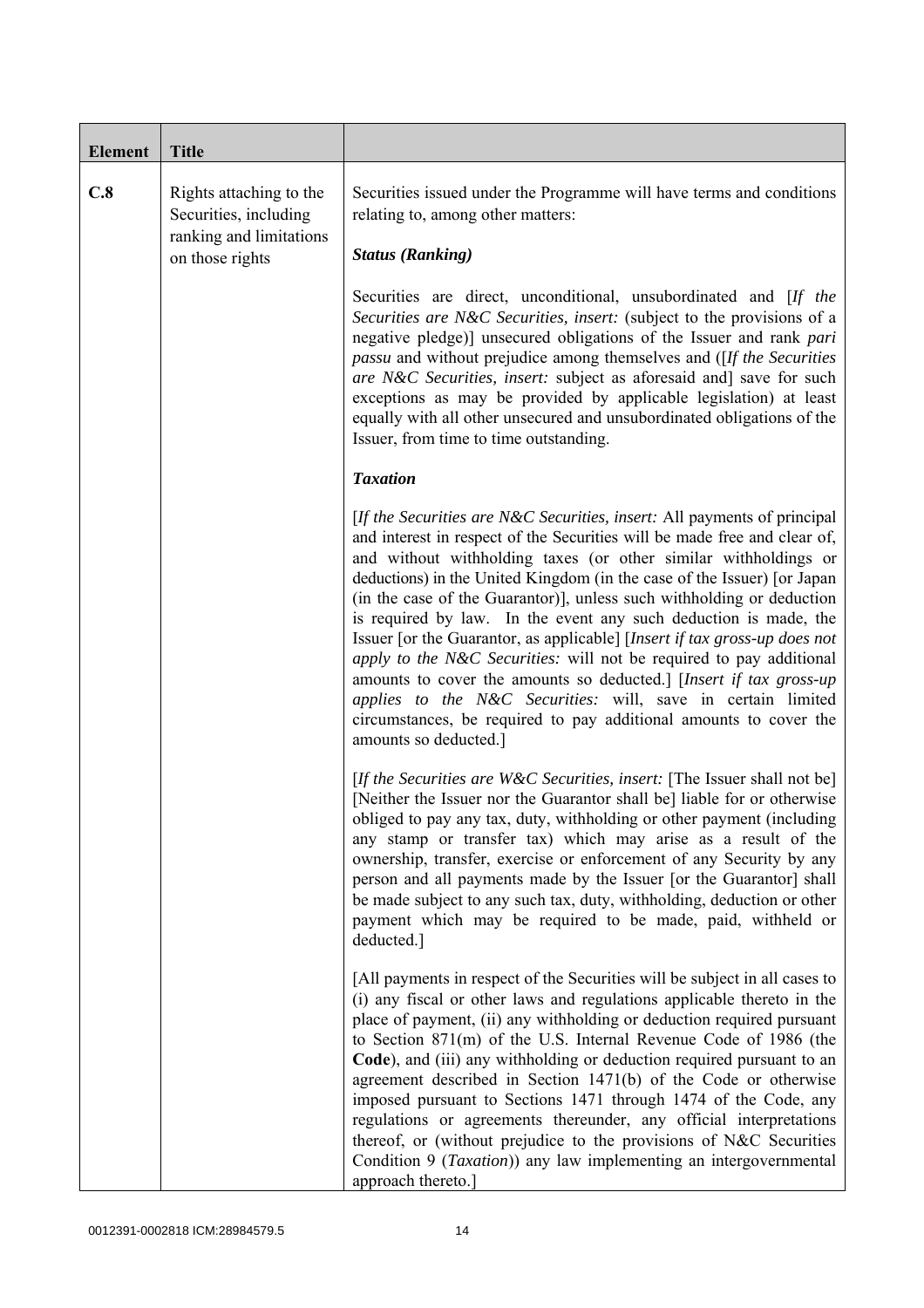| Element | Title | |
|---|---|---|
| **C.8** | Rights attaching to the Securities, including ranking and limitations on those rights | Securities issued under the Programme will have terms and conditions relating to, among other matters:<br><br>***Status (Ranking)***<br><br>Securities are direct, unconditional, unsubordinated and [*If the Securities are N&C Securities, insert:* (subject to the provisions of a negative pledge)] unsecured obligations of the Issuer and rank *pari passu* and without prejudice among themselves and ([*If the Securities are N&C Securities, insert:* subject as aforesaid and] save for such exceptions as may be provided by applicable legislation) at least equally with all other unsecured and unsubordinated obligations of the Issuer, from time to time outstanding.<br><br>***Taxation***<br><br>[*If the Securities are N&C Securities, insert:* All payments of principal and interest in respect of the Securities will be made free and clear of, and without withholding taxes (or other similar withholdings or deductions) in the United Kingdom (in the case of the Issuer) [or Japan (in the case of the Guarantor)], unless such withholding or deduction is required by law. In the event any such deduction is made, the Issuer [or the Guarantor, as applicable] [*Insert if tax gross-up does not apply to the N&C Securities:* will not be required to pay additional amounts to cover the amounts so deducted.] [*Insert if tax gross-up applies to the N&C Securities:* will, save in certain limited circumstances, be required to pay additional amounts to cover the amounts so deducted.]<br><br>[*If the Securities are W&C Securities, insert:* [The Issuer shall not be] [Neither the Issuer nor the Guarantor shall be] liable for or otherwise obliged to pay any tax, duty, withholding or other payment (including any stamp or transfer tax) which may arise as a result of the ownership, transfer, exercise or enforcement of any Security by any person and all payments made by the Issuer [or the Guarantor] shall be made subject to any such tax, duty, withholding, deduction or other payment which may be required to be made, paid, withheld or deducted.]<br><br>[All payments in respect of the Securities will be subject in all cases to (i) any fiscal or other laws and regulations applicable thereto in the place of payment, (ii) any withholding or deduction required pursuant to Section 871(m) of the U.S. Internal Revenue Code of 1986 (the **Code**), and (iii) any withholding or deduction required pursuant to an agreement described in Section 1471(b) of the Code or otherwise imposed pursuant to Sections 1471 through 1474 of the Code, any regulations or agreements thereunder, any official interpretations thereof, or (without prejudice to the provisions of N&C Securities Condition 9 (*Taxation*)) any law implementing an intergovernmental approach thereto.] |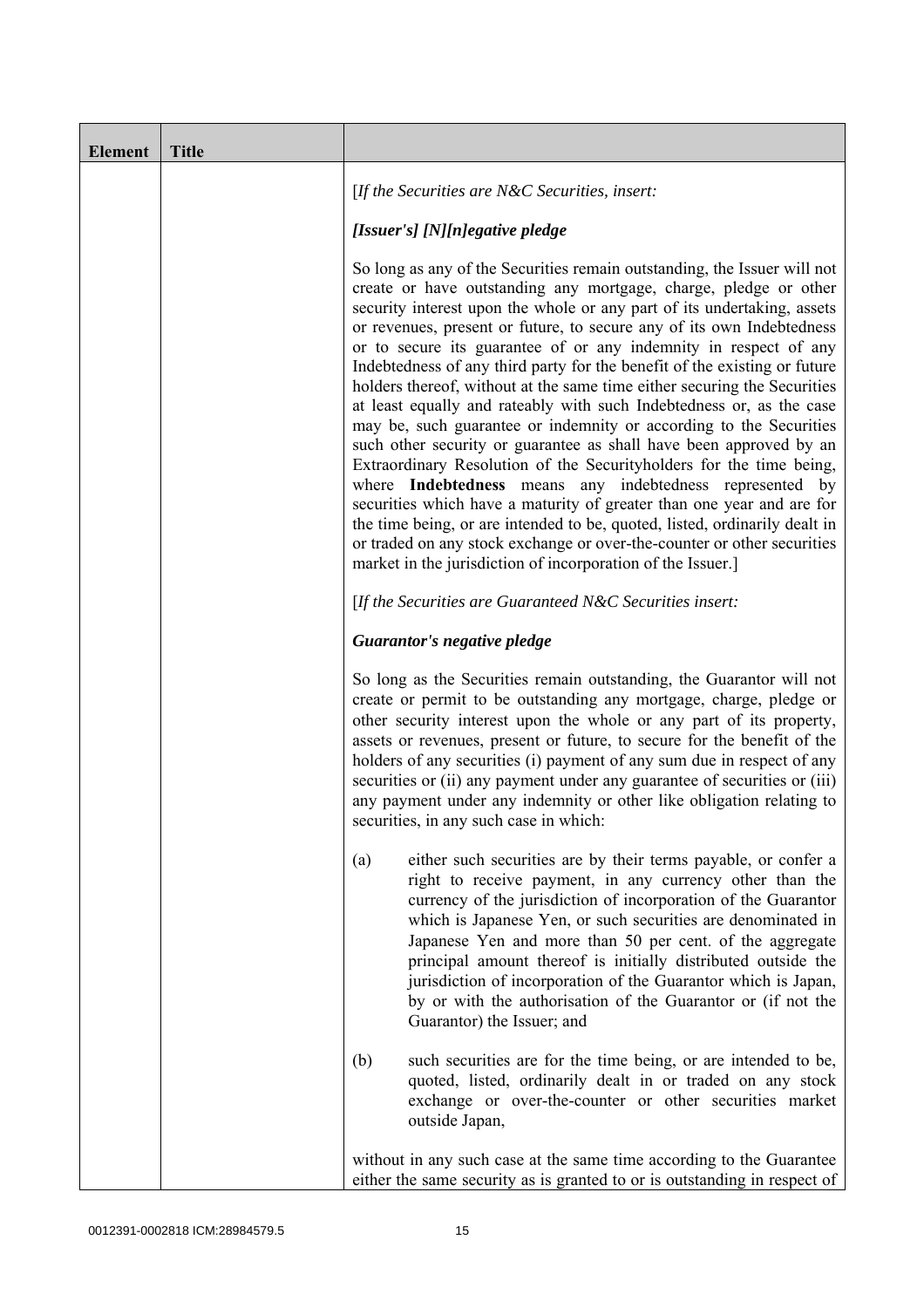| Element | Title | |
|---|---|---|
| | | [*If the Securities are N&C Securities, insert:*<br><br>***[Issuer's] [N][n]egative pledge***<br><br>So long as any of the Securities remain outstanding, the Issuer will not create or have outstanding any mortgage, charge, pledge or other security interest upon the whole or any part of its undertaking, assets or revenues, present or future, to secure any of its own Indebtedness or to secure its guarantee of or any indemnity in respect of any Indebtedness of any third party for the benefit of the existing or future holders thereof, without at the same time either securing the Securities at least equally and rateably with such Indebtedness or, as the case may be, such guarantee or indemnity or according to the Securities such other security or guarantee as shall have been approved by an Extraordinary Resolution of the Securityholders for the time being, where **Indebtedness** means any indebtedness represented by securities which have a maturity of greater than one year and are for the time being, or are intended to be, quoted, listed, ordinarily dealt in or traded on any stock exchange or over-the-counter or other securities market in the jurisdiction of incorporation of the Issuer.]<br><br>[*If the Securities are Guaranteed N&C Securities insert:*<br><br>***Guarantor's negative pledge***<br><br>So long as the Securities remain outstanding, the Guarantor will not create or permit to be outstanding any mortgage, charge, pledge or other security interest upon the whole or any part of its property, assets or revenues, present or future, to secure for the benefit of the holders of any securities (i) payment of any sum due in respect of any securities or (ii) any payment under any guarantee of securities or (iii) any payment under any indemnity or other like obligation relating to securities, in any such case in which:<br><br>(a) either such securities are by their terms payable, or confer a right to receive payment, in any currency other than the currency of the jurisdiction of incorporation of the Guarantor which is Japanese Yen, or such securities are denominated in Japanese Yen and more than 50 per cent. of the aggregate principal amount thereof is initially distributed outside the jurisdiction of incorporation of the Guarantor which is Japan, by or with the authorisation of the Guarantor or (if not the Guarantor) the Issuer; and<br><br>(b) such securities are for the time being, or are intended to be, quoted, listed, ordinarily dealt in or traded on any stock exchange or over-the-counter or other securities market outside Japan,<br><br>without in any such case at the same time according to the Guarantee either the same security as is granted to or is outstanding in respect of |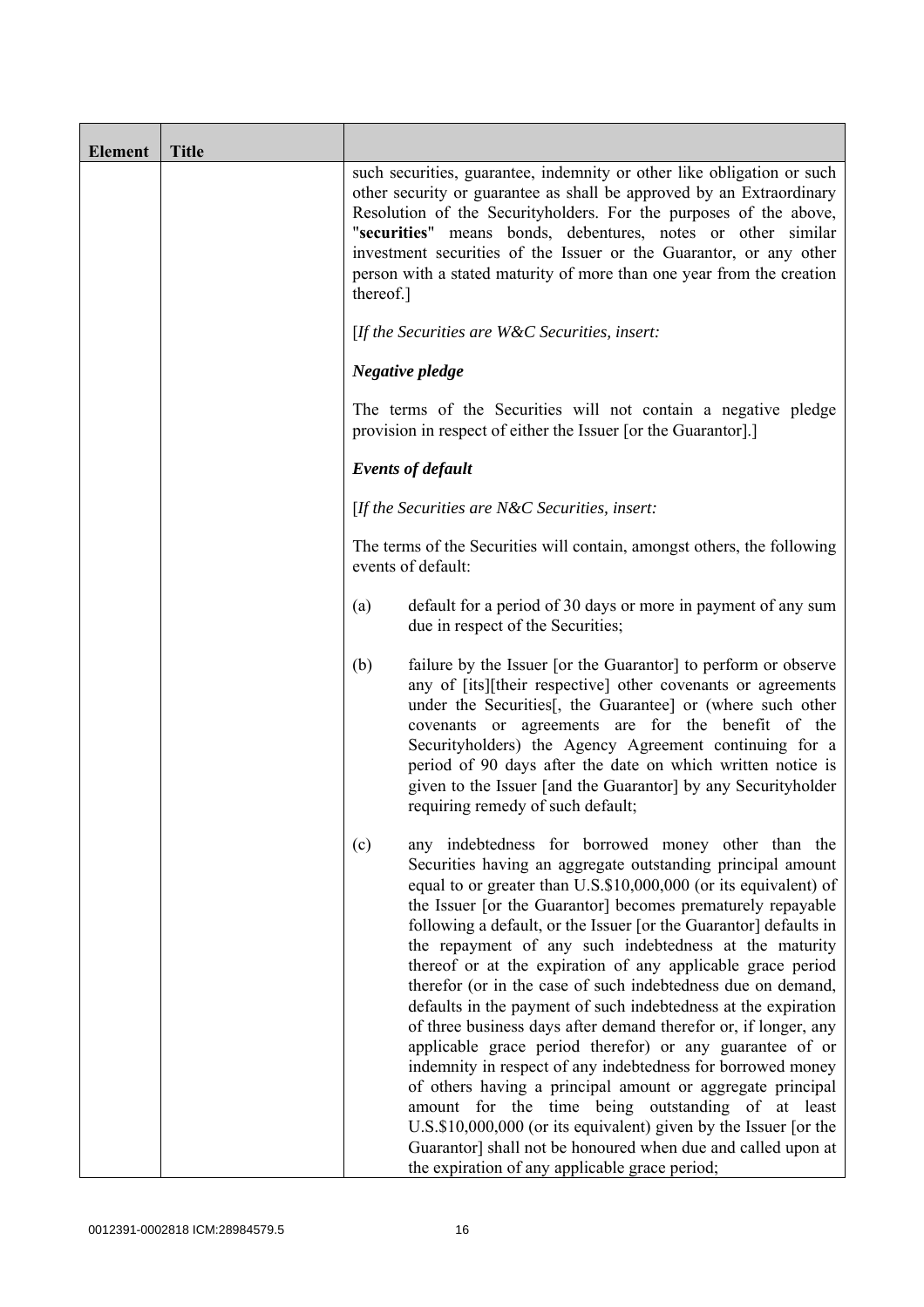| Element | Title | |
|---|---|---|
| | | such securities, guarantee, indemnity or other like obligation or such other security or guarantee as shall be approved by an Extraordinary Resolution of the Securityholders. For the purposes of the above, "**securities**" means bonds, debentures, notes or other similar investment securities of the Issuer or the Guarantor, or any other person with a stated maturity of more than one year from the creation thereof.]<br><br>[*If the Securities are W&C Securities, insert:*<br><br>***Negative pledge***<br><br>The terms of the Securities will not contain a negative pledge provision in respect of either the Issuer [or the Guarantor].]<br><br>***Events of default***<br><br>[*If the Securities are N&C Securities, insert:*<br><br>The terms of the Securities will contain, amongst others, the following events of default:<br><br>(a) default for a period of 30 days or more in payment of any sum due in respect of the Securities;<br><br>(b) failure by the Issuer [or the Guarantor] to perform or observe any of [its][their respective] other covenants or agreements under the Securities[, the Guarantee] or (where such other covenants or agreements are for the benefit of the Securityholders) the Agency Agreement continuing for a period of 90 days after the date on which written notice is given to the Issuer [and the Guarantor] by any Securityholder requiring remedy of such default;<br><br>(c) any indebtedness for borrowed money other than the Securities having an aggregate outstanding principal amount equal to or greater than U.S.$10,000,000 (or its equivalent) of the Issuer [or the Guarantor] becomes prematurely repayable following a default, or the Issuer [or the Guarantor] defaults in the repayment of any such indebtedness at the maturity thereof or at the expiration of any applicable grace period therefor (or in the case of such indebtedness due on demand, defaults in the payment of such indebtedness at the expiration of three business days after demand therefor or, if longer, any applicable grace period therefor) or any guarantee of or indemnity in respect of any indebtedness for borrowed money of others having a principal amount or aggregate principal amount for the time being outstanding of at least U.S.$10,000,000 (or its equivalent) given by the Issuer [or the Guarantor] shall not be honoured when due and called upon at the expiration of any applicable grace period; |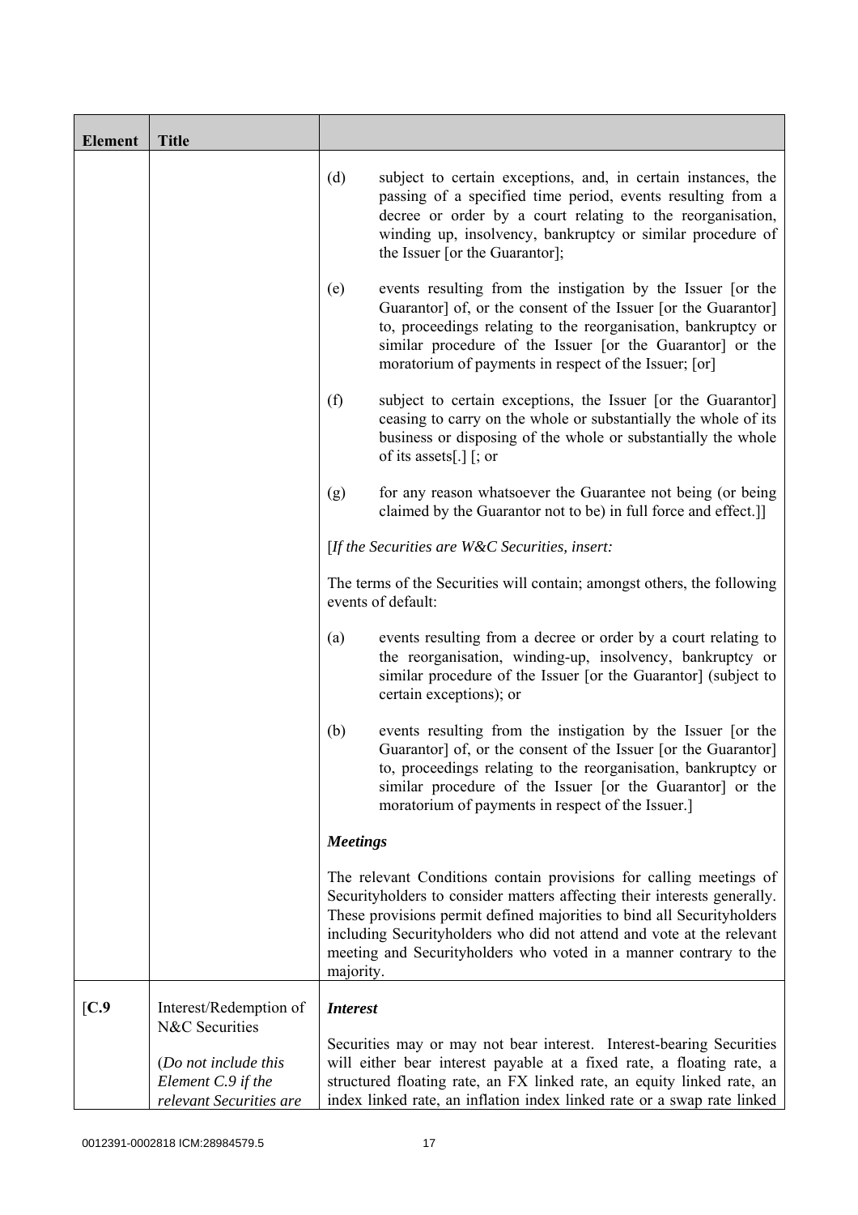| Element | Title | |
|---|---|---|
| | | (d) subject to certain exceptions, and, in certain instances, the passing of a specified time period, events resulting from a decree or order by a court relating to the reorganisation, winding up, insolvency, bankruptcy or similar procedure of the Issuer [or the Guarantor];<br><br>(e) events resulting from the instigation by the Issuer [or the Guarantor] of, or the consent of the Issuer [or the Guarantor] to, proceedings relating to the reorganisation, bankruptcy or similar procedure of the Issuer [or the Guarantor] or the moratorium of payments in respect of the Issuer; [or]<br><br>(f) subject to certain exceptions, the Issuer [or the Guarantor] ceasing to carry on the whole or substantially the whole of its business or disposing of the whole or substantially the whole of its assets[.] [; or<br><br>(g) for any reason whatsoever the Guarantee not being (or being claimed by the Guarantor not to be) in full force and effect.]]<br><br>[*If the Securities are W&C Securities, insert:*<br><br>The terms of the Securities will contain; amongst others, the following events of default:<br><br>(a) events resulting from a decree or order by a court relating to the reorganisation, winding-up, insolvency, bankruptcy or similar procedure of the Issuer [or the Guarantor] (subject to certain exceptions); or<br><br>(b) events resulting from the instigation by the Issuer [or the Guarantor] of, or the consent of the Issuer [or the Guarantor] to, proceedings relating to the reorganisation, bankruptcy or similar procedure of the Issuer [or the Guarantor] or the moratorium of payments in respect of the Issuer.]<br><br>***Meetings***<br><br>The relevant Conditions contain provisions for calling meetings of Securityholders to consider matters affecting their interests generally. These provisions permit defined majorities to bind all Securityholders including Securityholders who did not attend and vote at the relevant meeting and Securityholders who voted in a manner contrary to the majority. |
| [**C.9** | Interest/Redemption of N&C Securities<br><br>(*Do not include this Element C.9 if the relevant Securities are* | ***Interest***<br><br>Securities may or may not bear interest. Interest-bearing Securities will either bear interest payable at a fixed rate, a floating rate, a structured floating rate, an FX linked rate, an equity linked rate, an index linked rate, an inflation index linked rate or a swap rate linked |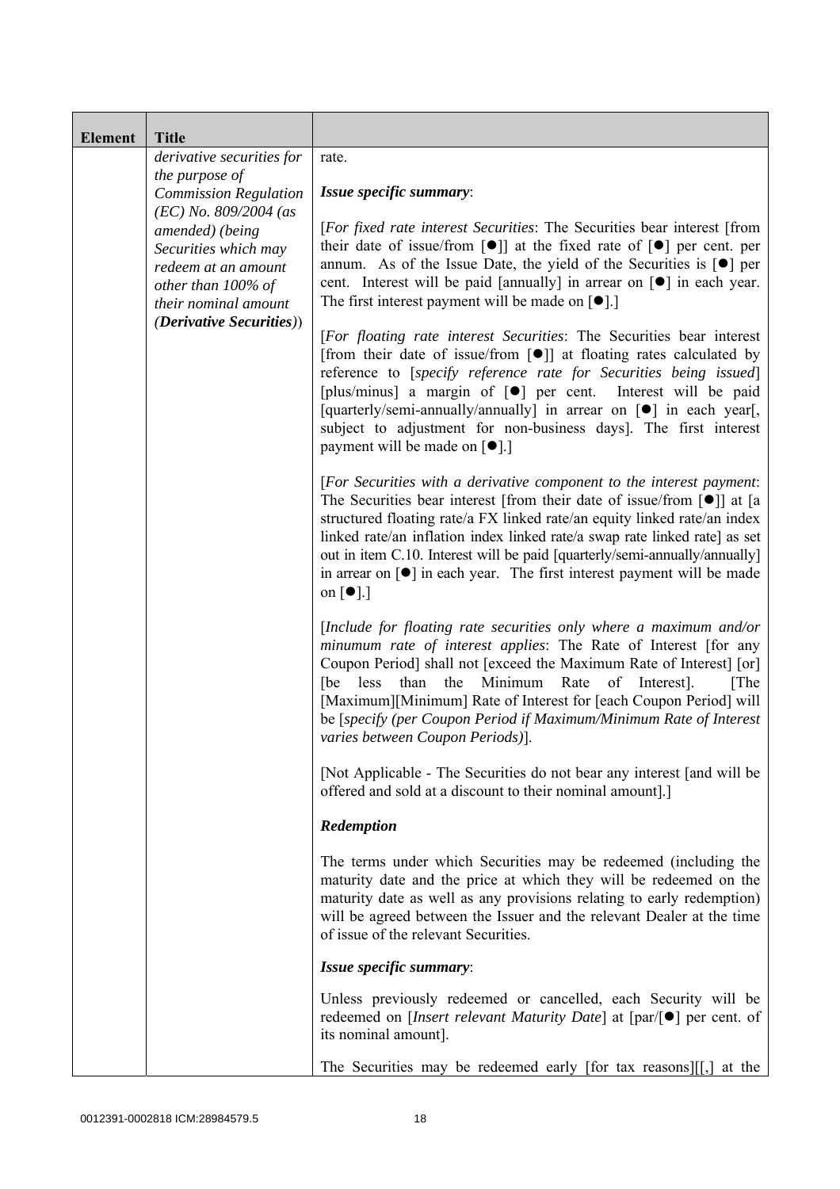| Element | Title | |
|---|---|---|
| | *derivative securities for the purpose of Commission Regulation (EC) No. 809/2004 (as amended) (being Securities which may redeem at an amount other than 100% of their nominal amount (**Derivative Securities**))* | rate.<br><br>***Issue specific summary***:<br><br>[*For fixed rate interest Securities*: The Securities bear interest [from their date of issue/from [●]] at the fixed rate of [●] per cent. per annum. As of the Issue Date, the yield of the Securities is [●] per cent. Interest will be paid [annually] in arrear on [●] in each year. The first interest payment will be made on [●].]<br><br>[*For floating rate interest Securities*: The Securities bear interest [from their date of issue/from [●]] at floating rates calculated by reference to [*specify reference rate for Securities being issued*] [plus/minus] a margin of [●] per cent. Interest will be paid [quarterly/semi-annually/annually] in arrear on [●] in each year[, subject to adjustment for non-business days]. The first interest payment will be made on [●].]<br><br>[*For Securities with a derivative component to the interest payment*: The Securities bear interest [from their date of issue/from [●]] at [a structured floating rate/a FX linked rate/an equity linked rate/an index linked rate/an inflation index linked rate/a swap rate linked rate] as set out in item C.10. Interest will be paid [quarterly/semi-annually/annually] in arrear on [●] in each year. The first interest payment will be made on [●].]<br><br>[*Include for floating rate securities only where a maximum and/or minumum rate of interest applies*: The Rate of Interest [for any Coupon Period] shall not [exceed the Maximum Rate of Interest] [or] [be less than the Minimum Rate of Interest]. [The [Maximum][Minimum] Rate of Interest for [each Coupon Period] will be [*specify (per Coupon Period if Maximum/Minimum Rate of Interest varies between Coupon Periods)*].<br><br>[Not Applicable - The Securities do not bear any interest [and will be offered and sold at a discount to their nominal amount].]<br><br>***Redemption***<br><br>The terms under which Securities may be redeemed (including the maturity date and the price at which they will be redeemed on the maturity date as well as any provisions relating to early redemption) will be agreed between the Issuer and the relevant Dealer at the time of issue of the relevant Securities.<br><br>***Issue specific summary***:<br><br>Unless previously redeemed or cancelled, each Security will be redeemed on [*Insert relevant Maturity Date*] at [par/[●] per cent. of its nominal amount].<br><br>The Securities may be redeemed early [for tax reasons][[,] at the |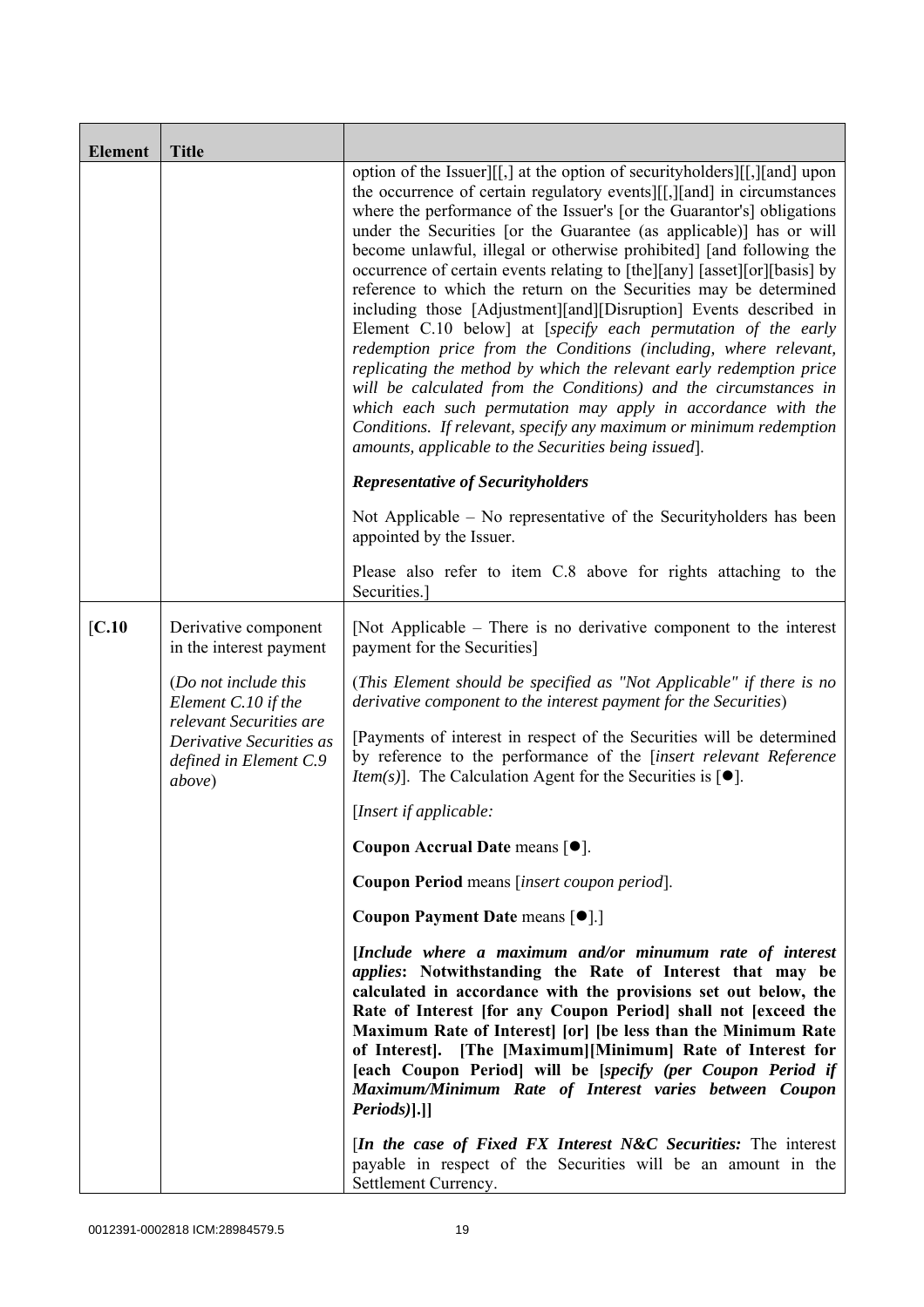| Element | Title | |
|---|---|---|
| | | option of the Issuer][[,] at the option of securityholders][[,][and] upon the occurrence of certain regulatory events][[,][and] in circumstances where the performance of the Issuer's [or the Guarantor's] obligations under the Securities [or the Guarantee (as applicable)] has or will become unlawful, illegal or otherwise prohibited] [and following the occurrence of certain events relating to [the][any] [asset][or][basis] by reference to which the return on the Securities may be determined including those [Adjustment][and][Disruption] Events described in Element C.10 below] at [*specify each permutation of the early redemption price from the Conditions (including, where relevant, replicating the method by which the relevant early redemption price will be calculated from the Conditions) and the circumstances in which each such permutation may apply in accordance with the Conditions. If relevant, specify any maximum or minimum redemption amounts, applicable to the Securities being issued*].<br><br>***Representative of Securityholders***<br><br>Not Applicable – No representative of the Securityholders has been appointed by the Issuer.<br><br>Please also refer to item C.8 above for rights attaching to the Securities.] |
| [C.10 | Derivative component in the interest payment<br><br>(*Do not include this Element C.10 if the relevant Securities are Derivative Securities as defined in Element C.9 above*) | [Not Applicable – There is no derivative component to the interest payment for the Securities]<br><br>(*This Element should be specified as "Not Applicable" if there is no derivative component to the interest payment for the Securities*)<br><br>[Payments of interest in respect of the Securities will be determined by reference to the performance of the [*insert relevant Reference Item(s)*]. The Calculation Agent for the Securities is [●].<br><br>[*Insert if applicable:*<br><br>**Coupon Accrual Date** means [●].<br><br>**Coupon Period** means [*insert coupon period*].<br><br>**Coupon Payment Date** means [●].]<br><br>**[*Include where a maximum and/or minumum rate of interest applies*: Notwithstanding the Rate of Interest that may be calculated in accordance with the provisions set out below, the Rate of Interest [for any Coupon Period] shall not [exceed the Maximum Rate of Interest] [or] [be less than the Minimum Rate of Interest]. [The [Maximum][Minimum] Rate of Interest for [each Coupon Period] will be [*specify (per Coupon Period if Maximum/Minimum Rate of Interest varies between Coupon Periods)*].]]**<br><br>[***In the case of Fixed FX Interest N&C Securities:*** The interest payable in respect of the Securities will be an amount in the Settlement Currency. |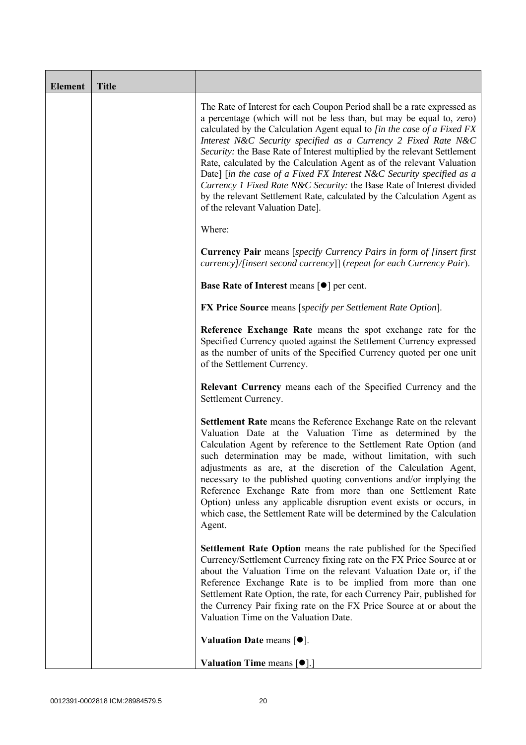| Element | Title |  |
|---|---|---|
|  |  | The Rate of Interest for each Coupon Period shall be a rate expressed as a percentage (which will not be less than, but may be equal to, zero) calculated by the Calculation Agent equal to *[in the case of a Fixed FX Interest N&C Security specified as a Currency 2 Fixed Rate N&C Security:* the Base Rate of Interest multiplied by the relevant Settlement Rate, calculated by the Calculation Agent as of the relevant Valuation Date] [*in the case of a Fixed FX Interest N&C Security specified as a Currency 1 Fixed Rate N&C Security:* the Base Rate of Interest divided by the relevant Settlement Rate, calculated by the Calculation Agent as of the relevant Valuation Date].<br><br>Where:<br><br>**Currency Pair** means [*specify Currency Pairs in form of [insert first currency]/[insert second currency]*] (*repeat for each Currency Pair*).<br><br>**Base Rate of Interest** means [●] per cent.<br><br>**FX Price Source** means [*specify per Settlement Rate Option*].<br><br>**Reference Exchange Rate** means the spot exchange rate for the Specified Currency quoted against the Settlement Currency expressed as the number of units of the Specified Currency quoted per one unit of the Settlement Currency.<br><br>**Relevant Currency** means each of the Specified Currency and the Settlement Currency.<br><br>**Settlement Rate** means the Reference Exchange Rate on the relevant Valuation Date at the Valuation Time as determined by the Calculation Agent by reference to the Settlement Rate Option (and such determination may be made, without limitation, with such adjustments as are, at the discretion of the Calculation Agent, necessary to the published quoting conventions and/or implying the Reference Exchange Rate from more than one Settlement Rate Option) unless any applicable disruption event exists or occurs, in which case, the Settlement Rate will be determined by the Calculation Agent.<br><br>**Settlement Rate Option** means the rate published for the Specified Currency/Settlement Currency fixing rate on the FX Price Source at or about the Valuation Time on the relevant Valuation Date or, if the Reference Exchange Rate is to be implied from more than one Settlement Rate Option, the rate, for each Currency Pair, published for the Currency Pair fixing rate on the FX Price Source at or about the Valuation Time on the Valuation Date.<br><br>**Valuation Date** means [●].<br><br>**Valuation Time** means [●].] |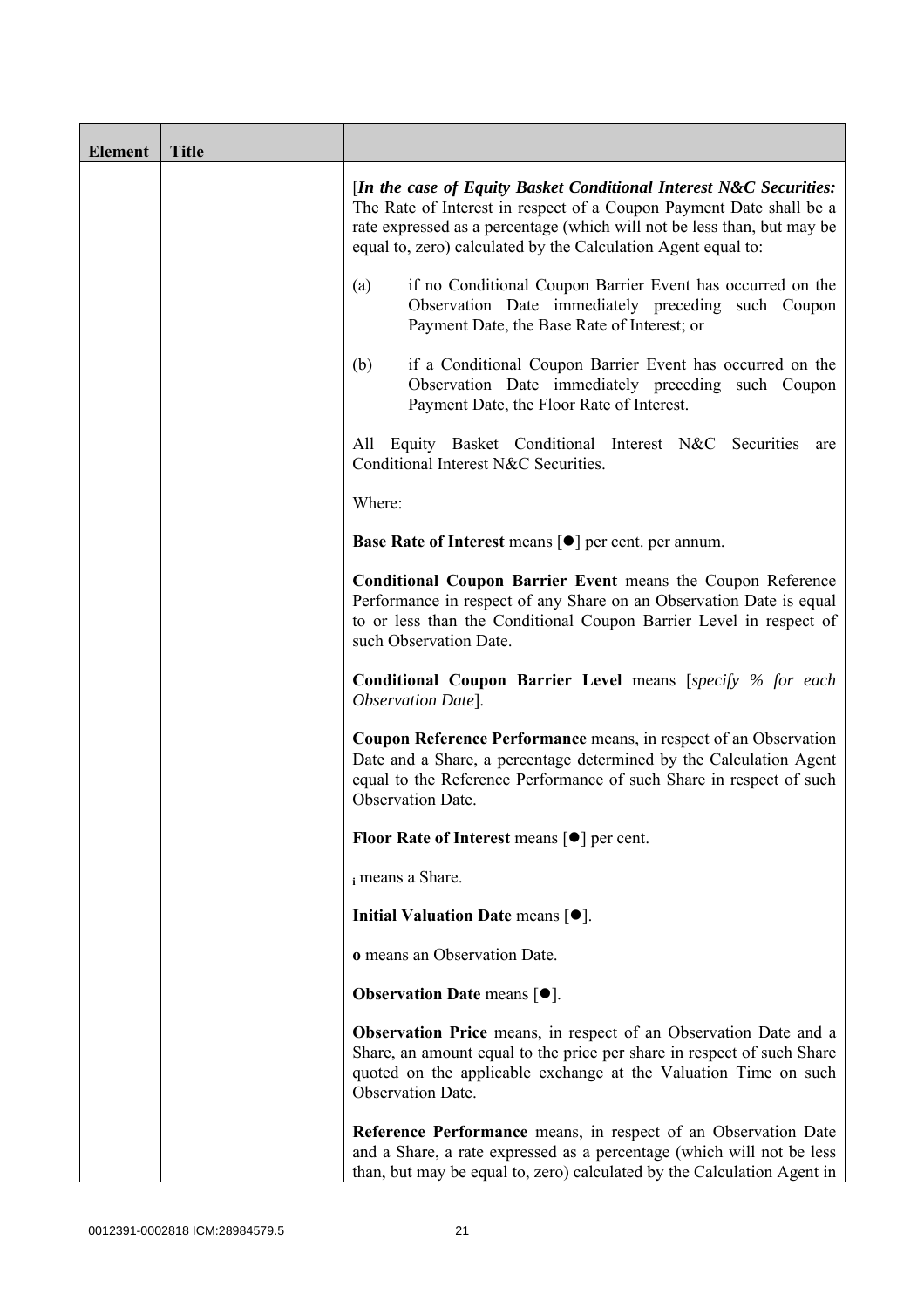| Element | Title | |
|---|---|---|
| | | [*In the case of Equity Basket Conditional Interest N&C Securities:* The Rate of Interest in respect of a Coupon Payment Date shall be a rate expressed as a percentage (which will not be less than, but may be equal to, zero) calculated by the Calculation Agent equal to:<br><br>(a) if no Conditional Coupon Barrier Event has occurred on the Observation Date immediately preceding such Coupon Payment Date, the Base Rate of Interest; or<br><br>(b) if a Conditional Coupon Barrier Event has occurred on the Observation Date immediately preceding such Coupon Payment Date, the Floor Rate of Interest.<br><br>All Equity Basket Conditional Interest N&C Securities are Conditional Interest N&C Securities.<br><br>Where:<br><br>**Base Rate of Interest** means [●] per cent. per annum.<br><br>**Conditional Coupon Barrier Event** means the Coupon Reference Performance in respect of any Share on an Observation Date is equal to or less than the Conditional Coupon Barrier Level in respect of such Observation Date.<br><br>**Conditional Coupon Barrier Level** means [*specify % for each Observation Date*].<br><br>**Coupon Reference Performance** means, in respect of an Observation Date and a Share, a percentage determined by the Calculation Agent equal to the Reference Performance of such Share in respect of such Observation Date.<br><br>**Floor Rate of Interest** means [●] per cent.<br><br>$_{i}$ means a Share.<br><br>**Initial Valuation Date** means [●].<br><br>**o** means an Observation Date.<br><br>**Observation Date** means [●].<br><br>**Observation Price** means, in respect of an Observation Date and a Share, an amount equal to the price per share in respect of such Share quoted on the applicable exchange at the Valuation Time on such Observation Date.<br><br>**Reference Performance** means, in respect of an Observation Date and a Share, a rate expressed as a percentage (which will not be less than, but may be equal to, zero) calculated by the Calculation Agent in |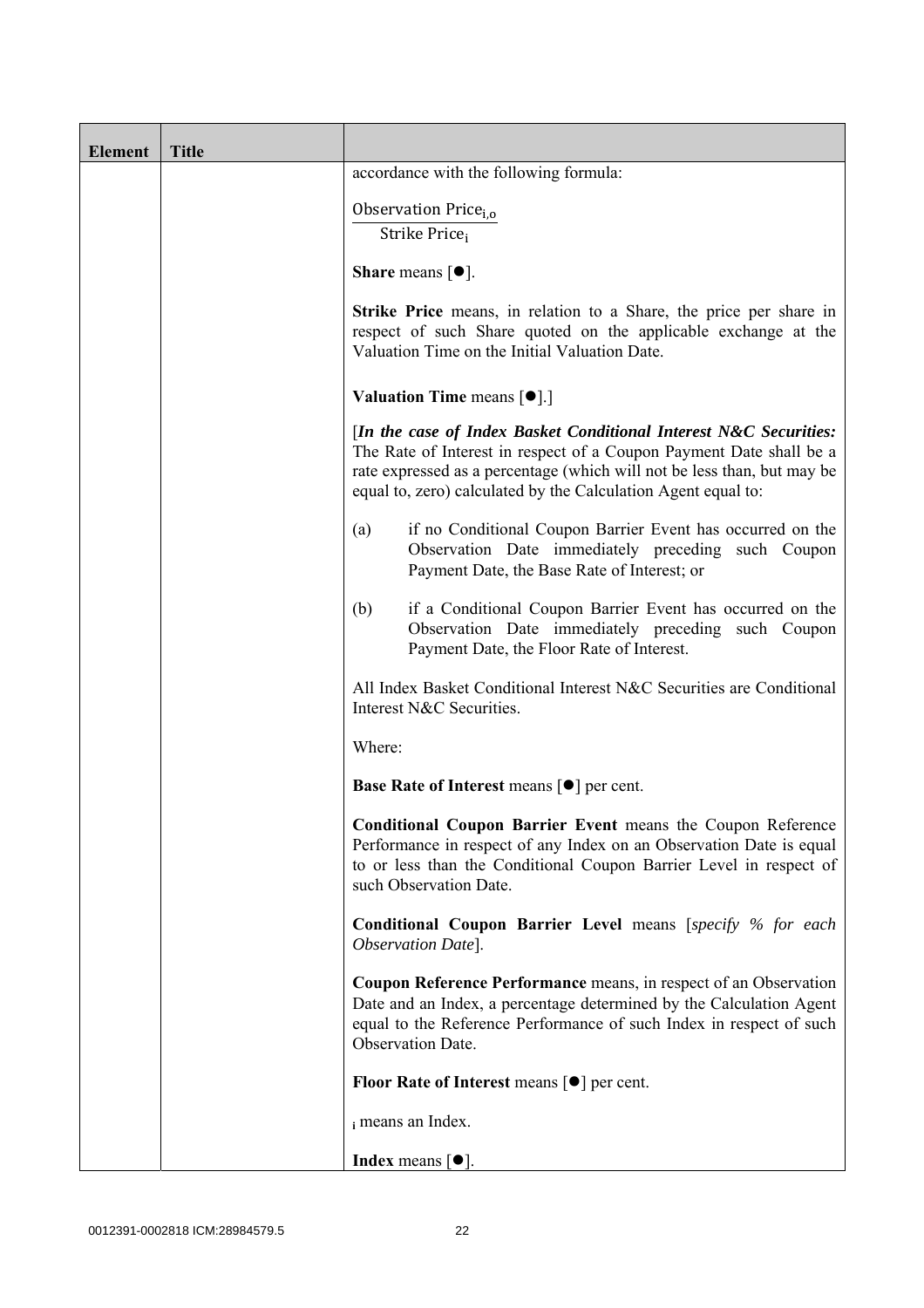| Element | Title | |
|---|---|---|
| | | accordance with the following formula:<br><br>$$\frac{\text{Observation Price}_{i,o}}{\text{Strike Price}_i}$$<br><br>**Share** means [●].<br><br>**Strike Price** means, in relation to a Share, the price per share in respect of such Share quoted on the applicable exchange at the Valuation Time on the Initial Valuation Date.<br><br>**Valuation Time** means [●].]<br><br>[*In the case of Index Basket Conditional Interest N&C Securities:* The Rate of Interest in respect of a Coupon Payment Date shall be a rate expressed as a percentage (which will not be less than, but may be equal to, zero) calculated by the Calculation Agent equal to:<br><br>(a) if no Conditional Coupon Barrier Event has occurred on the Observation Date immediately preceding such Coupon Payment Date, the Base Rate of Interest; or<br><br>(b) if a Conditional Coupon Barrier Event has occurred on the Observation Date immediately preceding such Coupon Payment Date, the Floor Rate of Interest.<br><br>All Index Basket Conditional Interest N&C Securities are Conditional Interest N&C Securities.<br><br>Where:<br><br>**Base Rate of Interest** means [●] per cent.<br><br>**Conditional Coupon Barrier Event** means the Coupon Reference Performance in respect of any Index on an Observation Date is equal to or less than the Conditional Coupon Barrier Level in respect of such Observation Date.<br><br>**Conditional Coupon Barrier Level** means [*specify % for each Observation Date*].<br><br>**Coupon Reference Performance** means, in respect of an Observation Date and an Index, a percentage determined by the Calculation Agent equal to the Reference Performance of such Index in respect of such Observation Date.<br><br>**Floor Rate of Interest** means [●] per cent.<br><br>$_i$ means an Index.<br><br>**Index** means [●]. |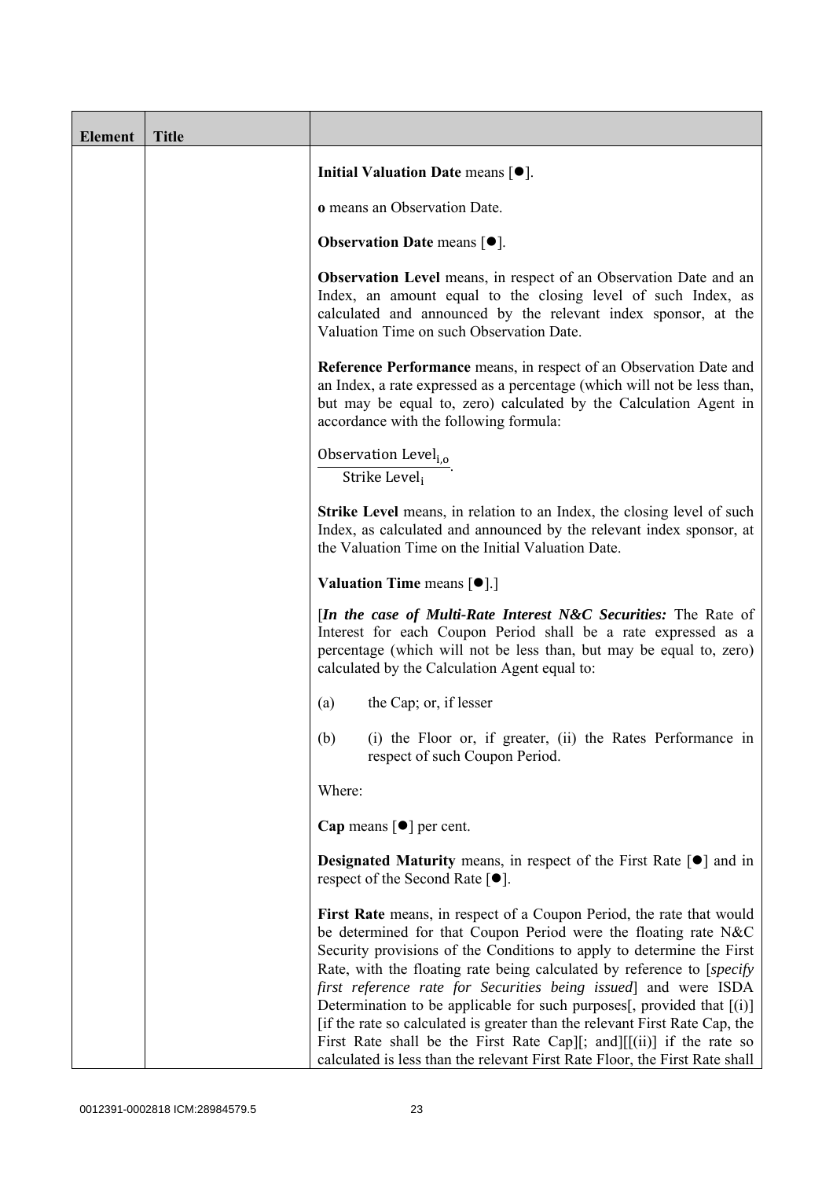| Element | Title | |
|---|---|---|
| | | **Initial Valuation Date** means [●].<br><br>**o** means an Observation Date.<br><br>**Observation Date** means [●].<br><br>**Observation Level** means, in respect of an Observation Date and an Index, an amount equal to the closing level of such Index, as calculated and announced by the relevant index sponsor, at the Valuation Time on such Observation Date.<br><br>**Reference Performance** means, in respect of an Observation Date and an Index, a rate expressed as a percentage (which will not be less than, but may be equal to, zero) calculated by the Calculation Agent in accordance with the following formula:<br><br>$\frac{\text{Observation Level}_{i,o}}{\text{Strike Level}_i}$.<br><br>**Strike Level** means, in relation to an Index, the closing level of such Index, as calculated and announced by the relevant index sponsor, at the Valuation Time on the Initial Valuation Date.<br><br>**Valuation Time** means [●].]<br><br>[***In the case of Multi-Rate Interest N&C Securities:*** The Rate of Interest for each Coupon Period shall be a rate expressed as a percentage (which will not be less than, but may be equal to, zero) calculated by the Calculation Agent equal to:<br><br>(a) the Cap; or, if lesser<br><br>(b) (i) the Floor or, if greater, (ii) the Rates Performance in respect of such Coupon Period.<br><br>Where:<br><br>**Cap** means [●] per cent.<br><br>**Designated Maturity** means, in respect of the First Rate [●] and in respect of the Second Rate [●].<br><br>**First Rate** means, in respect of a Coupon Period, the rate that would be determined for that Coupon Period were the floating rate N&C Security provisions of the Conditions to apply to determine the First Rate, with the floating rate being calculated by reference to [*specify first reference rate for Securities being issued*] and were ISDA Determination to be applicable for such purposes[, provided that [(i)] [if the rate so calculated is greater than the relevant First Rate Cap, the First Rate shall be the First Rate Cap][; and][[(ii)] if the rate so calculated is less than the relevant First Rate Floor, the First Rate shall |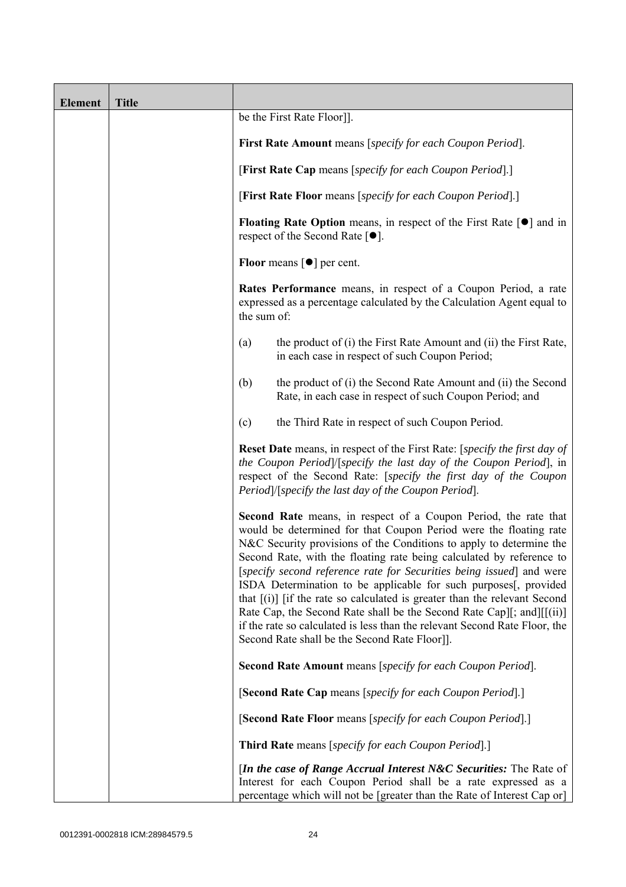| Element | Title | |
|---|---|---|
| | | be the First Rate Floor]].<br><br>**First Rate Amount** means [*specify for each Coupon Period*].<br><br>[**First Rate Cap** means [*specify for each Coupon Period*].]<br><br>[**First Rate Floor** means [*specify for each Coupon Period*].]<br><br>**Floating Rate Option** means, in respect of the First Rate [●] and in respect of the Second Rate [●].<br><br>**Floor** means [●] per cent.<br><br>**Rates Performance** means, in respect of a Coupon Period, a rate expressed as a percentage calculated by the Calculation Agent equal to the sum of:<br><br>(a) the product of (i) the First Rate Amount and (ii) the First Rate, in each case in respect of such Coupon Period;<br><br>(b) the product of (i) the Second Rate Amount and (ii) the Second Rate, in each case in respect of such Coupon Period; and<br><br>(c) the Third Rate in respect of such Coupon Period.<br><br>**Reset Date** means, in respect of the First Rate: [*specify the first day of the Coupon Period*]/[*specify the last day of the Coupon Period*], in respect of the Second Rate: [*specify the first day of the Coupon Period*]/[*specify the last day of the Coupon Period*].<br><br>**Second Rate** means, in respect of a Coupon Period, the rate that would be determined for that Coupon Period were the floating rate N&C Security provisions of the Conditions to apply to determine the Second Rate, with the floating rate being calculated by reference to [*specify second reference rate for Securities being issued*] and were ISDA Determination to be applicable for such purposes[, provided that [(i)] [if the rate so calculated is greater than the relevant Second Rate Cap, the Second Rate shall be the Second Rate Cap][; and][[(ii)] if the rate so calculated is less than the relevant Second Rate Floor, the Second Rate shall be the Second Rate Floor]].<br><br>**Second Rate Amount** means [*specify for each Coupon Period*].<br><br>[**Second Rate Cap** means [*specify for each Coupon Period*].]<br><br>[**Second Rate Floor** means [*specify for each Coupon Period*].]<br><br>**Third Rate** means [*specify for each Coupon Period*].]<br><br>[***In the case of Range Accrual Interest N&C Securities:*** The Rate of Interest for each Coupon Period shall be a rate expressed as a percentage which will not be [greater than the Rate of Interest Cap or] |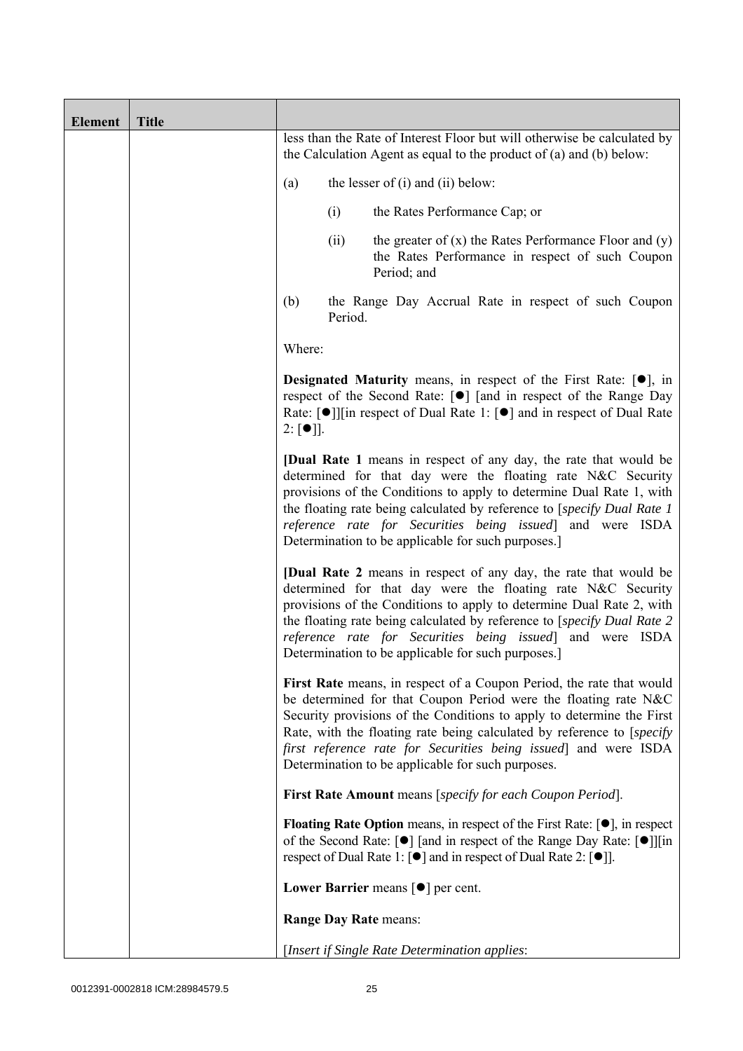| Element | Title | |
|---|---|---|
| | | less than the Rate of Interest Floor but will otherwise be calculated by the Calculation Agent as equal to the product of (a) and (b) below:<br><br>(a) the lesser of (i) and (ii) below:<br><br>(i) the Rates Performance Cap; or<br><br>(ii) the greater of (x) the Rates Performance Floor and (y) the Rates Performance in respect of such Coupon Period; and<br><br>(b) the Range Day Accrual Rate in respect of such Coupon Period.<br><br>Where:<br><br>**Designated Maturity** means, in respect of the First Rate: [●], in respect of the Second Rate: [●] [and in respect of the Range Day Rate: [●]][in respect of Dual Rate 1: [●] and in respect of Dual Rate 2: [●]].<br><br>[**Dual Rate 1** means in respect of any day, the rate that would be determined for that day were the floating rate N&C Security provisions of the Conditions to apply to determine Dual Rate 1, with the floating rate being calculated by reference to [*specify Dual Rate 1 reference rate for Securities being issued*] and were ISDA Determination to be applicable for such purposes.]<br><br>[**Dual Rate 2** means in respect of any day, the rate that would be determined for that day were the floating rate N&C Security provisions of the Conditions to apply to determine Dual Rate 2, with the floating rate being calculated by reference to [*specify Dual Rate 2 reference rate for Securities being issued*] and were ISDA Determination to be applicable for such purposes.]<br><br>**First Rate** means, in respect of a Coupon Period, the rate that would be determined for that Coupon Period were the floating rate N&C Security provisions of the Conditions to apply to determine the First Rate, with the floating rate being calculated by reference to [*specify first reference rate for Securities being issued*] and were ISDA Determination to be applicable for such purposes.<br><br>**First Rate Amount** means [*specify for each Coupon Period*].<br><br>**Floating Rate Option** means, in respect of the First Rate: [●], in respect of the Second Rate: [●] [and in respect of the Range Day Rate: [●]][in respect of Dual Rate 1: [●] and in respect of Dual Rate 2: [●]].<br><br>**Lower Barrier** means [●] per cent.<br><br>**Range Day Rate** means:<br><br>[*Insert if Single Rate Determination applies*: |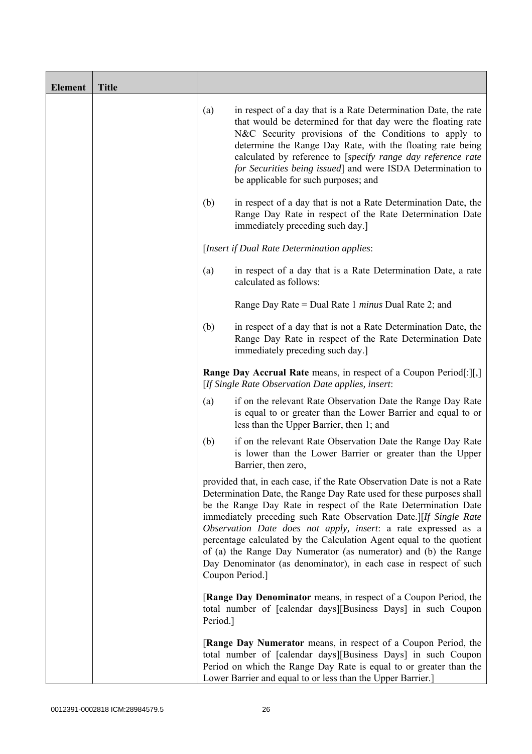| Element | Title | |
|---|---|---|
| | | (a) in respect of a day that is a Rate Determination Date, the rate that would be determined for that day were the floating rate N&C Security provisions of the Conditions to apply to determine the Range Day Rate, with the floating rate being calculated by reference to [*specify range day reference rate for Securities being issued*] and were ISDA Determination to be applicable for such purposes; and<br><br>(b) in respect of a day that is not a Rate Determination Date, the Range Day Rate in respect of the Rate Determination Date immediately preceding such day.]<br><br>[*Insert if Dual Rate Determination applies*:<br><br>(a) in respect of a day that is a Rate Determination Date, a rate calculated as follows:<br><br>Range Day Rate = Dual Rate 1 *minus* Dual Rate 2; and<br><br>(b) in respect of a day that is not a Rate Determination Date, the Range Day Rate in respect of the Rate Determination Date immediately preceding such day.]<br><br>**Range Day Accrual Rate** means, in respect of a Coupon Period[:][,] [*If Single Rate Observation Date applies, insert*:<br><br>(a) if on the relevant Rate Observation Date the Range Day Rate is equal to or greater than the Lower Barrier and equal to or less than the Upper Barrier, then 1; and<br><br>(b) if on the relevant Rate Observation Date the Range Day Rate is lower than the Lower Barrier or greater than the Upper Barrier, then zero,<br><br>provided that, in each case, if the Rate Observation Date is not a Rate Determination Date, the Range Day Rate used for these purposes shall be the Range Day Rate in respect of the Rate Determination Date immediately preceding such Rate Observation Date.][*If Single Rate Observation Date does not apply, insert*: a rate expressed as a percentage calculated by the Calculation Agent equal to the quotient of (a) the Range Day Numerator (as numerator) and (b) the Range Day Denominator (as denominator), in each case in respect of such Coupon Period.]<br><br>[**Range Day Denominator** means, in respect of a Coupon Period, the total number of [calendar days][Business Days] in such Coupon Period.]<br><br>[**Range Day Numerator** means, in respect of a Coupon Period, the total number of [calendar days][Business Days] in such Coupon Period on which the Range Day Rate is equal to or greater than the Lower Barrier and equal to or less than the Upper Barrier.] |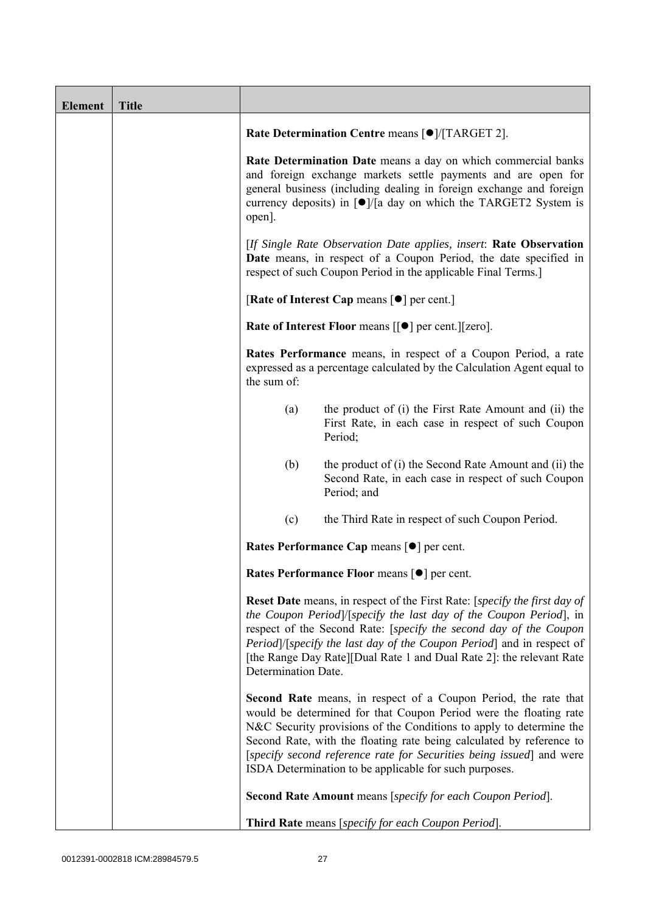| Element | Title | |
|---|---|---|
| | | **Rate Determination Centre** means [●]/[TARGET 2].<br><br>**Rate Determination Date** means a day on which commercial banks and foreign exchange markets settle payments and are open for general business (including dealing in foreign exchange and foreign currency deposits) in [●]/[a day on which the TARGET2 System is open].<br><br>[*If Single Rate Observation Date applies, insert*: **Rate Observation Date** means, in respect of a Coupon Period, the date specified in respect of such Coupon Period in the applicable Final Terms.]<br><br>[**Rate of Interest Cap** means [●] per cent.]<br><br>**Rate of Interest Floor** means [[●] per cent.][zero].<br><br>**Rates Performance** means, in respect of a Coupon Period, a rate expressed as a percentage calculated by the Calculation Agent equal to the sum of:<br><br>(a) the product of (i) the First Rate Amount and (ii) the First Rate, in each case in respect of such Coupon Period;<br><br>(b) the product of (i) the Second Rate Amount and (ii) the Second Rate, in each case in respect of such Coupon Period; and<br><br>(c) the Third Rate in respect of such Coupon Period.<br><br>**Rates Performance Cap** means [●] per cent.<br><br>**Rates Performance Floor** means [●] per cent.<br><br>**Reset Date** means, in respect of the First Rate: [*specify the first day of the Coupon Period*]/[*specify the last day of the Coupon Period*], in respect of the Second Rate: [*specify the second day of the Coupon Period*]/[*specify the last day of the Coupon Period*] and in respect of [the Range Day Rate][Dual Rate 1 and Dual Rate 2]: the relevant Rate Determination Date.<br><br>**Second Rate** means, in respect of a Coupon Period, the rate that would be determined for that Coupon Period were the floating rate N&C Security provisions of the Conditions to apply to determine the Second Rate, with the floating rate being calculated by reference to [*specify second reference rate for Securities being issued*] and were ISDA Determination to be applicable for such purposes.<br><br>**Second Rate Amount** means [*specify for each Coupon Period*].<br><br>**Third Rate** means [*specify for each Coupon Period*]. |

0012391-0002818 ICM:28984579.5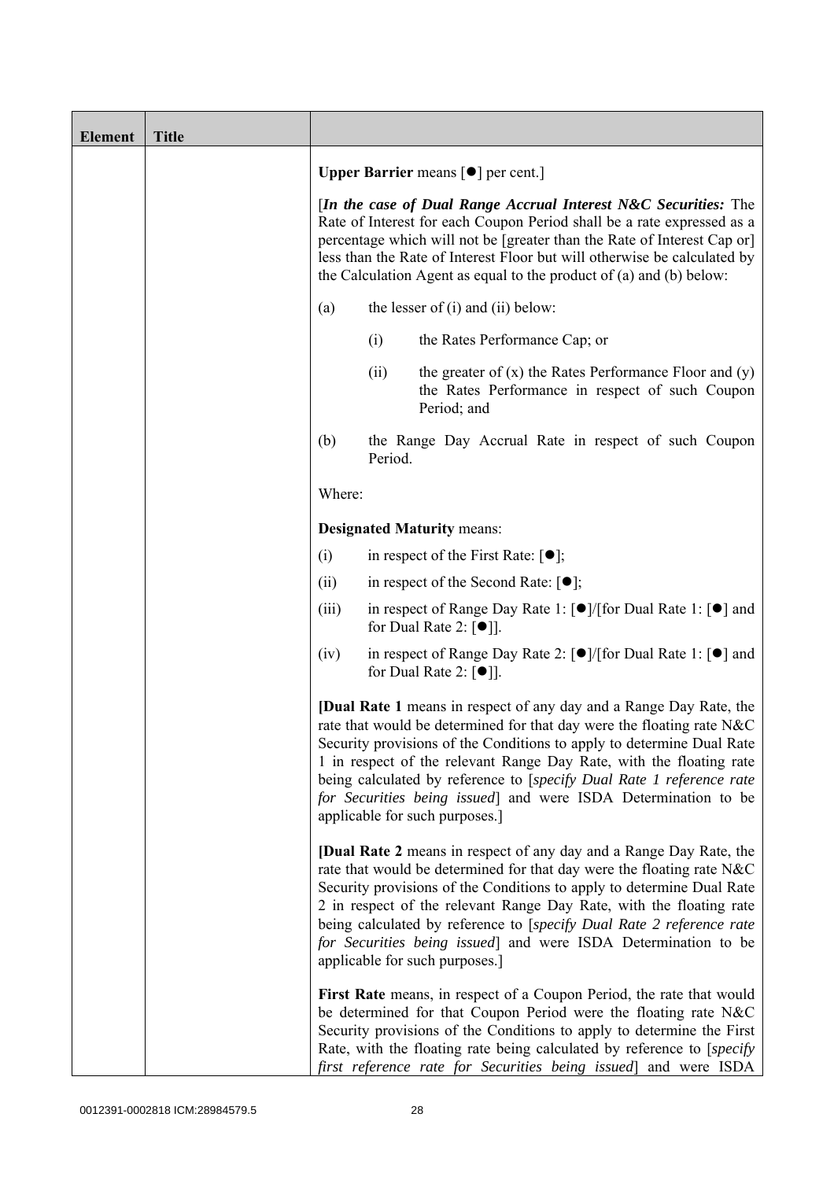| Element | Title | |
|---|---|---|
| | | **Upper Barrier** means [●] per cent.]<br><br>[*In the case of Dual Range Accrual Interest N&C Securities:* The Rate of Interest for each Coupon Period shall be a rate expressed as a percentage which will not be [greater than the Rate of Interest Cap or] less than the Rate of Interest Floor but will otherwise be calculated by the Calculation Agent as equal to the product of (a) and (b) below:<br><br>(a) the lesser of (i) and (ii) below:<br><br>(i) the Rates Performance Cap; or<br><br>(ii) the greater of (x) the Rates Performance Floor and (y) the Rates Performance in respect of such Coupon Period; and<br><br>(b) the Range Day Accrual Rate in respect of such Coupon Period.<br><br>Where:<br><br>**Designated Maturity** means:<br><br>(i) in respect of the First Rate: [●];<br><br>(ii) in respect of the Second Rate: [●];<br><br>(iii) in respect of Range Day Rate 1: [●]/[for Dual Rate 1: [●] and for Dual Rate 2: [●]].<br><br>(iv) in respect of Range Day Rate 2: [●]/[for Dual Rate 1: [●] and for Dual Rate 2: [●]].<br><br>[**Dual Rate 1** means in respect of any day and a Range Day Rate, the rate that would be determined for that day were the floating rate N&C Security provisions of the Conditions to apply to determine Dual Rate 1 in respect of the relevant Range Day Rate, with the floating rate being calculated by reference to [*specify Dual Rate 1 reference rate for Securities being issued*] and were ISDA Determination to be applicable for such purposes.]<br><br>[**Dual Rate 2** means in respect of any day and a Range Day Rate, the rate that would be determined for that day were the floating rate N&C Security provisions of the Conditions to apply to determine Dual Rate 2 in respect of the relevant Range Day Rate, with the floating rate being calculated by reference to [*specify Dual Rate 2 reference rate for Securities being issued*] and were ISDA Determination to be applicable for such purposes.]<br><br>**First Rate** means, in respect of a Coupon Period, the rate that would be determined for that Coupon Period were the floating rate N&C Security provisions of the Conditions to apply to determine the First Rate, with the floating rate being calculated by reference to [*specify first reference rate for Securities being issued*] and were ISDA |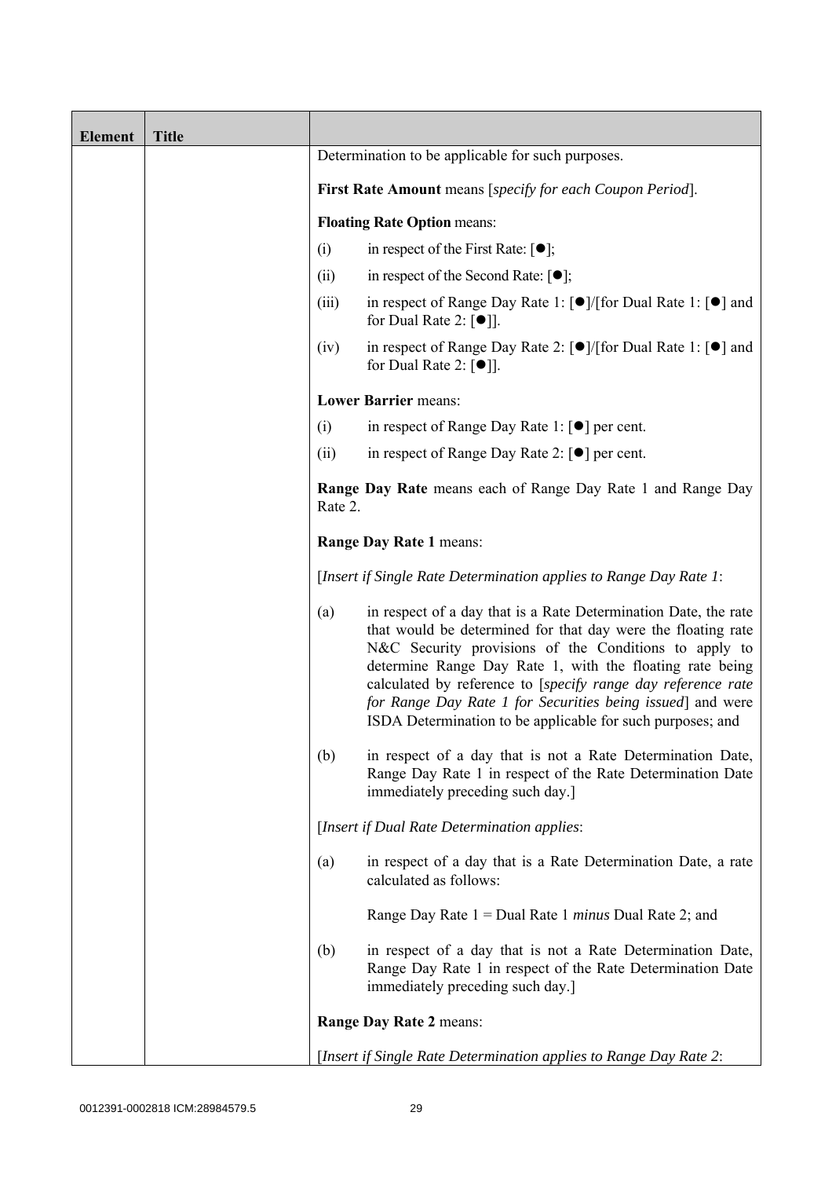| Element | Title | |
|---|---|---|
| | | Determination to be applicable for such purposes.<br><br>**First Rate Amount** means [*specify for each Coupon Period*].<br><br>**Floating Rate Option** means:<br><br>(i) in respect of the First Rate: [●];<br><br>(ii) in respect of the Second Rate: [●];<br><br>(iii) in respect of Range Day Rate 1: [●]/[for Dual Rate 1: [●] and for Dual Rate 2: [●]].<br><br>(iv) in respect of Range Day Rate 2: [●]/[for Dual Rate 1: [●] and for Dual Rate 2: [●]].<br><br>**Lower Barrier** means:<br><br>(i) in respect of Range Day Rate 1: [●] per cent.<br><br>(ii) in respect of Range Day Rate 2: [●] per cent.<br><br>**Range Day Rate** means each of Range Day Rate 1 and Range Day Rate 2.<br><br>**Range Day Rate 1** means:<br><br>[*Insert if Single Rate Determination applies to Range Day Rate 1*:<br><br>(a) in respect of a day that is a Rate Determination Date, the rate that would be determined for that day were the floating rate N&C Security provisions of the Conditions to apply to determine Range Day Rate 1, with the floating rate being calculated by reference to [*specify range day reference rate for Range Day Rate 1 for Securities being issued*] and were ISDA Determination to be applicable for such purposes; and<br><br>(b) in respect of a day that is not a Rate Determination Date, Range Day Rate 1 in respect of the Rate Determination Date immediately preceding such day.]<br><br>[*Insert if Dual Rate Determination applies*:<br><br>(a) in respect of a day that is a Rate Determination Date, a rate calculated as follows:<br><br>Range Day Rate 1 = Dual Rate 1 *minus* Dual Rate 2; and<br><br>(b) in respect of a day that is not a Rate Determination Date, Range Day Rate 1 in respect of the Rate Determination Date immediately preceding such day.]<br><br>**Range Day Rate 2** means:<br><br>[*Insert if Single Rate Determination applies to Range Day Rate 2*: |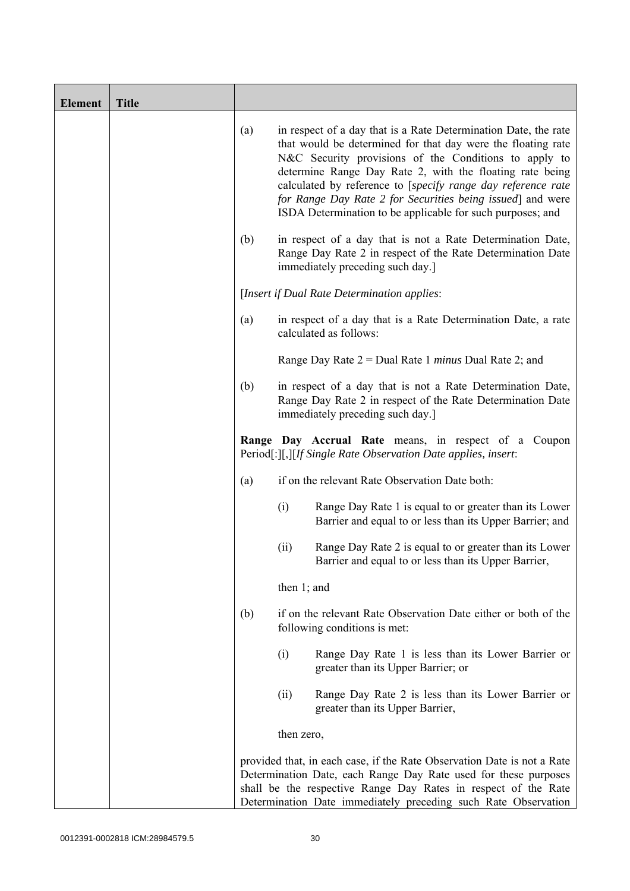| Element | Title | |
|---|---|---|
| | | (a) in respect of a day that is a Rate Determination Date, the rate that would be determined for that day were the floating rate N&C Security provisions of the Conditions to apply to determine Range Day Rate 2, with the floating rate being calculated by reference to [*specify range day reference rate for Range Day Rate 2 for Securities being issued*] and were ISDA Determination to be applicable for such purposes; and<br><br>(b) in respect of a day that is not a Rate Determination Date, Range Day Rate 2 in respect of the Rate Determination Date immediately preceding such day.]<br><br>[*Insert if Dual Rate Determination applies*:<br><br>(a) in respect of a day that is a Rate Determination Date, a rate calculated as follows:<br><br>Range Day Rate 2 = Dual Rate 1 *minus* Dual Rate 2; and<br><br>(b) in respect of a day that is not a Rate Determination Date, Range Day Rate 2 in respect of the Rate Determination Date immediately preceding such day.]<br><br>**Range Day Accrual Rate** means, in respect of a Coupon Period[:][,][*If Single Rate Observation Date applies, insert*:<br><br>(a) if on the relevant Rate Observation Date both:<br><br>(i) Range Day Rate 1 is equal to or greater than its Lower Barrier and equal to or less than its Upper Barrier; and<br><br>(ii) Range Day Rate 2 is equal to or greater than its Lower Barrier and equal to or less than its Upper Barrier,<br><br>then 1; and<br><br>(b) if on the relevant Rate Observation Date either or both of the following conditions is met:<br><br>(i) Range Day Rate 1 is less than its Lower Barrier or greater than its Upper Barrier; or<br><br>(ii) Range Day Rate 2 is less than its Lower Barrier or greater than its Upper Barrier,<br><br>then zero,<br><br>provided that, in each case, if the Rate Observation Date is not a Rate Determination Date, each Range Day Rate used for these purposes shall be the respective Range Day Rates in respect of the Rate Determination Date immediately preceding such Rate Observation |

0012391-0002818 ICM:28984579.5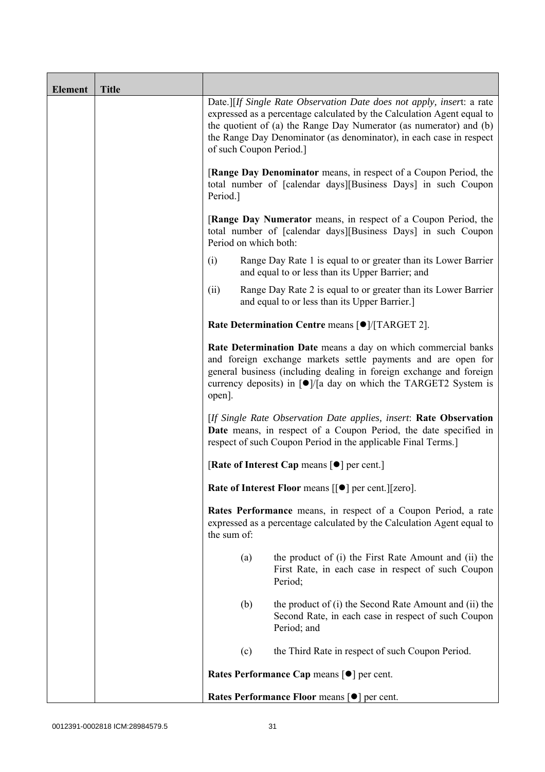| Element | Title | |
|---|---|---|
| | | Date.][*If Single Rate Observation Date does not apply, insert*: a rate expressed as a percentage calculated by the Calculation Agent equal to the quotient of (a) the Range Day Numerator (as numerator) and (b) the Range Day Denominator (as denominator), in each case in respect of such Coupon Period.]<br><br>[**Range Day Denominator** means, in respect of a Coupon Period, the total number of [calendar days][Business Days] in such Coupon Period.]<br><br>[**Range Day Numerator** means, in respect of a Coupon Period, the total number of [calendar days][Business Days] in such Coupon Period on which both:<br><br>(i) Range Day Rate 1 is equal to or greater than its Lower Barrier and equal to or less than its Upper Barrier; and<br><br>(ii) Range Day Rate 2 is equal to or greater than its Lower Barrier and equal to or less than its Upper Barrier.]<br><br>**Rate Determination Centre** means [●]/[TARGET 2].<br><br>**Rate Determination Date** means a day on which commercial banks and foreign exchange markets settle payments and are open for general business (including dealing in foreign exchange and foreign currency deposits) in [●]/[a day on which the TARGET2 System is open].<br><br>[*If Single Rate Observation Date applies, insert*: **Rate Observation Date** means, in respect of a Coupon Period, the date specified in respect of such Coupon Period in the applicable Final Terms.]<br><br>[**Rate of Interest Cap** means [●] per cent.]<br><br>**Rate of Interest Floor** means [[●] per cent.][zero].<br><br>**Rates Performance** means, in respect of a Coupon Period, a rate expressed as a percentage calculated by the Calculation Agent equal to the sum of:<br><br>(a) the product of (i) the First Rate Amount and (ii) the First Rate, in each case in respect of such Coupon Period;<br><br>(b) the product of (i) the Second Rate Amount and (ii) the Second Rate, in each case in respect of such Coupon Period; and<br><br>(c) the Third Rate in respect of such Coupon Period.<br><br>**Rates Performance Cap** means [●] per cent.<br><br>**Rates Performance Floor** means [●] per cent. |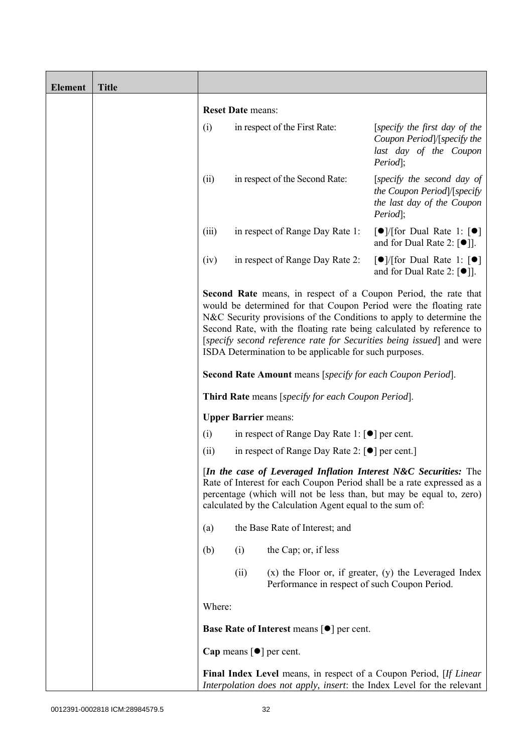| Element | Title | |
|---|---|---|
| | | **Reset Date** means:<br><br>(i) in respect of the First Rate: [*specify the first day of the Coupon Period*]/[*specify the last day of the Coupon Period*];<br><br>(ii) in respect of the Second Rate: [*specify the second day of the Coupon Period*]/[*specify the last day of the Coupon Period*];<br><br>(iii) in respect of Range Day Rate 1: [●]/[for Dual Rate 1: [●] and for Dual Rate 2: [●]].<br><br>(iv) in respect of Range Day Rate 2: [●]/[for Dual Rate 1: [●] and for Dual Rate 2: [●]].<br><br>**Second Rate** means, in respect of a Coupon Period, the rate that would be determined for that Coupon Period were the floating rate N&C Security provisions of the Conditions to apply to determine the Second Rate, with the floating rate being calculated by reference to [*specify second reference rate for Securities being issued*] and were ISDA Determination to be applicable for such purposes.<br><br>**Second Rate Amount** means [*specify for each Coupon Period*].<br><br>**Third Rate** means [*specify for each Coupon Period*].<br><br>**Upper Barrier** means:<br><br>(i) in respect of Range Day Rate 1: [●] per cent.<br><br>(ii) in respect of Range Day Rate 2: [●] per cent.]<br><br>[***In the case of Leveraged Inflation Interest N&C Securities:*** The Rate of Interest for each Coupon Period shall be a rate expressed as a percentage (which will not be less than, but may be equal to, zero) calculated by the Calculation Agent equal to the sum of:<br><br>(a) the Base Rate of Interest; and<br><br>(b) (i) the Cap; or, if less<br><br>(ii) (x) the Floor or, if greater, (y) the Leveraged Index Performance in respect of such Coupon Period.<br><br>Where:<br><br>**Base Rate of Interest** means [●] per cent.<br><br>**Cap** means [●] per cent.<br><br>**Final Index Level** means, in respect of a Coupon Period, [*If Linear Interpolation does not apply, insert*: the Index Level for the relevant |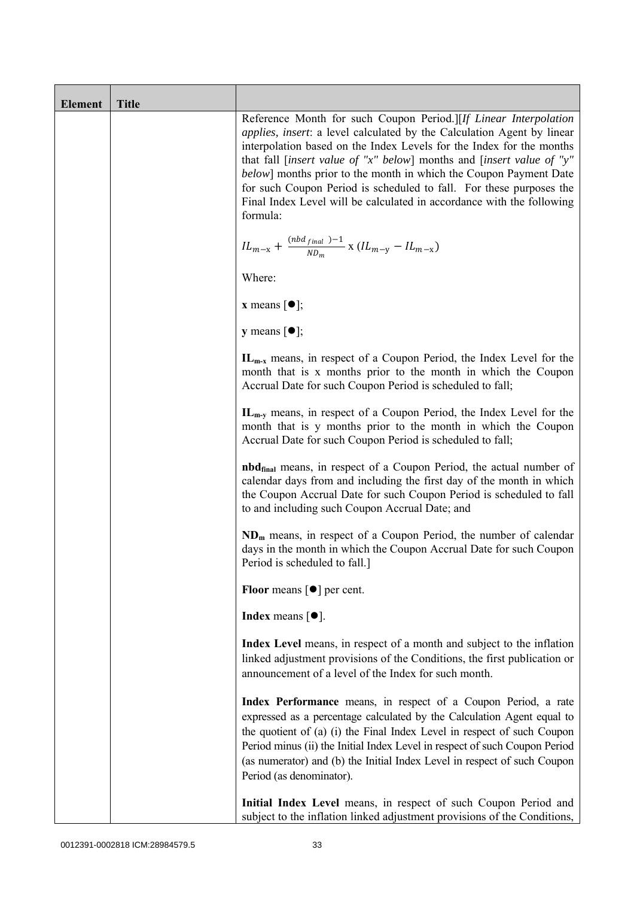| Element | Title | |
|---|---|---|
| | | Reference Month for such Coupon Period.][*If Linear Interpolation applies, insert*: a level calculated by the Calculation Agent by linear interpolation based on the Index Levels for the Index for the months that fall [*insert value of "x" below*] months and [*insert value of "y" below*] months prior to the month in which the Coupon Payment Date for such Coupon Period is scheduled to fall. For these purposes the Final Index Level will be calculated in accordance with the following formula:<br><br>$IL_{m-x} + \frac{(nbd_{final}) - 1}{ND_m} \times (IL_{m-y} - IL_{m-x})$<br><br>Where:<br><br>**x** means [●];<br><br>**y** means [●];<br><br>**$IL_{m-x}$** means, in respect of a Coupon Period, the Index Level for the month that is x months prior to the month in which the Coupon Accrual Date for such Coupon Period is scheduled to fall;<br><br>**$IL_{m-y}$** means, in respect of a Coupon Period, the Index Level for the month that is y months prior to the month in which the Coupon Accrual Date for such Coupon Period is scheduled to fall;<br><br>**$nbd_{final}$** means, in respect of a Coupon Period, the actual number of calendar days from and including the first day of the month in which the Coupon Accrual Date for such Coupon Period is scheduled to fall to and including such Coupon Accrual Date; and<br><br>**$ND_m$** means, in respect of a Coupon Period, the number of calendar days in the month in which the Coupon Accrual Date for such Coupon Period is scheduled to fall.]<br><br>**Floor** means [●] per cent.<br><br>**Index** means [●].<br><br>**Index Level** means, in respect of a month and subject to the inflation linked adjustment provisions of the Conditions, the first publication or announcement of a level of the Index for such month.<br><br>**Index Performance** means, in respect of a Coupon Period, a rate expressed as a percentage calculated by the Calculation Agent equal to the quotient of (a) (i) the Final Index Level in respect of such Coupon Period minus (ii) the Initial Index Level in respect of such Coupon Period (as numerator) and (b) the Initial Index Level in respect of such Coupon Period (as denominator).<br><br>**Initial Index Level** means, in respect of such Coupon Period and subject to the inflation linked adjustment provisions of the Conditions, |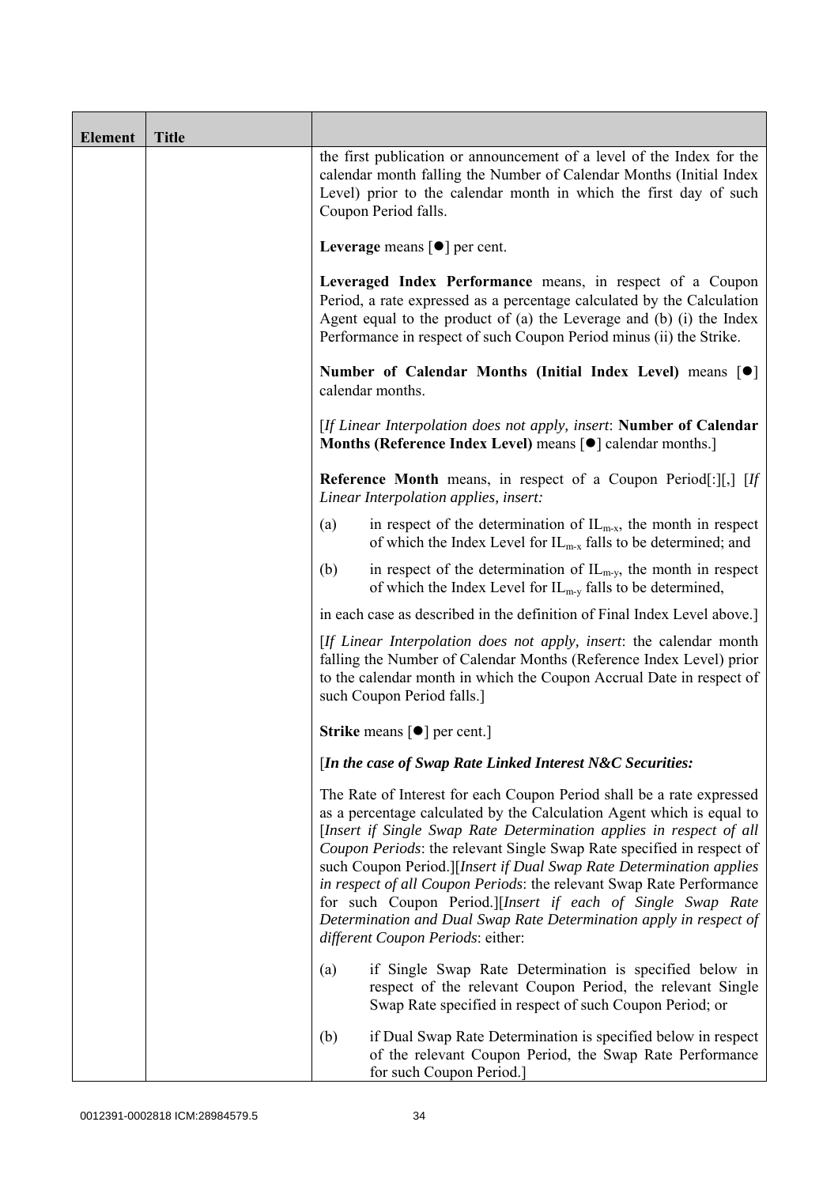| Element | Title | |
|---|---|---|
| | | the first publication or announcement of a level of the Index for the calendar month falling the Number of Calendar Months (Initial Index Level) prior to the calendar month in which the first day of such Coupon Period falls.<br><br>**Leverage** means [●] per cent.<br><br>**Leveraged Index Performance** means, in respect of a Coupon Period, a rate expressed as a percentage calculated by the Calculation Agent equal to the product of (a) the Leverage and (b) (i) the Index Performance in respect of such Coupon Period minus (ii) the Strike.<br><br>**Number of Calendar Months (Initial Index Level)** means [●] calendar months.<br><br>[*If Linear Interpolation does not apply, insert*: **Number of Calendar Months (Reference Index Level)** means [●] calendar months.]<br><br>**Reference Month** means, in respect of a Coupon Period[:][,] [*If Linear Interpolation applies, insert:*<br><br>(a) in respect of the determination of $IL_{m-x}$, the month in respect of which the Index Level for $IL_{m-x}$ falls to be determined; and<br><br>(b) in respect of the determination of $IL_{m-y}$, the month in respect of which the Index Level for $IL_{m-y}$ falls to be determined,<br><br>in each case as described in the definition of Final Index Level above.]<br><br>[*If Linear Interpolation does not apply, insert*: the calendar month falling the Number of Calendar Months (Reference Index Level) prior to the calendar month in which the Coupon Accrual Date in respect of such Coupon Period falls.]<br><br>**Strike** means [●] per cent.]<br><br>[***In the case of Swap Rate Linked Interest N&C Securities:***<br><br>The Rate of Interest for each Coupon Period shall be a rate expressed as a percentage calculated by the Calculation Agent which is equal to [*Insert if Single Swap Rate Determination applies in respect of all Coupon Periods*: the relevant Single Swap Rate specified in respect of such Coupon Period.][*Insert if Dual Swap Rate Determination applies in respect of all Coupon Periods*: the relevant Swap Rate Performance for such Coupon Period.][*Insert if each of Single Swap Rate Determination and Dual Swap Rate Determination apply in respect of different Coupon Periods*: either:<br><br>(a) if Single Swap Rate Determination is specified below in respect of the relevant Coupon Period, the relevant Single Swap Rate specified in respect of such Coupon Period; or<br><br>(b) if Dual Swap Rate Determination is specified below in respect of the relevant Coupon Period, the Swap Rate Performance for such Coupon Period.] |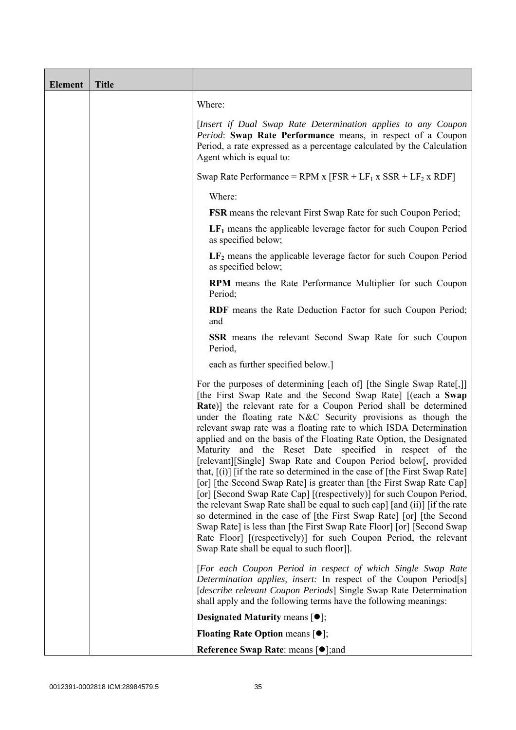| Element | Title | |
|---|---|---|
| | | Where:<br><br>[*Insert if Dual Swap Rate Determination applies to any Coupon Period*: **Swap Rate Performance** means, in respect of a Coupon Period, a rate expressed as a percentage calculated by the Calculation Agent which is equal to:<br><br>Swap Rate Performance = RPM x [FSR + $LF_1$ x SSR + $LF_2$ x RDF]<br><br>Where:<br><br>**FSR** means the relevant First Swap Rate for such Coupon Period;<br><br>**$LF_1$** means the applicable leverage factor for such Coupon Period as specified below;<br><br>**$LF_2$** means the applicable leverage factor for such Coupon Period as specified below;<br><br>**RPM** means the Rate Performance Multiplier for such Coupon Period;<br><br>**RDF** means the Rate Deduction Factor for such Coupon Period; and<br><br>**SSR** means the relevant Second Swap Rate for such Coupon Period,<br><br>each as further specified below.]<br><br>For the purposes of determining [each of] [the Single Swap Rate[,]] [the First Swap Rate and the Second Swap Rate] [(each a **Swap Rate**)] the relevant rate for a Coupon Period shall be determined under the floating rate N&C Security provisions as though the relevant swap rate was a floating rate to which ISDA Determination applied and on the basis of the Floating Rate Option, the Designated Maturity and the Reset Date specified in respect of the [relevant][Single] Swap Rate and Coupon Period below[, provided that, [(i)] [if the rate so determined in the case of [the First Swap Rate] [or] [the Second Swap Rate] is greater than [the First Swap Rate Cap] [or] [Second Swap Rate Cap] [(respectively)] for such Coupon Period, the relevant Swap Rate shall be equal to such cap] [and (ii)] [if the rate so determined in the case of [the First Swap Rate] [or] [the Second Swap Rate] is less than [the First Swap Rate Floor] [or] [Second Swap Rate Floor] [(respectively)] for such Coupon Period, the relevant Swap Rate shall be equal to such floor]].<br><br>[*For each Coupon Period in respect of which Single Swap Rate Determination applies, insert:* In respect of the Coupon Period[s] [*describe relevant Coupon Periods*] Single Swap Rate Determination shall apply and the following terms have the following meanings:<br><br>**Designated Maturity** means [●];<br><br>**Floating Rate Option** means [●];<br><br>**Reference Swap Rate**: means [●];and |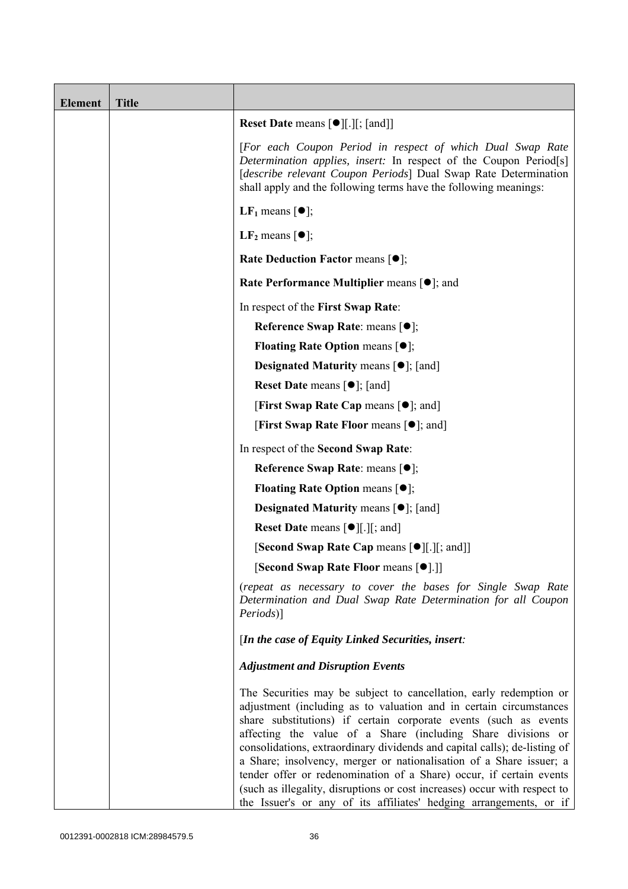| Element | Title | |
|---|---|---|
| | | **Reset Date** means [●][.][; [and]]<br><br>[*For each Coupon Period in respect of which Dual Swap Rate Determination applies, insert:* In respect of the Coupon Period[s] [*describe relevant Coupon Periods*] Dual Swap Rate Determination shall apply and the following terms have the following meanings:<br><br>**$LF_1$** means [●];<br><br>**$LF_2$** means [●];<br><br>**Rate Deduction Factor** means [●];<br><br>**Rate Performance Multiplier** means [●]; and<br><br>In respect of the **First Swap Rate**:<br><br>**Reference Swap Rate**: means [●];<br><br>**Floating Rate Option** means [●];<br><br>**Designated Maturity** means [●]; [and]<br><br>**Reset Date** means [●]; [and]<br><br>[**First Swap Rate Cap** means [●]; and]<br><br>[**First Swap Rate Floor** means [●]; and]<br><br>In respect of the **Second Swap Rate**:<br><br>**Reference Swap Rate**: means [●];<br><br>**Floating Rate Option** means [●];<br><br>**Designated Maturity** means [●]; [and]<br><br>**Reset Date** means [●][.][; and]<br><br>[**Second Swap Rate Cap** means [●][.][; and]]<br><br>[**Second Swap Rate Floor** means [●].]]<br><br>(*repeat as necessary to cover the bases for Single Swap Rate Determination and Dual Swap Rate Determination for all Coupon Periods*)]<br><br>[***In the case of Equity Linked Securities, insert:***<br><br>***Adjustment and Disruption Events***<br><br>The Securities may be subject to cancellation, early redemption or adjustment (including as to valuation and in certain circumstances share substitutions) if certain corporate events (such as events affecting the value of a Share (including Share divisions or consolidations, extraordinary dividends and capital calls); de-listing of a Share; insolvency, merger or nationalisation of a Share issuer; a tender offer or redenomination of a Share) occur, if certain events (such as illegality, disruptions or cost increases) occur with respect to the Issuer's or any of its affiliates' hedging arrangements, or if |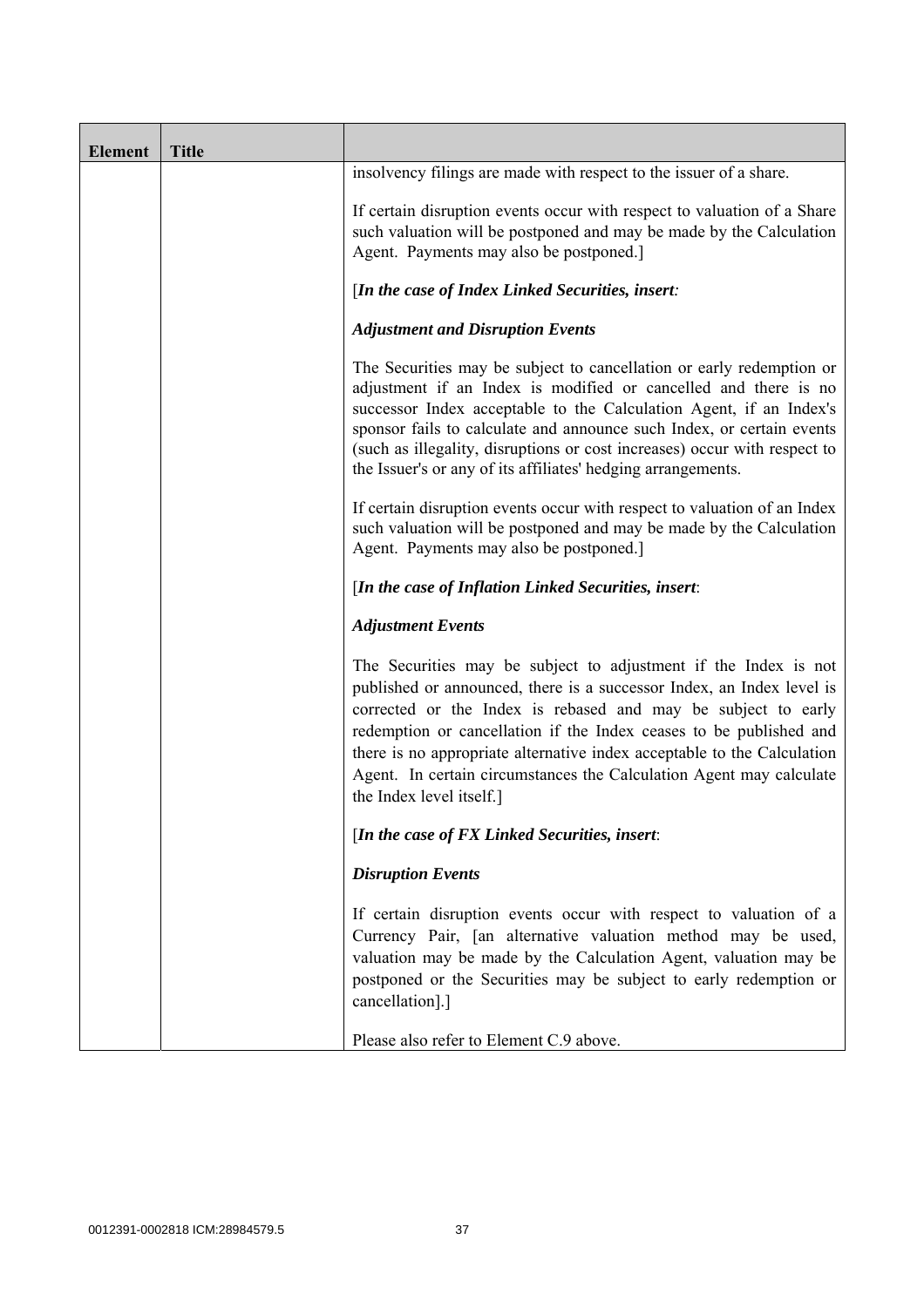| Element | Title | |
|---|---|---|
| | | insolvency filings are made with respect to the issuer of a share.<br><br>If certain disruption events occur with respect to valuation of a Share such valuation will be postponed and may be made by the Calculation Agent. Payments may also be postponed.]<br><br>[*In the case of Index Linked Securities, insert:*<br><br>***Adjustment and Disruption Events***<br><br>The Securities may be subject to cancellation or early redemption or adjustment if an Index is modified or cancelled and there is no successor Index acceptable to the Calculation Agent, if an Index's sponsor fails to calculate and announce such Index, or certain events (such as illegality, disruptions or cost increases) occur with respect to the Issuer's or any of its affiliates' hedging arrangements.<br><br>If certain disruption events occur with respect to valuation of an Index such valuation will be postponed and may be made by the Calculation Agent. Payments may also be postponed.]<br><br>[*In the case of Inflation Linked Securities, insert*:<br><br>***Adjustment Events***<br><br>The Securities may be subject to adjustment if the Index is not published or announced, there is a successor Index, an Index level is corrected or the Index is rebased and may be subject to early redemption or cancellation if the Index ceases to be published and there is no appropriate alternative index acceptable to the Calculation Agent. In certain circumstances the Calculation Agent may calculate the Index level itself.]<br><br>[*In the case of FX Linked Securities, insert*:<br><br>***Disruption Events***<br><br>If certain disruption events occur with respect to valuation of a Currency Pair, [an alternative valuation method may be used, valuation may be made by the Calculation Agent, valuation may be postponed or the Securities may be subject to early redemption or cancellation].]<br><br>Please also refer to Element C.9 above. |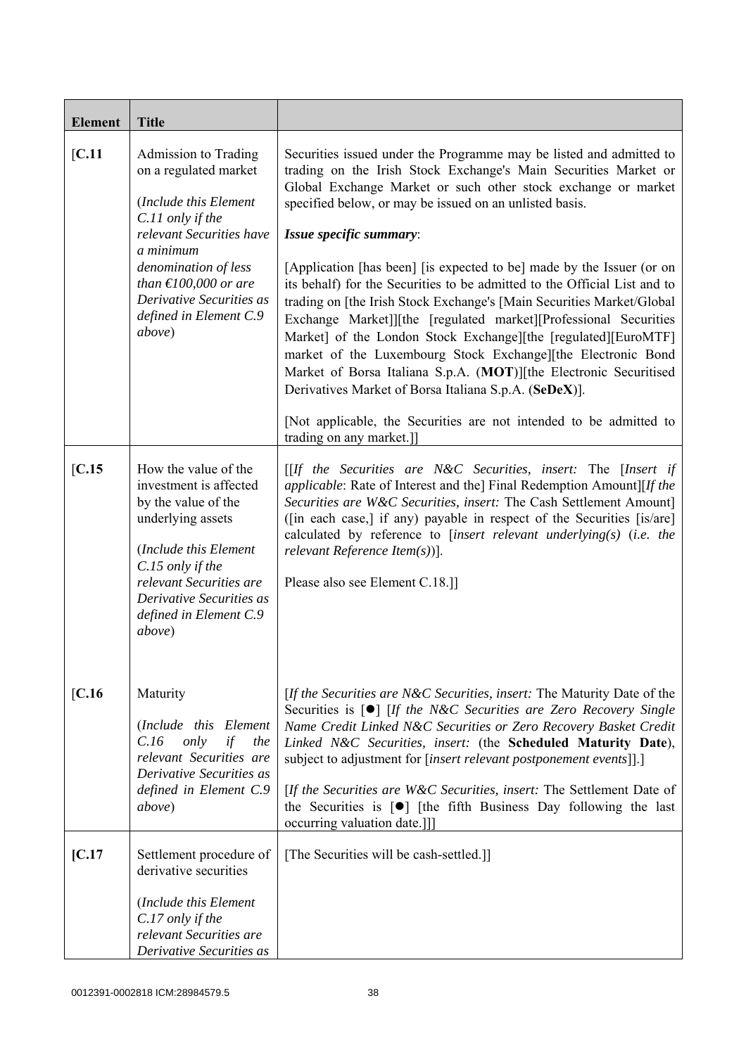| Element | Title | |
|---|---|---|
| [C.11 | Admission to Trading on a regulated market<br><br>(*Include this Element C.11 only if the relevant Securities have a minimum denomination of less than €100,000 or are Derivative Securities as defined in Element C.9 above*) | Securities issued under the Programme may be listed and admitted to trading on the Irish Stock Exchange's Main Securities Market or Global Exchange Market or such other stock exchange or market specified below, or may be issued on an unlisted basis.<br><br>***Issue specific summary***:<br><br>[Application [has been] [is expected to be] made by the Issuer (or on its behalf) for the Securities to be admitted to the Official List and to trading on [the Irish Stock Exchange's [Main Securities Market/Global Exchange Market]][the [regulated market][Professional Securities Market] of the London Stock Exchange][the [regulated][EuroMTF] market of the Luxembourg Stock Exchange][the Electronic Bond Market of Borsa Italiana S.p.A. (**MOT**)][the Electronic Securitised Derivatives Market of Borsa Italiana S.p.A. (**SeDeX**)].<br><br>[Not applicable, the Securities are not intended to be admitted to trading on any market.]] |
| [C.15 | How the value of the investment is affected by the value of the underlying assets<br><br>(*Include this Element C.15 only if the relevant Securities are Derivative Securities as defined in Element C.9 above*) | [[*If the Securities are N&C Securities, insert:* The [*Insert if applicable*: Rate of Interest and the] Final Redemption Amount][*If the Securities are W&C Securities, insert:* The Cash Settlement Amount] ([in each case,] if any) payable in respect of the Securities [is/are] calculated by reference to [*insert relevant underlying(s)* (*i.e. the relevant Reference Item(s)*)].<br><br>Please also see Element C.18.]] |
| [C.16 | Maturity<br><br>(*Include this Element C.16 only if the relevant Securities are Derivative Securities as defined in Element C.9 above*) | [*If the Securities are N&C Securities, insert:* The Maturity Date of the Securities is [●] [*If the N&C Securities are Zero Recovery Single Name Credit Linked N&C Securities or Zero Recovery Basket Credit Linked N&C Securities, insert:* (the **Scheduled Maturity Date**), subject to adjustment for [*insert relevant postponement events*]].]<br><br>[*If the Securities are W&C Securities, insert:* The Settlement Date of the Securities is [●] [the fifth Business Day following the last occurring valuation date.]]] |
| [C.17 | Settlement procedure of derivative securities<br><br>(*Include this Element C.17 only if the relevant Securities are Derivative Securities as* | [The Securities will be cash-settled.]] |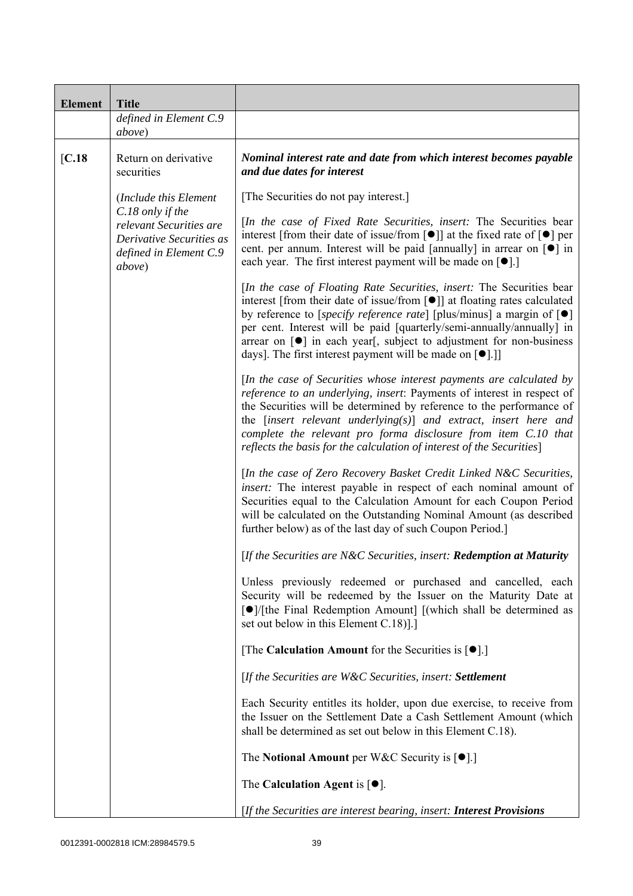| Element | Title | |
|---|---|---|
| | defined in Element C.9 *above*) | |
| [C.18 | Return on derivative securities<br><br>(*Include this Element C.18 only if the relevant Securities are Derivative Securities as defined in Element C.9 above*) | ***Nominal interest rate and date from which interest becomes payable and due dates for interest***<br><br>[The Securities do not pay interest.]<br><br>[*In the case of Fixed Rate Securities, insert:* The Securities bear interest [from their date of issue/from [●]] at the fixed rate of [●] per cent. per annum. Interest will be paid [annually] in arrear on [●] in each year. The first interest payment will be made on [●].]<br><br>[*In the case of Floating Rate Securities, insert:* The Securities bear interest [from their date of issue/from [●]] at floating rates calculated by reference to [*specify reference rate*] [plus/minus] a margin of [●] per cent. Interest will be paid [quarterly/semi-annually/annually] in arrear on [●] in each year[, subject to adjustment for non-business days]. The first interest payment will be made on [●].]]<br><br>[*In the case of Securities whose interest payments are calculated by reference to an underlying, insert*: Payments of interest in respect of the Securities will be determined by reference to the performance of the [*insert relevant underlying(s)*] *and extract, insert here and complete the relevant pro forma disclosure from item C.10 that reflects the basis for the calculation of interest of the Securities*]<br><br>[*In the case of Zero Recovery Basket Credit Linked N&C Securities, insert:* The interest payable in respect of each nominal amount of Securities equal to the Calculation Amount for each Coupon Period will be calculated on the Outstanding Nominal Amount (as described further below) as of the last day of such Coupon Period.]<br><br>[*If the Securities are N&C Securities, insert:* ***Redemption at Maturity***<br><br>Unless previously redeemed or purchased and cancelled, each Security will be redeemed by the Issuer on the Maturity Date at [●]/[the Final Redemption Amount] [(which shall be determined as set out below in this Element C.18)].]<br><br>[The **Calculation Amount** for the Securities is [●].]<br><br>[*If the Securities are W&C Securities, insert:* ***Settlement***<br><br>Each Security entitles its holder, upon due exercise, to receive from the Issuer on the Settlement Date a Cash Settlement Amount (which shall be determined as set out below in this Element C.18).<br><br>The **Notional Amount** per W&C Security is [●].]<br><br>The **Calculation Agent** is [●].<br><br>[*If the Securities are interest bearing, insert:* ***Interest Provisions*** |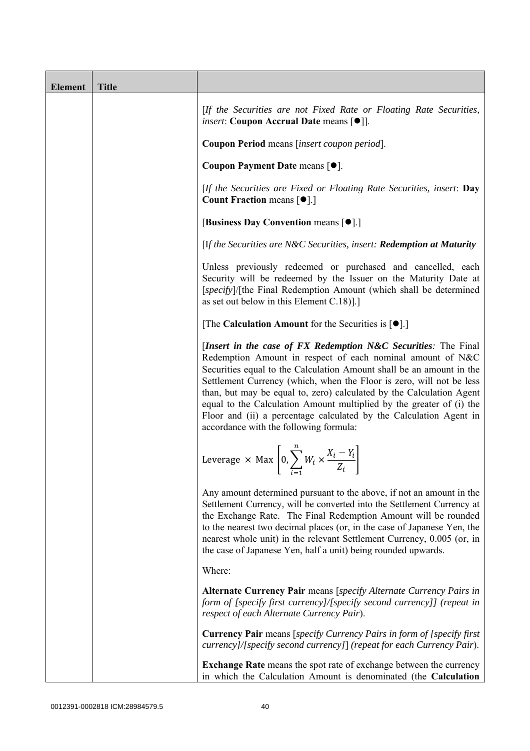| Element | Title | |
|---|---|---|
| | | [*If the Securities are not Fixed Rate or Floating Rate Securities, insert*: **Coupon Accrual Date** means [●]].<br><br>**Coupon Period** means [*insert coupon period*].<br><br>**Coupon Payment Date** means [●].<br><br>[*If the Securities are Fixed or Floating Rate Securities, insert*: **Day Count Fraction** means [●].]<br><br>[**Business Day Convention** means [●].]<br><br>[*If the Securities are N&C Securities, insert:* ***Redemption at Maturity***<br><br>Unless previously redeemed or purchased and cancelled, each Security will be redeemed by the Issuer on the Maturity Date at [*specify*]/[the Final Redemption Amount (which shall be determined as set out below in this Element C.18)].]<br><br>[The **Calculation Amount** for the Securities is [●].]<br><br>[***Insert in the case of FX Redemption N&C Securities:*** The Final Redemption Amount in respect of each nominal amount of N&C Securities equal to the Calculation Amount shall be an amount in the Settlement Currency (which, when the Floor is zero, will not be less than, but may be equal to, zero) calculated by the Calculation Agent equal to the Calculation Amount multiplied by the greater of (i) the Floor and (ii) a percentage calculated by the Calculation Agent in accordance with the following formula:<br><br>$\text{Leverage} \times \text{Max}\left[0, \sum_{i=1}^{n} W_i \times \frac{X_i - Y_i}{Z_i}\right]$<br><br>Any amount determined pursuant to the above, if not an amount in the Settlement Currency, will be converted into the Settlement Currency at the Exchange Rate. The Final Redemption Amount will be rounded to the nearest two decimal places (or, in the case of Japanese Yen, the nearest whole unit) in the relevant Settlement Currency, 0.005 (or, in the case of Japanese Yen, half a unit) being rounded upwards.<br><br>Where:<br><br>**Alternate Currency Pair** means [*specify Alternate Currency Pairs in form of [specify first currency]/[specify second currency]] (repeat in respect of each Alternate Currency Pair*).<br><br>**Currency Pair** means [*specify Currency Pairs in form of [specify first currency]/[specify second currency]*] *(repeat for each Currency Pair*).<br><br>**Exchange Rate** means the spot rate of exchange between the currency in which the Calculation Amount is denominated (the **Calculation** |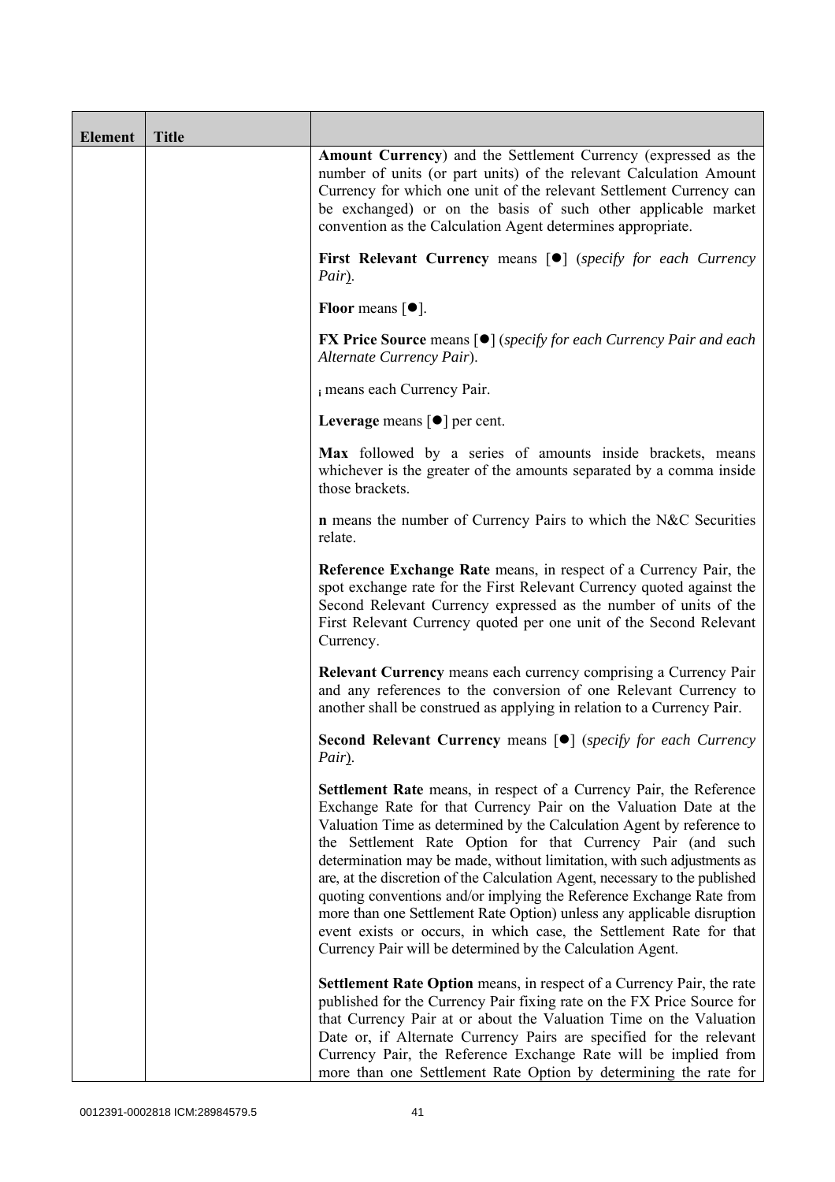| Element | Title | |
|---|---|---|
| | | **Amount Currency**) and the Settlement Currency (expressed as the number of units (or part units) of the relevant Calculation Amount Currency for which one unit of the relevant Settlement Currency can be exchanged) or on the basis of such other applicable market convention as the Calculation Agent determines appropriate.<br><br>**First Relevant Currency** means [●] (*specify for each Currency Pair*).<br><br>**Floor** means [●].<br><br>**FX Price Source** means [●] (*specify for each Currency Pair and each Alternate Currency Pair*).<br><br>$_i$ means each Currency Pair.<br><br>**Leverage** means [●] per cent.<br><br>**Max** followed by a series of amounts inside brackets, means whichever is the greater of the amounts separated by a comma inside those brackets.<br><br>**n** means the number of Currency Pairs to which the N&C Securities relate.<br><br>**Reference Exchange Rate** means, in respect of a Currency Pair, the spot exchange rate for the First Relevant Currency quoted against the Second Relevant Currency expressed as the number of units of the First Relevant Currency quoted per one unit of the Second Relevant Currency.<br><br>**Relevant Currency** means each currency comprising a Currency Pair and any references to the conversion of one Relevant Currency to another shall be construed as applying in relation to a Currency Pair.<br><br>**Second Relevant Currency** means [●] (*specify for each Currency Pair*).<br><br>**Settlement Rate** means, in respect of a Currency Pair, the Reference Exchange Rate for that Currency Pair on the Valuation Date at the Valuation Time as determined by the Calculation Agent by reference to the Settlement Rate Option for that Currency Pair (and such determination may be made, without limitation, with such adjustments as are, at the discretion of the Calculation Agent, necessary to the published quoting conventions and/or implying the Reference Exchange Rate from more than one Settlement Rate Option) unless any applicable disruption event exists or occurs, in which case, the Settlement Rate for that Currency Pair will be determined by the Calculation Agent.<br><br>**Settlement Rate Option** means, in respect of a Currency Pair, the rate published for the Currency Pair fixing rate on the FX Price Source for that Currency Pair at or about the Valuation Time on the Valuation Date or, if Alternate Currency Pairs are specified for the relevant Currency Pair, the Reference Exchange Rate will be implied from more than one Settlement Rate Option by determining the rate for |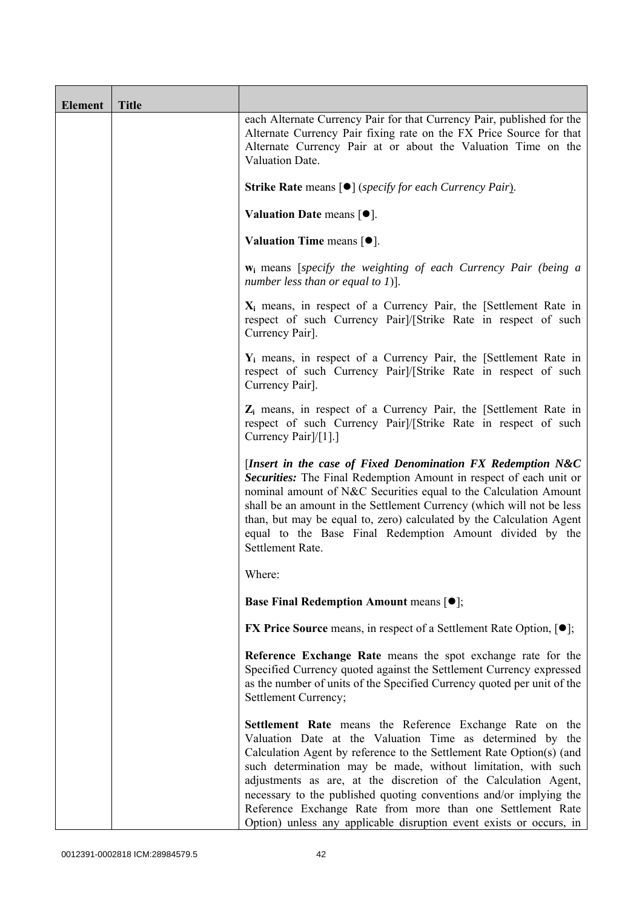| Element | Title | |
|---|---|---|
| | | each Alternate Currency Pair for that Currency Pair, published for the Alternate Currency Pair fixing rate on the FX Price Source for that Alternate Currency Pair at or about the Valuation Time on the Valuation Date.<br><br>**Strike Rate** means [●] (*specify for each Currency Pair*).<br><br>**Valuation Date** means [●].<br><br>**Valuation Time** means [●].<br><br>**$w_i$** means [*specify the weighting of each Currency Pair (being a number less than or equal to 1)*].<br><br>**$X_i$** means, in respect of a Currency Pair, the [Settlement Rate in respect of such Currency Pair]/[Strike Rate in respect of such Currency Pair].<br><br>**$Y_i$** means, in respect of a Currency Pair, the [Settlement Rate in respect of such Currency Pair]/[Strike Rate in respect of such Currency Pair].<br><br>**$Z_i$** means, in respect of a Currency Pair, the [Settlement Rate in respect of such Currency Pair]/[Strike Rate in respect of such Currency Pair]/[1].]<br><br>[***Insert in the case of Fixed Denomination FX Redemption N&C Securities:*** The Final Redemption Amount in respect of each unit or nominal amount of N&C Securities equal to the Calculation Amount shall be an amount in the Settlement Currency (which will not be less than, but may be equal to, zero) calculated by the Calculation Agent equal to the Base Final Redemption Amount divided by the Settlement Rate.<br><br>Where:<br><br>**Base Final Redemption Amount** means [●];<br><br>**FX Price Source** means, in respect of a Settlement Rate Option, [●];<br><br>**Reference Exchange Rate** means the spot exchange rate for the Specified Currency quoted against the Settlement Currency expressed as the number of units of the Specified Currency quoted per unit of the Settlement Currency;<br><br>**Settlement Rate** means the Reference Exchange Rate on the Valuation Date at the Valuation Time as determined by the Calculation Agent by reference to the Settlement Rate Option(s) (and such determination may be made, without limitation, with such adjustments as are, at the discretion of the Calculation Agent, necessary to the published quoting conventions and/or implying the Reference Exchange Rate from more than one Settlement Rate Option) unless any applicable disruption event exists or occurs, in |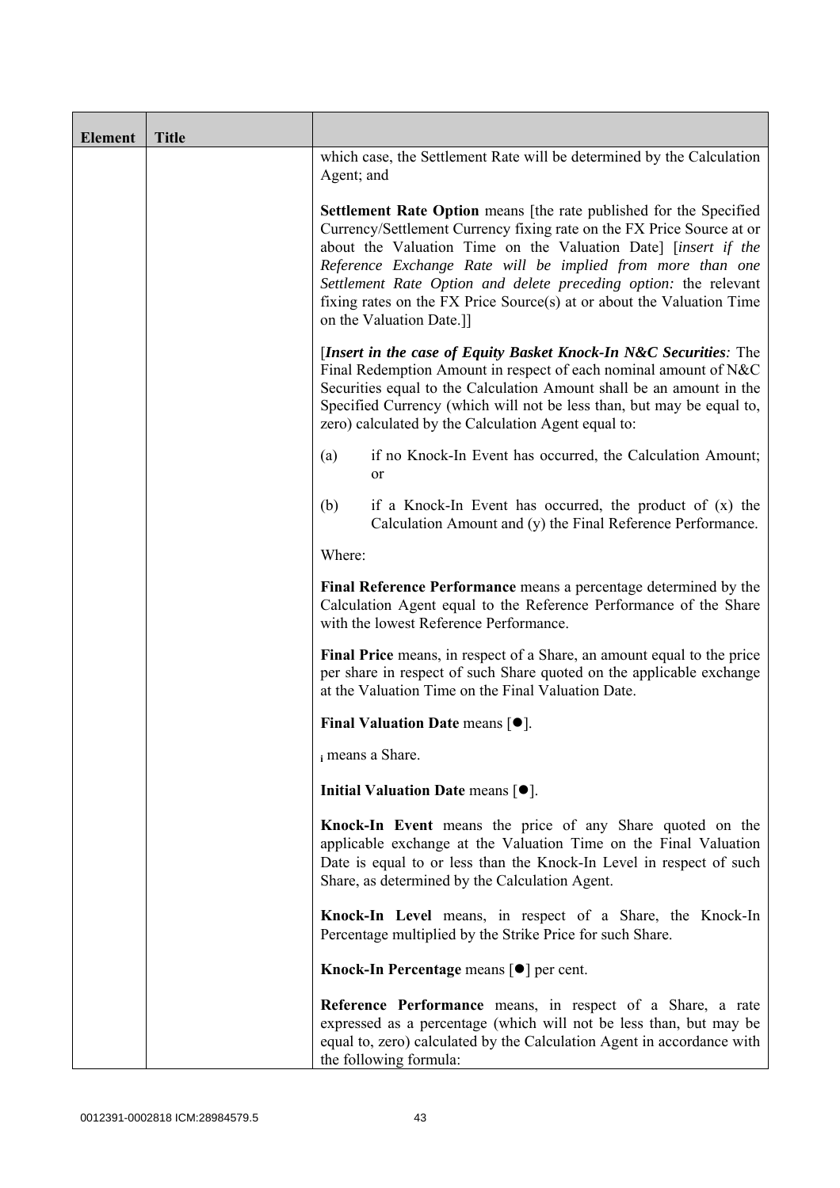| Element | Title | |
|---|---|---|
| | | which case, the Settlement Rate will be determined by the Calculation Agent; and<br><br>**Settlement Rate Option** means [the rate published for the Specified Currency/Settlement Currency fixing rate on the FX Price Source at or about the Valuation Time on the Valuation Date] [*insert if the Reference Exchange Rate will be implied from more than one Settlement Rate Option and delete preceding option:* the relevant fixing rates on the FX Price Source(s) at or about the Valuation Time on the Valuation Date.]]<br><br>[***Insert in the case of Equity Basket Knock-In N&C Securities:*** The Final Redemption Amount in respect of each nominal amount of N&C Securities equal to the Calculation Amount shall be an amount in the Specified Currency (which will not be less than, but may be equal to, zero) calculated by the Calculation Agent equal to:<br><br>(a) if no Knock-In Event has occurred, the Calculation Amount; or<br><br>(b) if a Knock-In Event has occurred, the product of (x) the Calculation Amount and (y) the Final Reference Performance.<br><br>Where:<br><br>**Final Reference Performance** means a percentage determined by the Calculation Agent equal to the Reference Performance of the Share with the lowest Reference Performance.<br><br>**Final Price** means, in respect of a Share, an amount equal to the price per share in respect of such Share quoted on the applicable exchange at the Valuation Time on the Final Valuation Date.<br><br>**Final Valuation Date** means [●].<br><br>$_i$ means a Share.<br><br>**Initial Valuation Date** means [●].<br><br>**Knock-In Event** means the price of any Share quoted on the applicable exchange at the Valuation Time on the Final Valuation Date is equal to or less than the Knock-In Level in respect of such Share, as determined by the Calculation Agent.<br><br>**Knock-In Level** means, in respect of a Share, the Knock-In Percentage multiplied by the Strike Price for such Share.<br><br>**Knock-In Percentage** means [●] per cent.<br><br>**Reference Performance** means, in respect of a Share, a rate expressed as a percentage (which will not be less than, but may be equal to, zero) calculated by the Calculation Agent in accordance with the following formula: |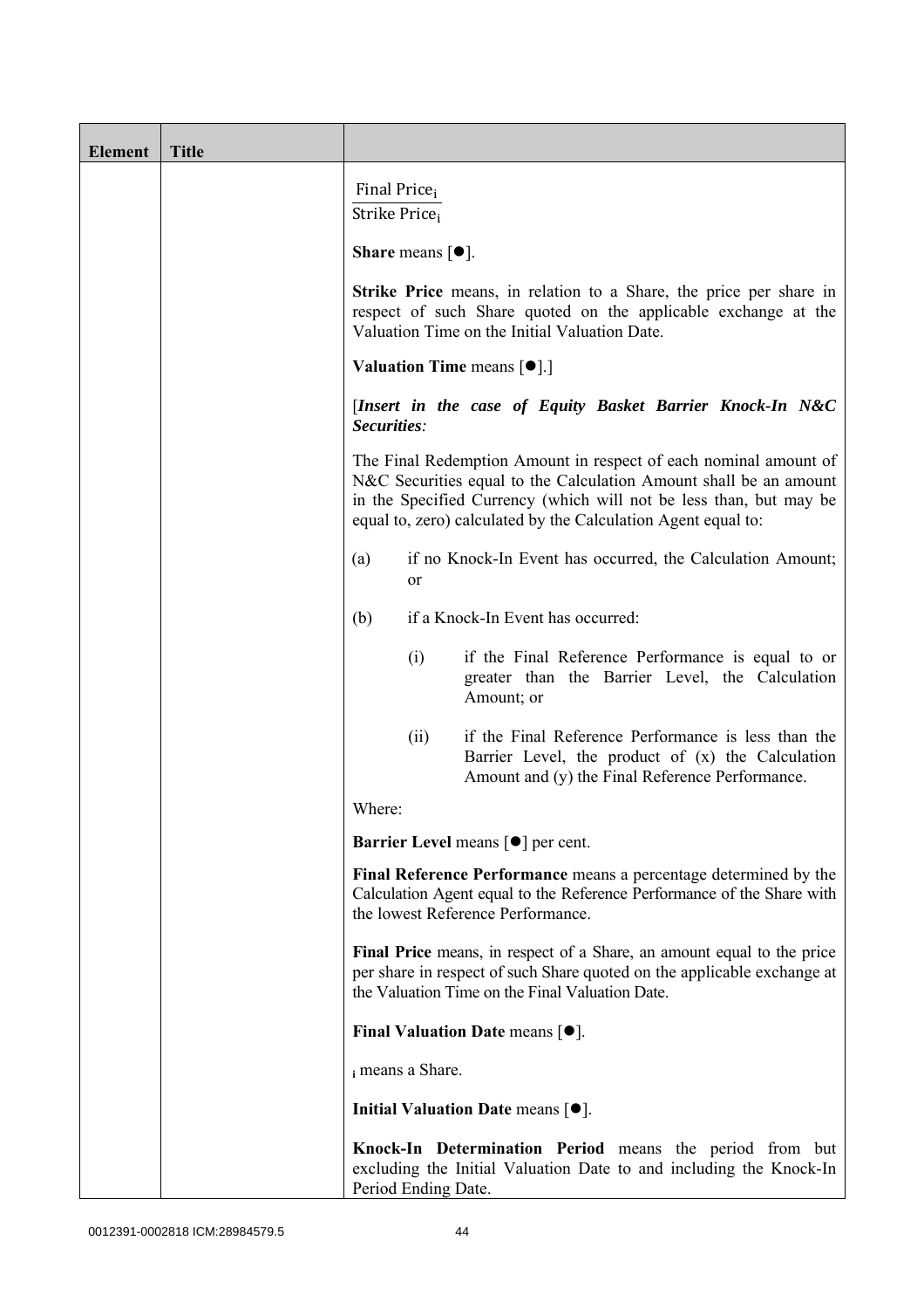| Element | Title | |
|---|---|---|
| | | $\frac{\text{Final Price}_i}{\text{Strike Price}_i}$<br><br>**Share** means [●].<br><br>**Strike Price** means, in relation to a Share, the price per share in respect of such Share quoted on the applicable exchange at the Valuation Time on the Initial Valuation Date.<br><br>**Valuation Time** means [●].]<br><br>[***Insert in the case of Equity Basket Barrier Knock-In N&C Securities:***<br><br>The Final Redemption Amount in respect of each nominal amount of N&C Securities equal to the Calculation Amount shall be an amount in the Specified Currency (which will not be less than, but may be equal to, zero) calculated by the Calculation Agent equal to:<br><br>(a) if no Knock-In Event has occurred, the Calculation Amount; or<br><br>(b) if a Knock-In Event has occurred:<br><br>(i) if the Final Reference Performance is equal to or greater than the Barrier Level, the Calculation Amount; or<br><br>(ii) if the Final Reference Performance is less than the Barrier Level, the product of (x) the Calculation Amount and (y) the Final Reference Performance.<br><br>Where:<br><br>**Barrier Level** means [●] per cent.<br><br>**Final Reference Performance** means a percentage determined by the Calculation Agent equal to the Reference Performance of the Share with the lowest Reference Performance.<br><br>**Final Price** means, in respect of a Share, an amount equal to the price per share in respect of such Share quoted on the applicable exchange at the Valuation Time on the Final Valuation Date.<br><br>**Final Valuation Date** means [●].<br><br>$_i$ means a Share.<br><br>**Initial Valuation Date** means [●].<br><br>**Knock-In Determination Period** means the period from but excluding the Initial Valuation Date to and including the Knock-In Period Ending Date. |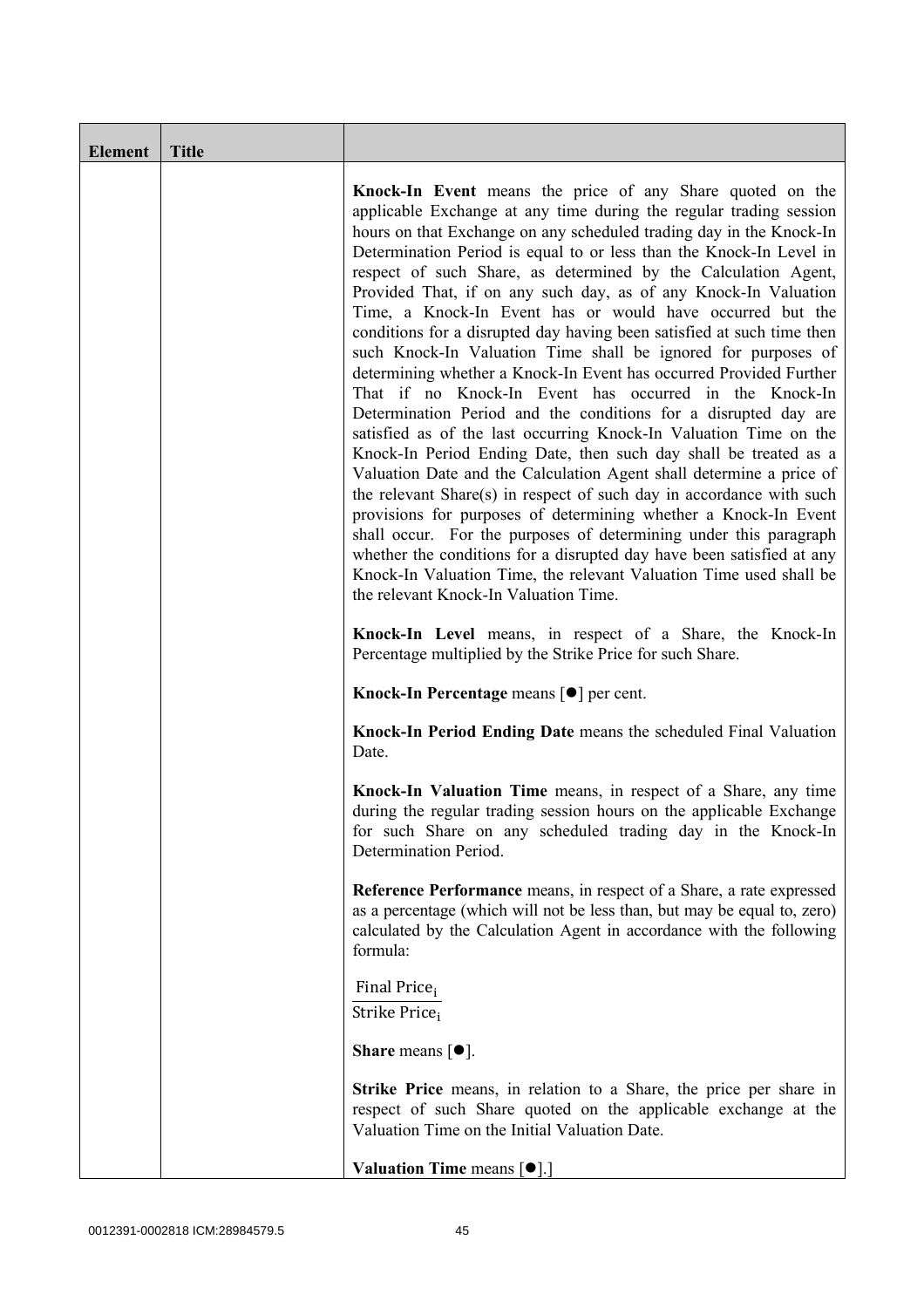| Element | Title |  |
|---|---|---|
| | | **Knock-In Event** means the price of any Share quoted on the applicable Exchange at any time during the regular trading session hours on that Exchange on any scheduled trading day in the Knock-In Determination Period is equal to or less than the Knock-In Level in respect of such Share, as determined by the Calculation Agent, Provided That, if on any such day, as of any Knock-In Valuation Time, a Knock-In Event has or would have occurred but the conditions for a disrupted day having been satisfied at such time then such Knock-In Valuation Time shall be ignored for purposes of determining whether a Knock-In Event has occurred Provided Further That if no Knock-In Event has occurred in the Knock-In Determination Period and the conditions for a disrupted day are satisfied as of the last occurring Knock-In Valuation Time on the Knock-In Period Ending Date, then such day shall be treated as a Valuation Date and the Calculation Agent shall determine a price of the relevant Share(s) in respect of such day in accordance with such provisions for purposes of determining whether a Knock-In Event shall occur. For the purposes of determining under this paragraph whether the conditions for a disrupted day have been satisfied at any Knock-In Valuation Time, the relevant Valuation Time used shall be the relevant Knock-In Valuation Time.<br><br>**Knock-In Level** means, in respect of a Share, the Knock-In Percentage multiplied by the Strike Price for such Share.<br><br>**Knock-In Percentage** means [●] per cent.<br><br>**Knock-In Period Ending Date** means the scheduled Final Valuation Date.<br><br>**Knock-In Valuation Time** means, in respect of a Share, any time during the regular trading session hours on the applicable Exchange for such Share on any scheduled trading day in the Knock-In Determination Period.<br><br>**Reference Performance** means, in respect of a Share, a rate expressed as a percentage (which will not be less than, but may be equal to, zero) calculated by the Calculation Agent in accordance with the following formula:<br><br>$\frac{\text{Final Price}_i}{\text{Strike Price}_i}$<br><br>**Share** means [●].<br><br>**Strike Price** means, in relation to a Share, the price per share in respect of such Share quoted on the applicable exchange at the Valuation Time on the Initial Valuation Date.<br><br>**Valuation Time** means [●].] |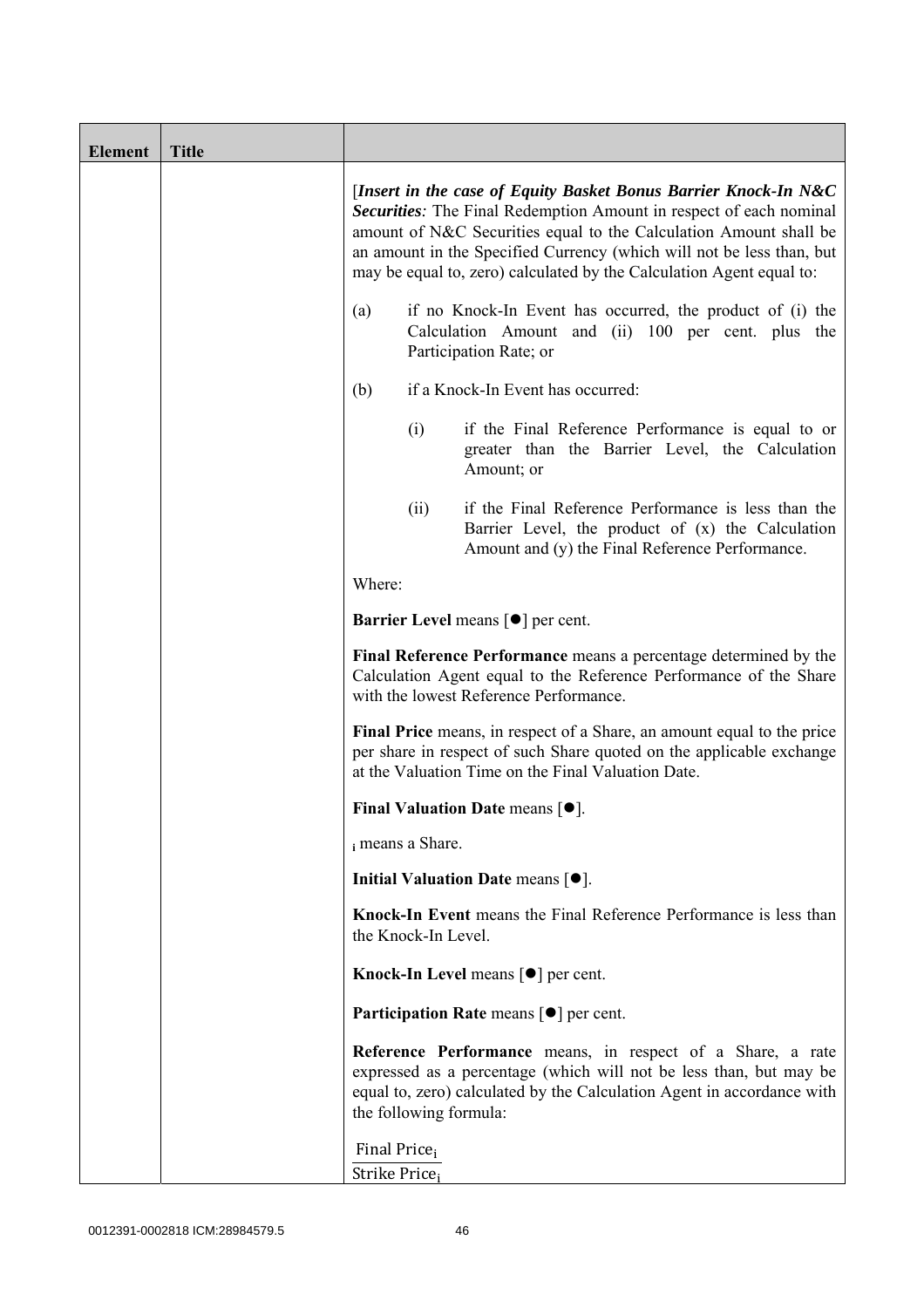| Element | Title | |
|---|---|---|
| | | [*Insert in the case of Equity Basket Bonus Barrier Knock-In N&C Securities:* The Final Redemption Amount in respect of each nominal amount of N&C Securities equal to the Calculation Amount shall be an amount in the Specified Currency (which will not be less than, but may be equal to, zero) calculated by the Calculation Agent equal to:<br><br>(a) if no Knock-In Event has occurred, the product of (i) the Calculation Amount and (ii) 100 per cent. plus the Participation Rate; or<br><br>(b) if a Knock-In Event has occurred:<br><br>(i) if the Final Reference Performance is equal to or greater than the Barrier Level, the Calculation Amount; or<br><br>(ii) if the Final Reference Performance is less than the Barrier Level, the product of (x) the Calculation Amount and (y) the Final Reference Performance.<br><br>Where:<br><br>**Barrier Level** means [●] per cent.<br><br>**Final Reference Performance** means a percentage determined by the Calculation Agent equal to the Reference Performance of the Share with the lowest Reference Performance.<br><br>**Final Price** means, in respect of a Share, an amount equal to the price per share in respect of such Share quoted on the applicable exchange at the Valuation Time on the Final Valuation Date.<br><br>**Final Valuation Date** means [●].<br><br>$_i$ means a Share.<br><br>**Initial Valuation Date** means [●].<br><br>**Knock-In Event** means the Final Reference Performance is less than the Knock-In Level.<br><br>**Knock-In Level** means [●] per cent.<br><br>**Participation Rate** means [●] per cent.<br><br>**Reference Performance** means, in respect of a Share, a rate expressed as a percentage (which will not be less than, but may be equal to, zero) calculated by the Calculation Agent in accordance with the following formula:<br><br>$\frac{\text{Final Price}_i}{\text{Strike Price}_i}$ |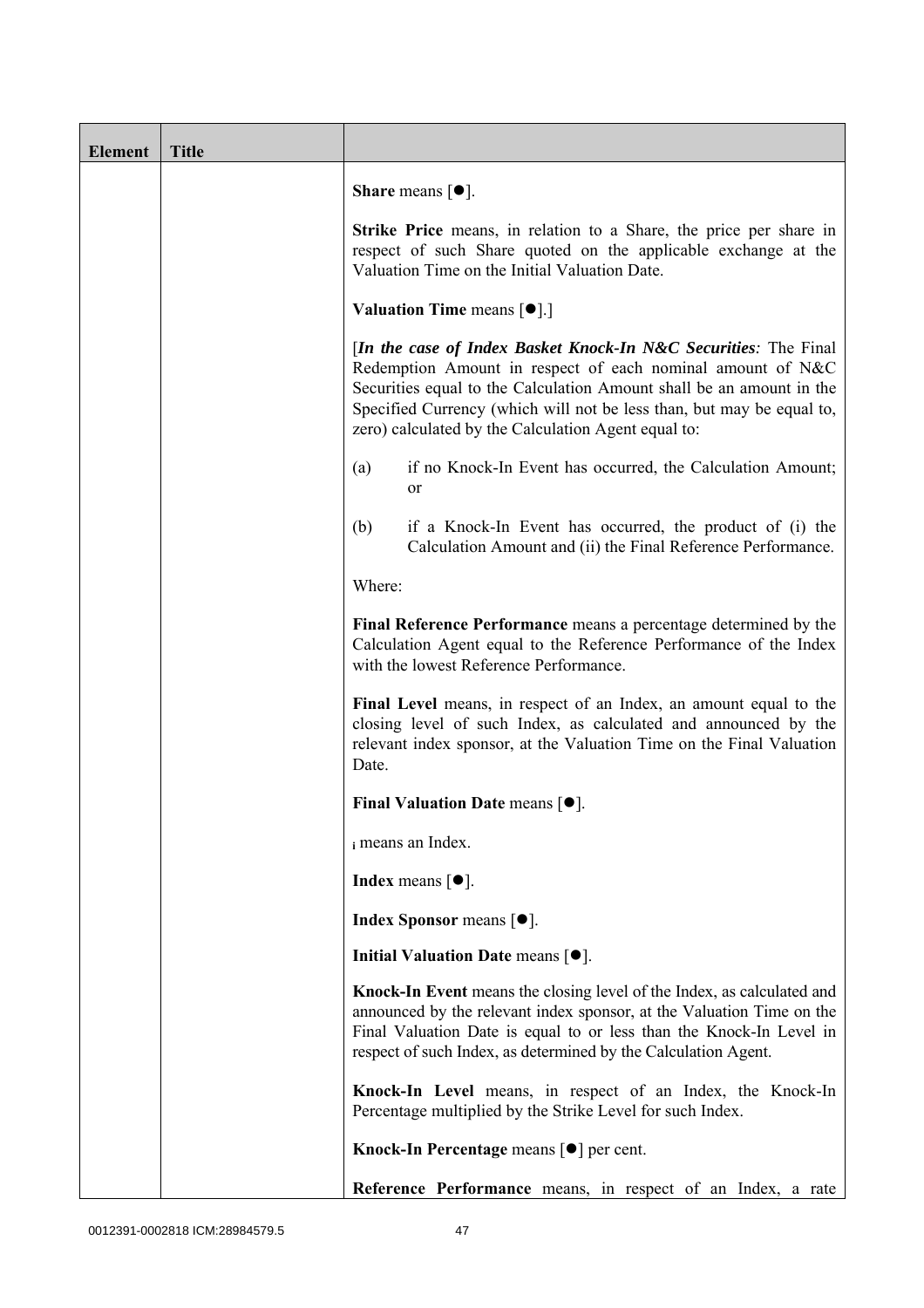| Element | Title | |
|---|---|---|
| | | **Share** means [●].<br><br>**Strike Price** means, in relation to a Share, the price per share in respect of such Share quoted on the applicable exchange at the Valuation Time on the Initial Valuation Date.<br><br>**Valuation Time** means [●].]<br><br>[***In the case of Index Basket Knock-In N&C Securities:*** The Final Redemption Amount in respect of each nominal amount of N&C Securities equal to the Calculation Amount shall be an amount in the Specified Currency (which will not be less than, but may be equal to, zero) calculated by the Calculation Agent equal to:<br><br>(a) if no Knock-In Event has occurred, the Calculation Amount; or<br><br>(b) if a Knock-In Event has occurred, the product of (i) the Calculation Amount and (ii) the Final Reference Performance.<br><br>Where:<br><br>**Final Reference Performance** means a percentage determined by the Calculation Agent equal to the Reference Performance of the Index with the lowest Reference Performance.<br><br>**Final Level** means, in respect of an Index, an amount equal to the closing level of such Index, as calculated and announced by the relevant index sponsor, at the Valuation Time on the Final Valuation Date.<br><br>**Final Valuation Date** means [●].<br><br>$_i$ means an Index.<br><br>**Index** means [●].<br><br>**Index Sponsor** means [●].<br><br>**Initial Valuation Date** means [●].<br><br>**Knock-In Event** means the closing level of the Index, as calculated and announced by the relevant index sponsor, at the Valuation Time on the Final Valuation Date is equal to or less than the Knock-In Level in respect of such Index, as determined by the Calculation Agent.<br><br>**Knock-In Level** means, in respect of an Index, the Knock-In Percentage multiplied by the Strike Level for such Index.<br><br>**Knock-In Percentage** means [●] per cent.<br><br>**Reference Performance** means, in respect of an Index, a rate |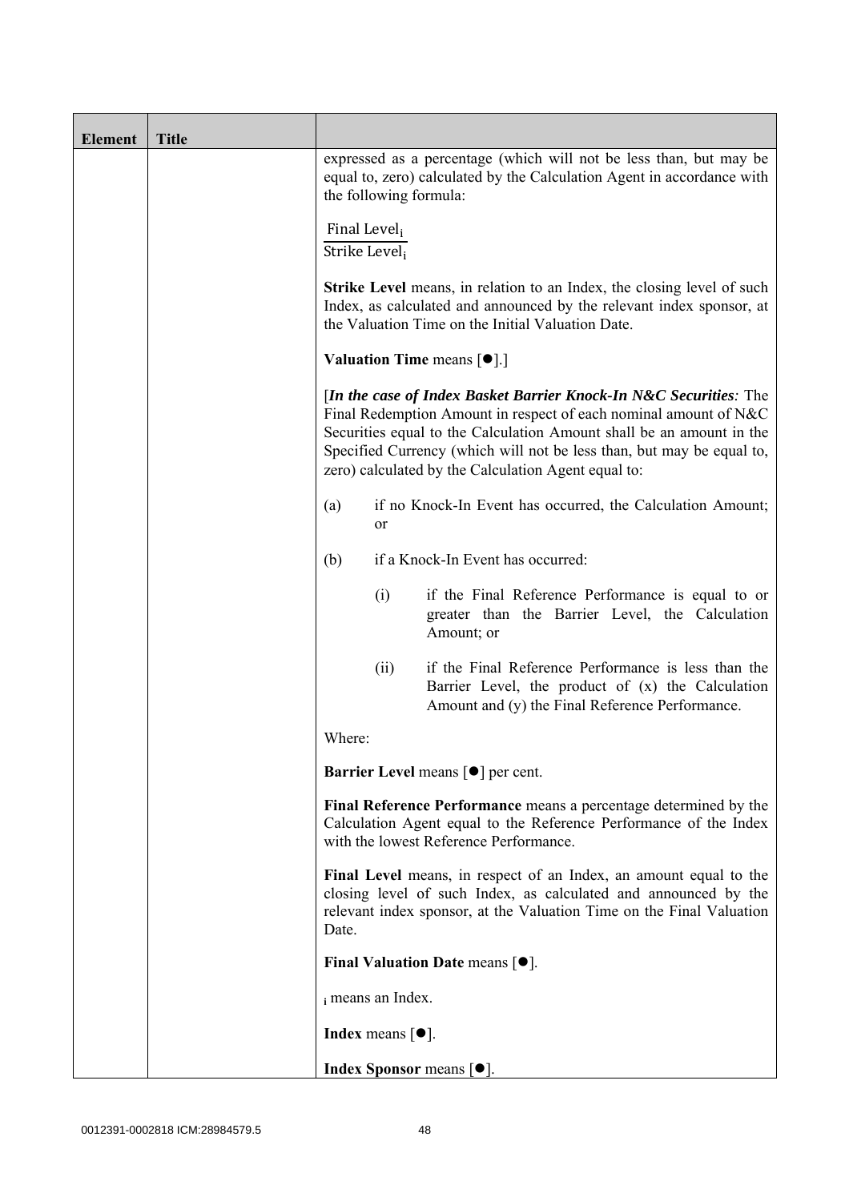| Element | Title | |
|---|---|---|
| | | expressed as a percentage (which will not be less than, but may be equal to, zero) calculated by the Calculation Agent in accordance with the following formula:<br><br>$$\frac{\text{Final Level}_i}{\text{Strike Level}_i}$$<br><br>**Strike Level** means, in relation to an Index, the closing level of such Index, as calculated and announced by the relevant index sponsor, at the Valuation Time on the Initial Valuation Date.<br><br>**Valuation Time** means [●].]<br><br>[***In the case of Index Basket Barrier Knock-In N&C Securities:*** The Final Redemption Amount in respect of each nominal amount of N&C Securities equal to the Calculation Amount shall be an amount in the Specified Currency (which will not be less than, but may be equal to, zero) calculated by the Calculation Agent equal to:<br><br>(a) if no Knock-In Event has occurred, the Calculation Amount; or<br><br>(b) if a Knock-In Event has occurred:<br><br>(i) if the Final Reference Performance is equal to or greater than the Barrier Level, the Calculation Amount; or<br><br>(ii) if the Final Reference Performance is less than the Barrier Level, the product of (x) the Calculation Amount and (y) the Final Reference Performance.<br><br>Where:<br><br>**Barrier Level** means [●] per cent.<br><br>**Final Reference Performance** means a percentage determined by the Calculation Agent equal to the Reference Performance of the Index with the lowest Reference Performance.<br><br>**Final Level** means, in respect of an Index, an amount equal to the closing level of such Index, as calculated and announced by the relevant index sponsor, at the Valuation Time on the Final Valuation Date.<br><br>**Final Valuation Date** means [●].<br><br>$_i$ means an Index.<br><br>**Index** means [●].<br><br>**Index Sponsor** means [●]. |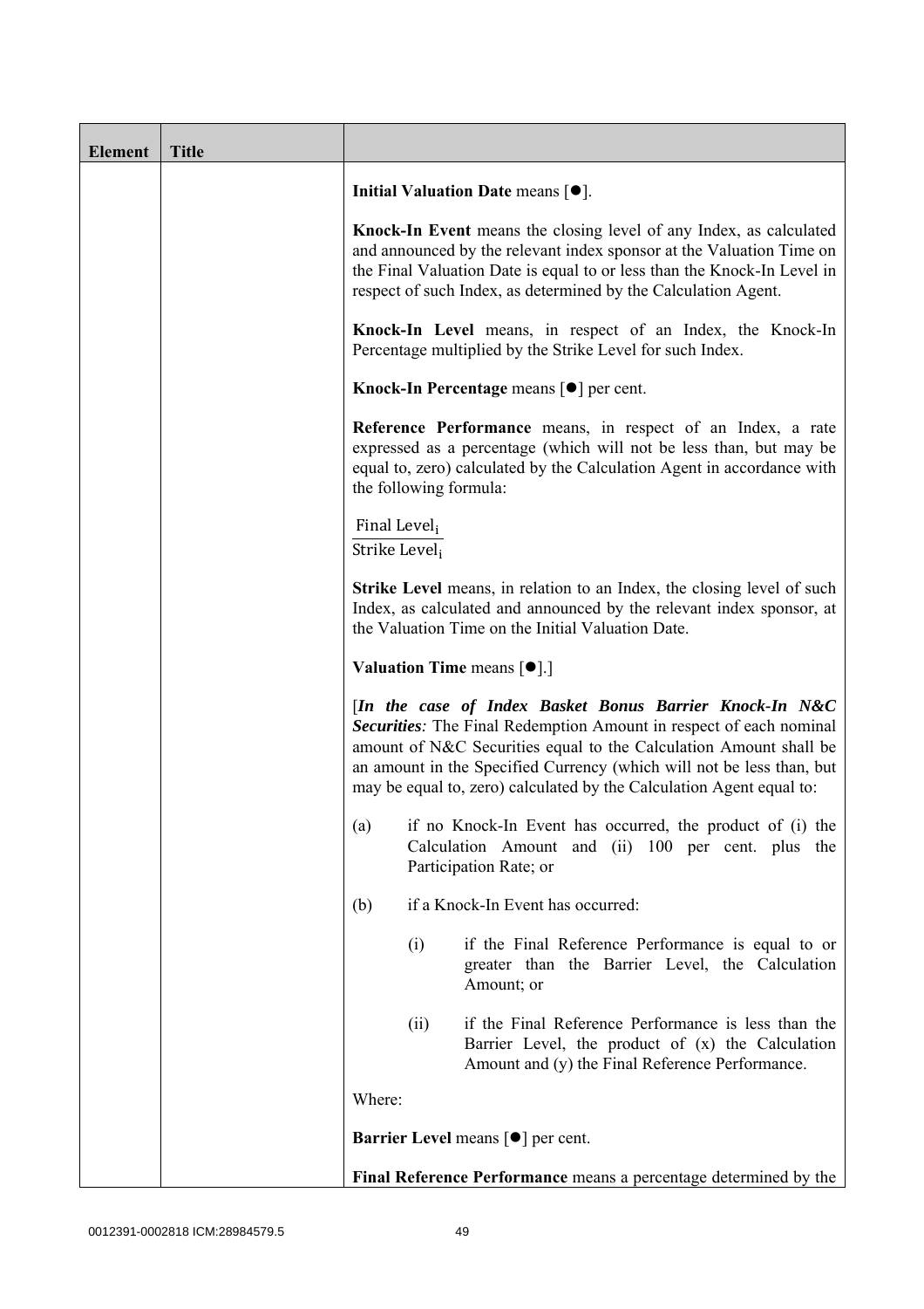| Element | Title | |
|---|---|---|
| | | **Initial Valuation Date** means [●].<br><br>**Knock-In Event** means the closing level of any Index, as calculated and announced by the relevant index sponsor at the Valuation Time on the Final Valuation Date is equal to or less than the Knock-In Level in respect of such Index, as determined by the Calculation Agent.<br><br>**Knock-In Level** means, in respect of an Index, the Knock-In Percentage multiplied by the Strike Level for such Index.<br><br>**Knock-In Percentage** means [●] per cent.<br><br>**Reference Performance** means, in respect of an Index, a rate expressed as a percentage (which will not be less than, but may be equal to, zero) calculated by the Calculation Agent in accordance with the following formula:<br><br>$\frac{\text{Final Level}_i}{\text{Strike Level}_i}$<br><br>**Strike Level** means, in relation to an Index, the closing level of such Index, as calculated and announced by the relevant index sponsor, at the Valuation Time on the Initial Valuation Date.<br><br>**Valuation Time** means [●].]<br><br>[***In the case of Index Basket Bonus Barrier Knock-In N&C Securities:*** The Final Redemption Amount in respect of each nominal amount of N&C Securities equal to the Calculation Amount shall be an amount in the Specified Currency (which will not be less than, but may be equal to, zero) calculated by the Calculation Agent equal to:<br><br>(a) if no Knock-In Event has occurred, the product of (i) the Calculation Amount and (ii) 100 per cent. plus the Participation Rate; or<br><br>(b) if a Knock-In Event has occurred:<br><br>(i) if the Final Reference Performance is equal to or greater than the Barrier Level, the Calculation Amount; or<br><br>(ii) if the Final Reference Performance is less than the Barrier Level, the product of (x) the Calculation Amount and (y) the Final Reference Performance.<br><br>Where:<br><br>**Barrier Level** means [●] per cent.<br><br>**Final Reference Performance** means a percentage determined by the |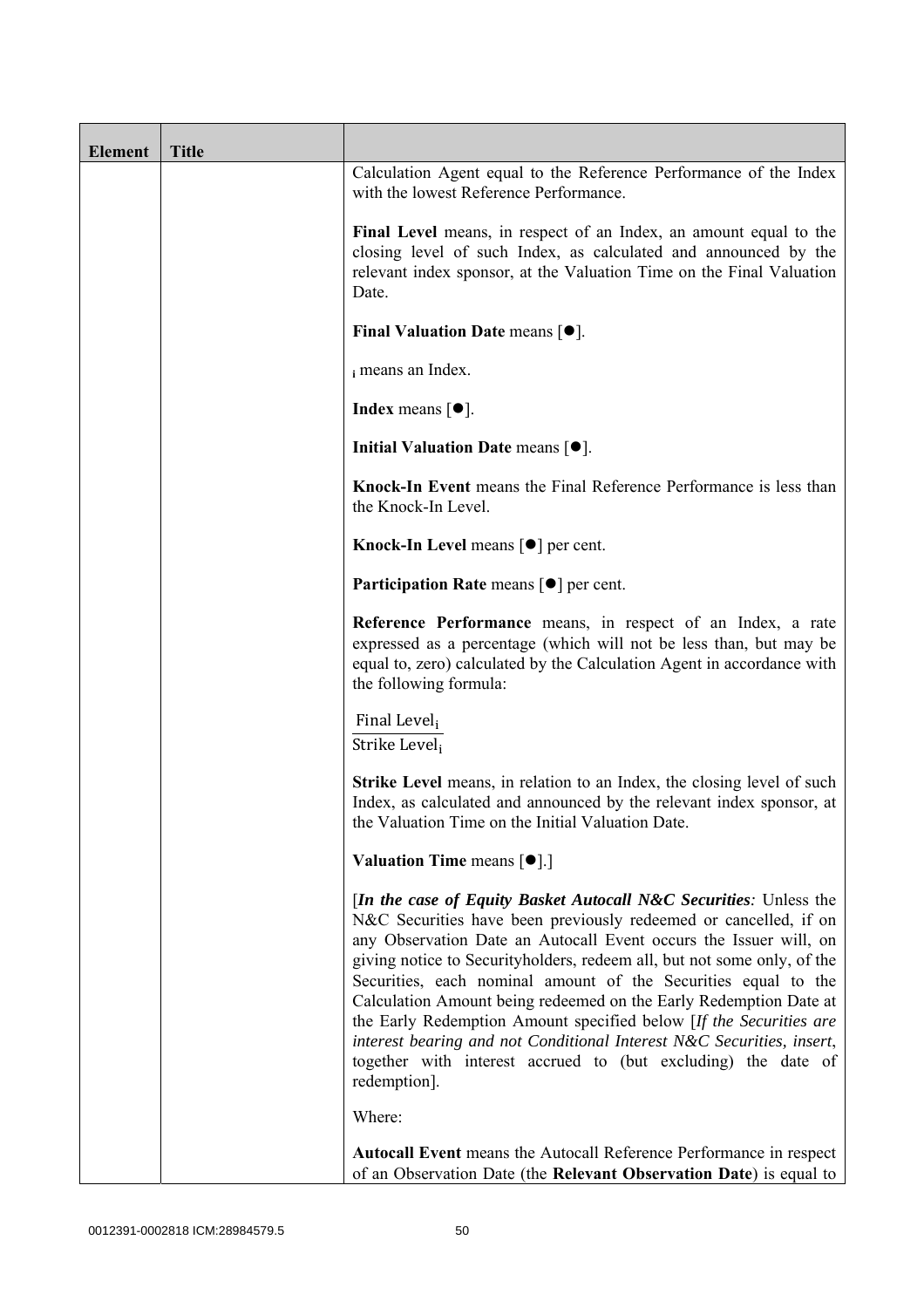| Element | Title | |
|---|---|---|
| | | Calculation Agent equal to the Reference Performance of the Index with the lowest Reference Performance.<br><br>**Final Level** means, in respect of an Index, an amount equal to the closing level of such Index, as calculated and announced by the relevant index sponsor, at the Valuation Time on the Final Valuation Date.<br><br>**Final Valuation Date** means [●].<br><br>$_i$ means an Index.<br><br>**Index** means [●].<br><br>**Initial Valuation Date** means [●].<br><br>**Knock-In Event** means the Final Reference Performance is less than the Knock-In Level.<br><br>**Knock-In Level** means [●] per cent.<br><br>**Participation Rate** means [●] per cent.<br><br>**Reference Performance** means, in respect of an Index, a rate expressed as a percentage (which will not be less than, but may be equal to, zero) calculated by the Calculation Agent in accordance with the following formula:<br><br>$\frac{\text{Final Level}_i}{\text{Strike Level}_i}$<br><br>**Strike Level** means, in relation to an Index, the closing level of such Index, as calculated and announced by the relevant index sponsor, at the Valuation Time on the Initial Valuation Date.<br><br>**Valuation Time** means [●].]<br><br>[***In the case of Equity Basket Autocall N&C Securities**:* Unless the N&C Securities have been previously redeemed or cancelled, if on any Observation Date an Autocall Event occurs the Issuer will, on giving notice to Securityholders, redeem all, but not some only, of the Securities, each nominal amount of the Securities equal to the Calculation Amount being redeemed on the Early Redemption Date at the Early Redemption Amount specified below [*If the Securities are interest bearing and not Conditional Interest N&C Securities, insert*, together with interest accrued to (but excluding) the date of redemption].<br><br>Where:<br><br>**Autocall Event** means the Autocall Reference Performance in respect of an Observation Date (the **Relevant Observation Date**) is equal to |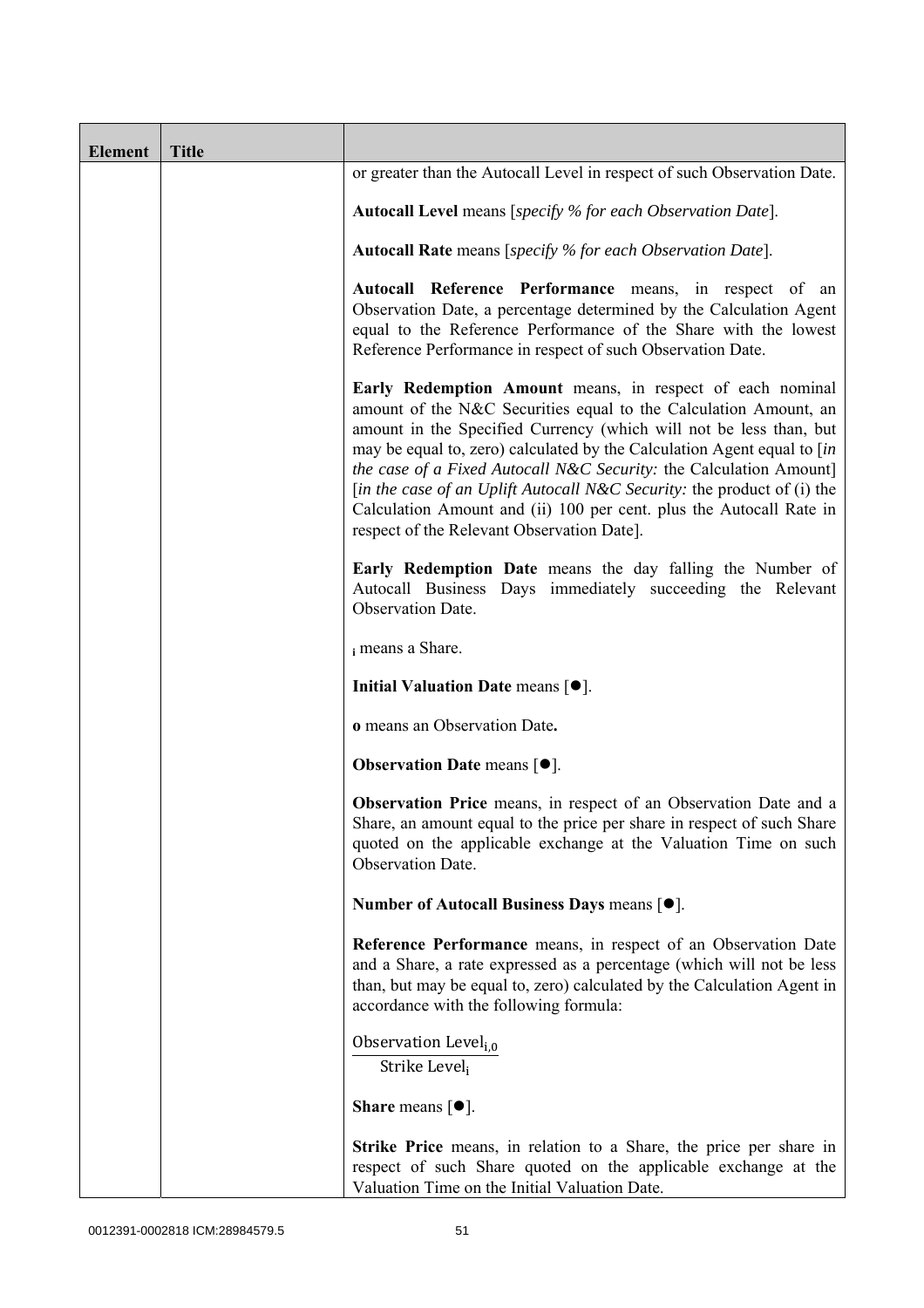| Element | Title | |
|---|---|---|
| | | or greater than the Autocall Level in respect of such Observation Date.<br><br>**Autocall Level** means [*specify % for each Observation Date*].<br><br>**Autocall Rate** means [*specify % for each Observation Date*].<br><br>**Autocall Reference Performance** means, in respect of an Observation Date, a percentage determined by the Calculation Agent equal to the Reference Performance of the Share with the lowest Reference Performance in respect of such Observation Date.<br><br>**Early Redemption Amount** means, in respect of each nominal amount of the N&C Securities equal to the Calculation Amount, an amount in the Specified Currency (which will not be less than, but may be equal to, zero) calculated by the Calculation Agent equal to [*in the case of a Fixed Autocall N&C Security:* the Calculation Amount] [*in the case of an Uplift Autocall N&C Security:* the product of (i) the Calculation Amount and (ii) 100 per cent. plus the Autocall Rate in respect of the Relevant Observation Date].<br><br>**Early Redemption Date** means the day falling the Number of Autocall Business Days immediately succeeding the Relevant Observation Date.<br><br>$_{i}$ means a Share.<br><br>**Initial Valuation Date** means [●].<br><br>**o** means an Observation Date**.**<br><br>**Observation Date** means [●].<br><br>**Observation Price** means, in respect of an Observation Date and a Share, an amount equal to the price per share in respect of such Share quoted on the applicable exchange at the Valuation Time on such Observation Date.<br><br>**Number of Autocall Business Days** means [●].<br><br>**Reference Performance** means, in respect of an Observation Date and a Share, a rate expressed as a percentage (which will not be less than, but may be equal to, zero) calculated by the Calculation Agent in accordance with the following formula:<br><br>$\frac{\text{Observation Level}_{i,0}}{\text{Strike Level}_{i}}$<br><br>**Share** means [●].<br><br>**Strike Price** means, in relation to a Share, the price per share in respect of such Share quoted on the applicable exchange at the Valuation Time on the Initial Valuation Date. |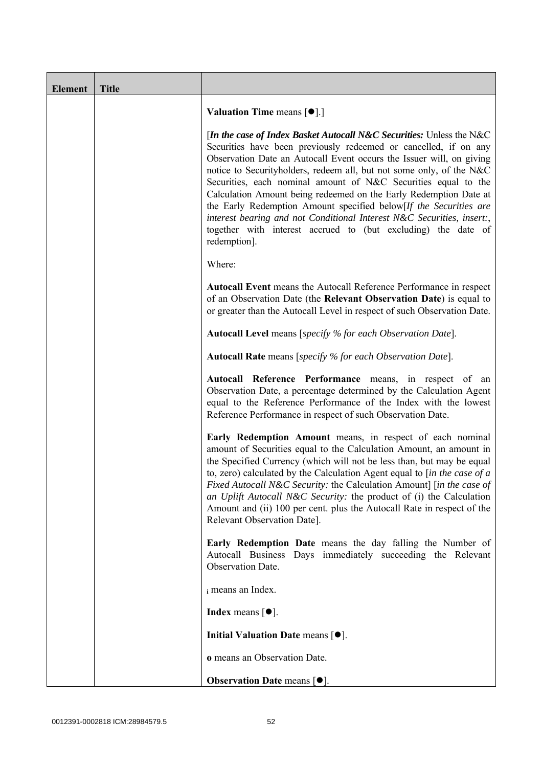| Element | Title | |
|---|---|---|
| | | **Valuation Time** means [●].]<br><br>[***In the case of Index Basket Autocall N&C Securities:*** Unless the N&C Securities have been previously redeemed or cancelled, if on any Observation Date an Autocall Event occurs the Issuer will, on giving notice to Securityholders, redeem all, but not some only, of the N&C Securities, each nominal amount of N&C Securities equal to the Calculation Amount being redeemed on the Early Redemption Date at the Early Redemption Amount specified below[*If the Securities are interest bearing and not Conditional Interest N&C Securities, insert:*, together with interest accrued to (but excluding) the date of redemption].<br><br>Where:<br><br>**Autocall Event** means the Autocall Reference Performance in respect of an Observation Date (the **Relevant Observation Date**) is equal to or greater than the Autocall Level in respect of such Observation Date.<br><br>**Autocall Level** means [*specify % for each Observation Date*].<br><br>**Autocall Rate** means [*specify % for each Observation Date*].<br><br>**Autocall Reference Performance** means, in respect of an Observation Date, a percentage determined by the Calculation Agent equal to the Reference Performance of the Index with the lowest Reference Performance in respect of such Observation Date.<br><br>**Early Redemption Amount** means, in respect of each nominal amount of Securities equal to the Calculation Amount, an amount in the Specified Currency (which will not be less than, but may be equal to, zero) calculated by the Calculation Agent equal to [*in the case of a Fixed Autocall N&C Security:* the Calculation Amount] [*in the case of an Uplift Autocall N&C Security:* the product of (i) the Calculation Amount and (ii) 100 per cent. plus the Autocall Rate in respect of the Relevant Observation Date].<br><br>**Early Redemption Date** means the day falling the Number of Autocall Business Days immediately succeeding the Relevant Observation Date.<br><br>$_{i}$ means an Index.<br><br>**Index** means [●].<br><br>**Initial Valuation Date** means [●].<br><br>**o** means an Observation Date.<br><br>**Observation Date** means [●]. |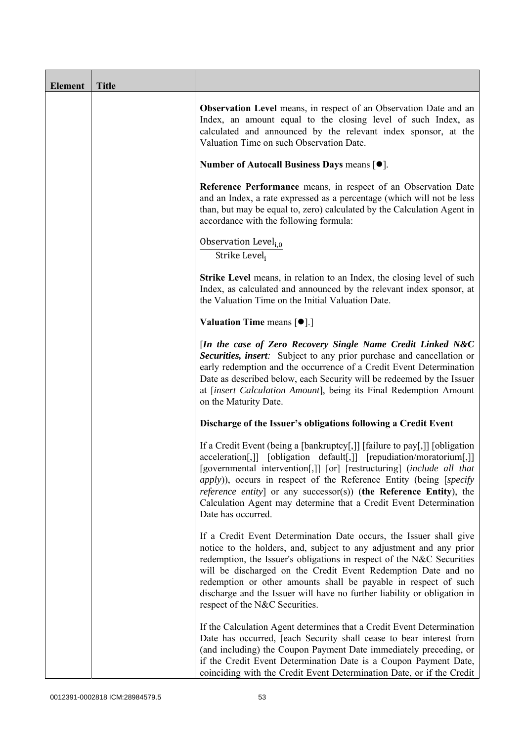| Element | Title | |
|---|---|---|
| | | **Observation Level** means, in respect of an Observation Date and an Index, an amount equal to the closing level of such Index, as calculated and announced by the relevant index sponsor, at the Valuation Time on such Observation Date.<br><br>**Number of Autocall Business Days** means [●].<br><br>**Reference Performance** means, in respect of an Observation Date and an Index, a rate expressed as a percentage (which will not be less than, but may be equal to, zero) calculated by the Calculation Agent in accordance with the following formula:<br><br>$\frac{\text{Observation Level}_{i,0}}{\text{Strike Level}_i}$<br><br>**Strike Level** means, in relation to an Index, the closing level of such Index, as calculated and announced by the relevant index sponsor, at the Valuation Time on the Initial Valuation Date.<br><br>**Valuation Time** means [●].]<br><br>[***In the case of Zero Recovery Single Name Credit Linked N&C Securities, insert:*** Subject to any prior purchase and cancellation or early redemption and the occurrence of a Credit Event Determination Date as described below, each Security will be redeemed by the Issuer at [*insert Calculation Amount*], being its Final Redemption Amount on the Maturity Date.<br><br>**Discharge of the Issuer's obligations following a Credit Event**<br><br>If a Credit Event (being a [bankruptcy[,]] [failure to pay[,]] [obligation acceleration[,]] [obligation default[,]] [repudiation/moratorium[,]] [governmental intervention[,]] [or] [restructuring] (*include all that apply*)), occurs in respect of the Reference Entity (being [*specify reference entity*] or any successor(s)) (**the Reference Entity**), the Calculation Agent may determine that a Credit Event Determination Date has occurred.<br><br>If a Credit Event Determination Date occurs, the Issuer shall give notice to the holders, and, subject to any adjustment and any prior redemption, the Issuer's obligations in respect of the N&C Securities will be discharged on the Credit Event Redemption Date and no redemption or other amounts shall be payable in respect of such discharge and the Issuer will have no further liability or obligation in respect of the N&C Securities.<br><br>If the Calculation Agent determines that a Credit Event Determination Date has occurred, [each Security shall cease to bear interest from (and including) the Coupon Payment Date immediately preceding, or if the Credit Event Determination Date is a Coupon Payment Date, coinciding with the Credit Event Determination Date, or if the Credit |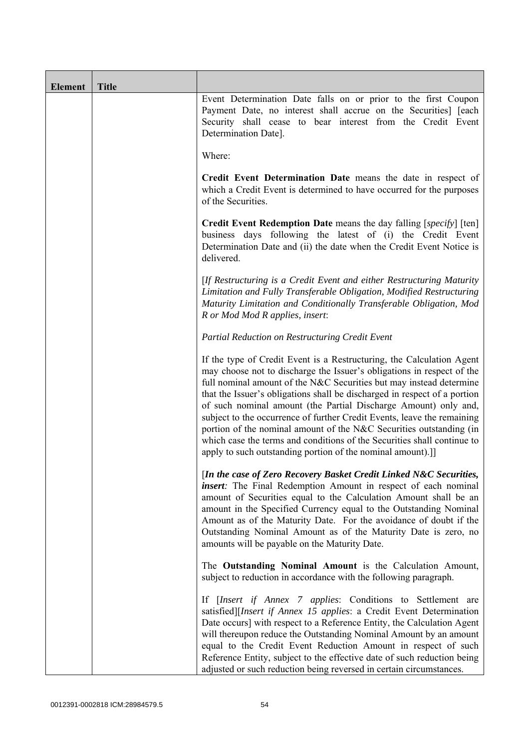| Element | Title | |
|---|---|---|
| | | Event Determination Date falls on or prior to the first Coupon Payment Date, no interest shall accrue on the Securities] [each Security shall cease to bear interest from the Credit Event Determination Date].<br><br>Where:<br><br>**Credit Event Determination Date** means the date in respect of which a Credit Event is determined to have occurred for the purposes of the Securities.<br><br>**Credit Event Redemption Date** means the day falling [*specify*] [ten] business days following the latest of (i) the Credit Event Determination Date and (ii) the date when the Credit Event Notice is delivered.<br><br>[*If Restructuring is a Credit Event and either Restructuring Maturity Limitation and Fully Transferable Obligation, Modified Restructuring Maturity Limitation and Conditionally Transferable Obligation, Mod R or Mod Mod R applies, insert*:<br><br>*Partial Reduction on Restructuring Credit Event*<br><br>If the type of Credit Event is a Restructuring, the Calculation Agent may choose not to discharge the Issuer's obligations in respect of the full nominal amount of the N&C Securities but may instead determine that the Issuer's obligations shall be discharged in respect of a portion of such nominal amount (the Partial Discharge Amount) only and, subject to the occurrence of further Credit Events, leave the remaining portion of the nominal amount of the N&C Securities outstanding (in which case the terms and conditions of the Securities shall continue to apply to such outstanding portion of the nominal amount).]]<br><br>[***In the case of Zero Recovery Basket Credit Linked N&C Securities, insert****:* The Final Redemption Amount in respect of each nominal amount of Securities equal to the Calculation Amount shall be an amount in the Specified Currency equal to the Outstanding Nominal Amount as of the Maturity Date. For the avoidance of doubt if the Outstanding Nominal Amount as of the Maturity Date is zero, no amounts will be payable on the Maturity Date.<br><br>The **Outstanding Nominal Amount** is the Calculation Amount, subject to reduction in accordance with the following paragraph.<br><br>If [*Insert if Annex 7 applies*: Conditions to Settlement are satisfied][*Insert if Annex 15 applies*: a Credit Event Determination Date occurs] with respect to a Reference Entity, the Calculation Agent will thereupon reduce the Outstanding Nominal Amount by an amount equal to the Credit Event Reduction Amount in respect of such Reference Entity, subject to the effective date of such reduction being adjusted or such reduction being reversed in certain circumstances. |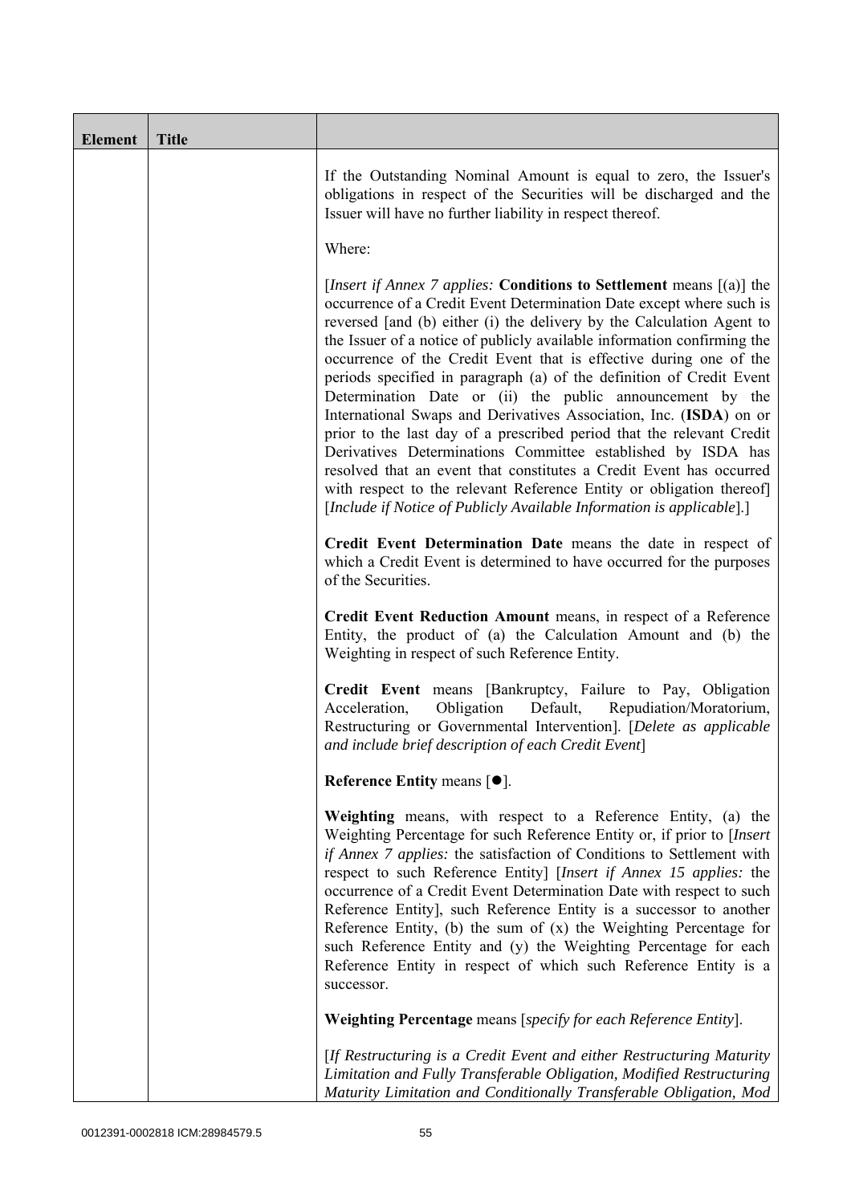| Element | Title | |
|---|---|---|
| | | If the Outstanding Nominal Amount is equal to zero, the Issuer's obligations in respect of the Securities will be discharged and the Issuer will have no further liability in respect thereof.<br><br>Where:<br><br>[*Insert if Annex 7 applies:* **Conditions to Settlement** means [(a)] the occurrence of a Credit Event Determination Date except where such is reversed [and (b) either (i) the delivery by the Calculation Agent to the Issuer of a notice of publicly available information confirming the occurrence of the Credit Event that is effective during one of the periods specified in paragraph (a) of the definition of Credit Event Determination Date or (ii) the public announcement by the International Swaps and Derivatives Association, Inc. (**ISDA**) on or prior to the last day of a prescribed period that the relevant Credit Derivatives Determinations Committee established by ISDA has resolved that an event that constitutes a Credit Event has occurred with respect to the relevant Reference Entity or obligation thereof] [*Include if Notice of Publicly Available Information is applicable*].]<br><br>**Credit Event Determination Date** means the date in respect of which a Credit Event is determined to have occurred for the purposes of the Securities.<br><br>**Credit Event Reduction Amount** means, in respect of a Reference Entity, the product of (a) the Calculation Amount and (b) the Weighting in respect of such Reference Entity.<br><br>**Credit Event** means [Bankruptcy, Failure to Pay, Obligation Acceleration, Obligation Default, Repudiation/Moratorium, Restructuring or Governmental Intervention]. [*Delete as applicable and include brief description of each Credit Event*]<br><br>**Reference Entity** means [●].<br><br>**Weighting** means, with respect to a Reference Entity, (a) the Weighting Percentage for such Reference Entity or, if prior to [*Insert if Annex 7 applies:* the satisfaction of Conditions to Settlement with respect to such Reference Entity] [*Insert if Annex 15 applies:* the occurrence of a Credit Event Determination Date with respect to such Reference Entity], such Reference Entity is a successor to another Reference Entity, (b) the sum of (x) the Weighting Percentage for such Reference Entity and (y) the Weighting Percentage for each Reference Entity in respect of which such Reference Entity is a successor.<br><br>**Weighting Percentage** means [*specify for each Reference Entity*].<br><br>[*If Restructuring is a Credit Event and either Restructuring Maturity Limitation and Fully Transferable Obligation, Modified Restructuring Maturity Limitation and Conditionally Transferable Obligation, Mod* |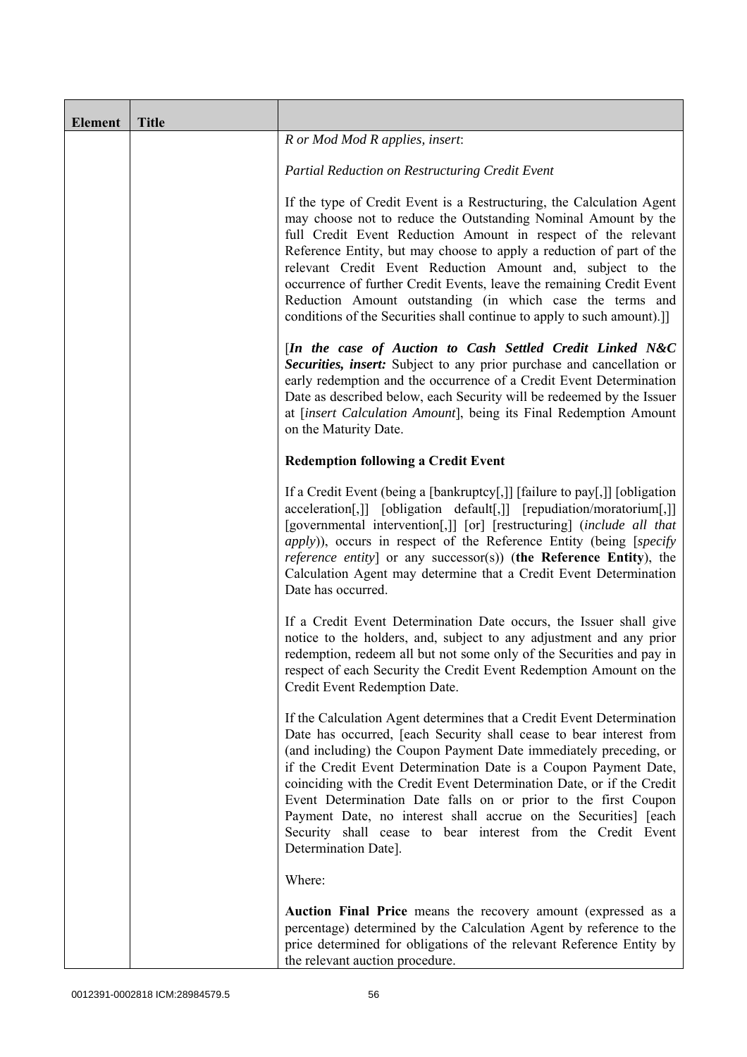| Element | Title | |
|---|---|---|
| | | *R or Mod Mod R applies, insert*:<br><br>*Partial Reduction on Restructuring Credit Event*<br><br>If the type of Credit Event is a Restructuring, the Calculation Agent may choose not to reduce the Outstanding Nominal Amount by the full Credit Event Reduction Amount in respect of the relevant Reference Entity, but may choose to apply a reduction of part of the relevant Credit Event Reduction Amount and, subject to the occurrence of further Credit Events, leave the remaining Credit Event Reduction Amount outstanding (in which case the terms and conditions of the Securities shall continue to apply to such amount).]]<br><br>[***In the case of Auction to Cash Settled Credit Linked N&C Securities, insert:*** Subject to any prior purchase and cancellation or early redemption and the occurrence of a Credit Event Determination Date as described below, each Security will be redeemed by the Issuer at [*insert Calculation Amount*], being its Final Redemption Amount on the Maturity Date.<br><br>**Redemption following a Credit Event**<br><br>If a Credit Event (being a [bankruptcy[,]] [failure to pay[,]] [obligation acceleration[,]] [obligation default[,]] [repudiation/moratorium[,]] [governmental intervention[,]] [or] [restructuring] (*include all that apply*)), occurs in respect of the Reference Entity (being [*specify reference entity*] or any successor(s)) (**the Reference Entity**), the Calculation Agent may determine that a Credit Event Determination Date has occurred.<br><br>If a Credit Event Determination Date occurs, the Issuer shall give notice to the holders, and, subject to any adjustment and any prior redemption, redeem all but not some only of the Securities and pay in respect of each Security the Credit Event Redemption Amount on the Credit Event Redemption Date.<br><br>If the Calculation Agent determines that a Credit Event Determination Date has occurred, [each Security shall cease to bear interest from (and including) the Coupon Payment Date immediately preceding, or if the Credit Event Determination Date is a Coupon Payment Date, coinciding with the Credit Event Determination Date, or if the Credit Event Determination Date falls on or prior to the first Coupon Payment Date, no interest shall accrue on the Securities] [each Security shall cease to bear interest from the Credit Event Determination Date].<br><br>Where:<br><br>**Auction Final Price** means the recovery amount (expressed as a percentage) determined by the Calculation Agent by reference to the price determined for obligations of the relevant Reference Entity by the relevant auction procedure. |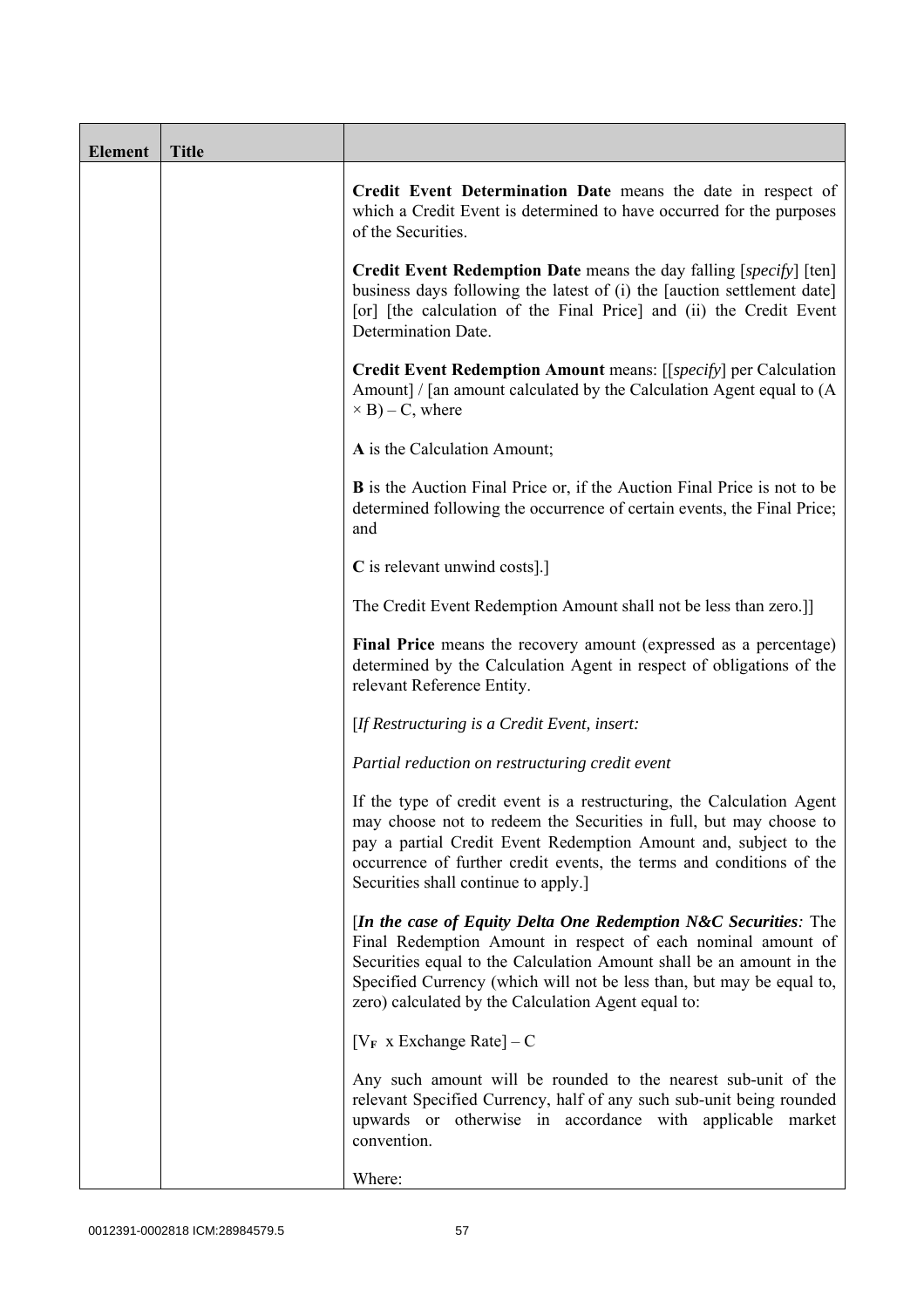| Element | Title | |
|---|---|---|
| | | **Credit Event Determination Date** means the date in respect of which a Credit Event is determined to have occurred for the purposes of the Securities.<br><br>**Credit Event Redemption Date** means the day falling [*specify*] [ten] business days following the latest of (i) the [auction settlement date] [or] [the calculation of the Final Price] and (ii) the Credit Event Determination Date.<br><br>**Credit Event Redemption Amount** means: [[*specify*] per Calculation Amount] / [an amount calculated by the Calculation Agent equal to $(A \times B) - C$, where<br><br>**A** is the Calculation Amount;<br><br>**B** is the Auction Final Price or, if the Auction Final Price is not to be determined following the occurrence of certain events, the Final Price; and<br><br>**C** is relevant unwind costs].]<br><br>The Credit Event Redemption Amount shall not be less than zero.]]<br><br>**Final Price** means the recovery amount (expressed as a percentage) determined by the Calculation Agent in respect of obligations of the relevant Reference Entity.<br><br>[*If Restructuring is a Credit Event, insert:*<br><br>*Partial reduction on restructuring credit event*<br><br>If the type of credit event is a restructuring, the Calculation Agent may choose not to redeem the Securities in full, but may choose to pay a partial Credit Event Redemption Amount and, subject to the occurrence of further credit events, the terms and conditions of the Securities shall continue to apply.]<br><br>[***In the case of Equity Delta One Redemption N&C Securities****:* The Final Redemption Amount in respect of each nominal amount of Securities equal to the Calculation Amount shall be an amount in the Specified Currency (which will not be less than, but may be equal to, zero) calculated by the Calculation Agent equal to:<br><br>$[V_F \text{ x Exchange Rate}] - C$<br><br>Any such amount will be rounded to the nearest sub-unit of the relevant Specified Currency, half of any such sub-unit being rounded upwards or otherwise in accordance with applicable market convention.<br><br>Where: |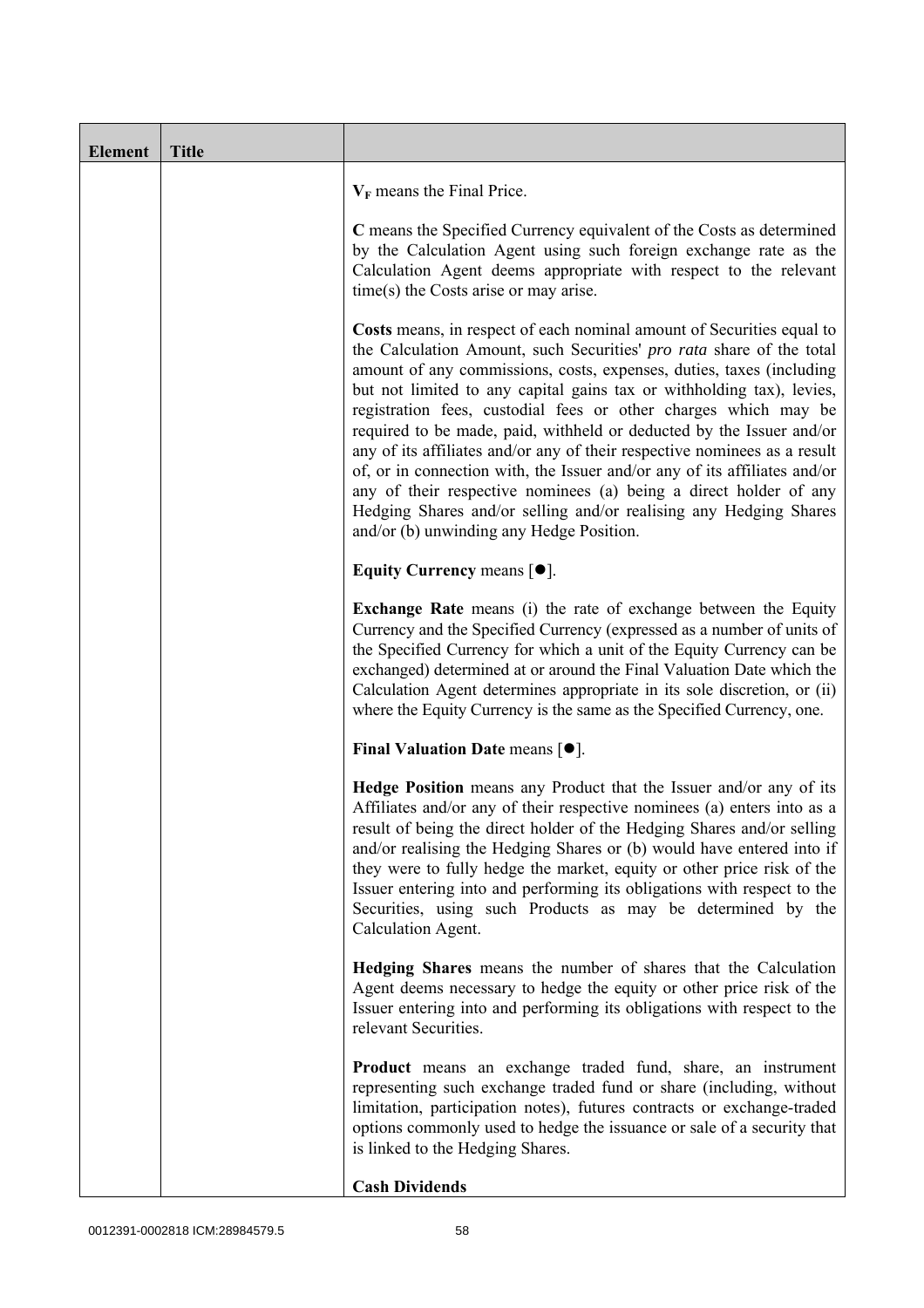| Element | Title | |
|---|---|---|
| | | $V_F$ means the Final Price.<br><br>**C** means the Specified Currency equivalent of the Costs as determined by the Calculation Agent using such foreign exchange rate as the Calculation Agent deems appropriate with respect to the relevant time(s) the Costs arise or may arise.<br><br>**Costs** means, in respect of each nominal amount of Securities equal to the Calculation Amount, such Securities' *pro rata* share of the total amount of any commissions, costs, expenses, duties, taxes (including but not limited to any capital gains tax or withholding tax), levies, registration fees, custodial fees or other charges which may be required to be made, paid, withheld or deducted by the Issuer and/or any of its affiliates and/or any of their respective nominees as a result of, or in connection with, the Issuer and/or any of its affiliates and/or any of their respective nominees (a) being a direct holder of any Hedging Shares and/or selling and/or realising any Hedging Shares and/or (b) unwinding any Hedge Position.<br><br>**Equity Currency** means [●].<br><br>**Exchange Rate** means (i) the rate of exchange between the Equity Currency and the Specified Currency (expressed as a number of units of the Specified Currency for which a unit of the Equity Currency can be exchanged) determined at or around the Final Valuation Date which the Calculation Agent determines appropriate in its sole discretion, or (ii) where the Equity Currency is the same as the Specified Currency, one.<br><br>**Final Valuation Date** means [●].<br><br>**Hedge Position** means any Product that the Issuer and/or any of its Affiliates and/or any of their respective nominees (a) enters into as a result of being the direct holder of the Hedging Shares and/or selling and/or realising the Hedging Shares or (b) would have entered into if they were to fully hedge the market, equity or other price risk of the Issuer entering into and performing its obligations with respect to the Securities, using such Products as may be determined by the Calculation Agent.<br><br>**Hedging Shares** means the number of shares that the Calculation Agent deems necessary to hedge the equity or other price risk of the Issuer entering into and performing its obligations with respect to the relevant Securities.<br><br>**Product** means an exchange traded fund, share, an instrument representing such exchange traded fund or share (including, without limitation, participation notes), futures contracts or exchange-traded options commonly used to hedge the issuance or sale of a security that is linked to the Hedging Shares.<br><br>**Cash Dividends** |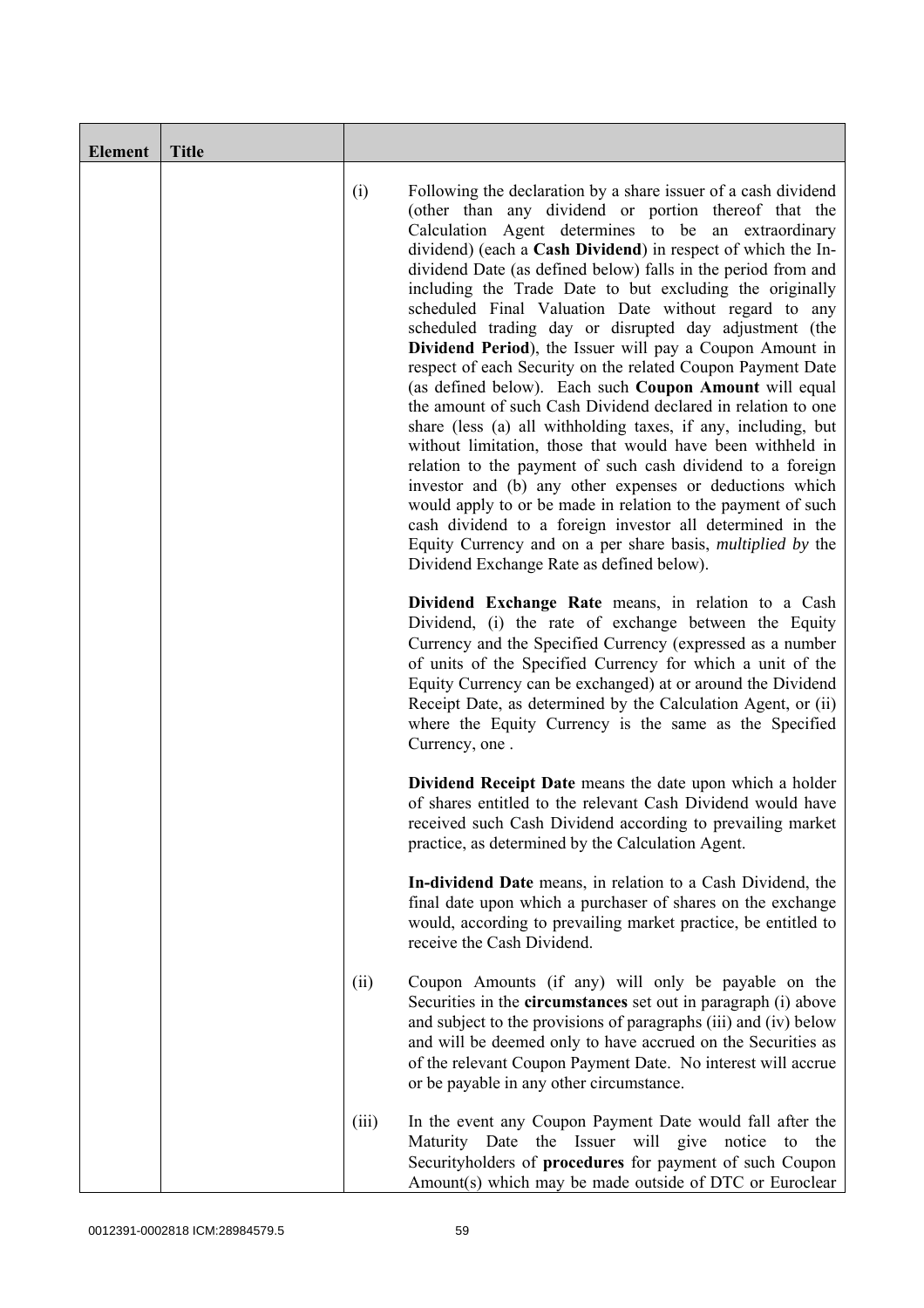| Element | Title | |
|---|---|---|
| | | (i) Following the declaration by a share issuer of a cash dividend (other than any dividend or portion thereof that the Calculation Agent determines to be an extraordinary dividend) (each a **Cash Dividend**) in respect of which the In-dividend Date (as defined below) falls in the period from and including the Trade Date to but excluding the originally scheduled Final Valuation Date without regard to any scheduled trading day or disrupted day adjustment (the **Dividend Period**), the Issuer will pay a Coupon Amount in respect of each Security on the related Coupon Payment Date (as defined below). Each such **Coupon Amount** will equal the amount of such Cash Dividend declared in relation to one share (less (a) all withholding taxes, if any, including, but without limitation, those that would have been withheld in relation to the payment of such cash dividend to a foreign investor and (b) any other expenses or deductions which would apply to or be made in relation to the payment of such cash dividend to a foreign investor all determined in the Equity Currency and on a per share basis, *multiplied by* the Dividend Exchange Rate as defined below).<br><br>**Dividend Exchange Rate** means, in relation to a Cash Dividend, (i) the rate of exchange between the Equity Currency and the Specified Currency (expressed as a number of units of the Specified Currency for which a unit of the Equity Currency can be exchanged) at or around the Dividend Receipt Date, as determined by the Calculation Agent, or (ii) where the Equity Currency is the same as the Specified Currency, one .<br><br>**Dividend Receipt Date** means the date upon which a holder of shares entitled to the relevant Cash Dividend would have received such Cash Dividend according to prevailing market practice, as determined by the Calculation Agent.<br><br>**In-dividend Date** means, in relation to a Cash Dividend, the final date upon which a purchaser of shares on the exchange would, according to prevailing market practice, be entitled to receive the Cash Dividend.<br><br>(ii) Coupon Amounts (if any) will only be payable on the Securities in the **circumstances** set out in paragraph (i) above and subject to the provisions of paragraphs (iii) and (iv) below and will be deemed only to have accrued on the Securities as of the relevant Coupon Payment Date. No interest will accrue or be payable in any other circumstance.<br><br>(iii) In the event any Coupon Payment Date would fall after the Maturity Date the Issuer will give notice to the Securityholders of **procedures** for payment of such Coupon Amount(s) which may be made outside of DTC or Euroclear |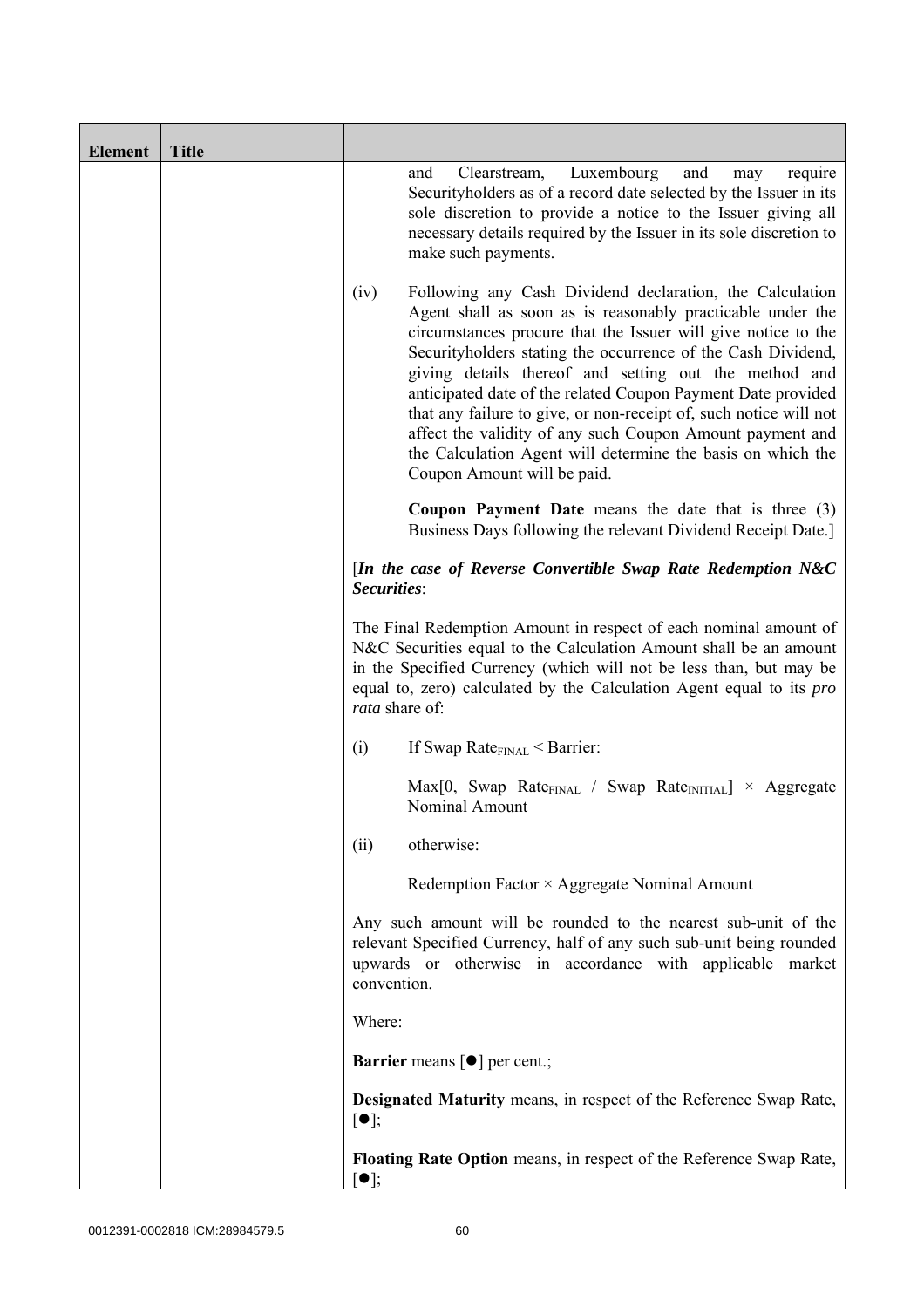| Element | Title | |
|---|---|---|
| | | and Clearstream, Luxembourg and may require Securityholders as of a record date selected by the Issuer in its sole discretion to provide a notice to the Issuer giving all necessary details required by the Issuer in its sole discretion to make such payments.<br><br>(iv) Following any Cash Dividend declaration, the Calculation Agent shall as soon as is reasonably practicable under the circumstances procure that the Issuer will give notice to the Securityholders stating the occurrence of the Cash Dividend, giving details thereof and setting out the method and anticipated date of the related Coupon Payment Date provided that any failure to give, or non-receipt of, such notice will not affect the validity of any such Coupon Amount payment and the Calculation Agent will determine the basis on which the Coupon Amount will be paid.<br><br>**Coupon Payment Date** means the date that is three (3) Business Days following the relevant Dividend Receipt Date.]<br><br>[***In the case of Reverse Convertible Swap Rate Redemption N&C Securities***:<br><br>The Final Redemption Amount in respect of each nominal amount of N&C Securities equal to the Calculation Amount shall be an amount in the Specified Currency (which will not be less than, but may be equal to, zero) calculated by the Calculation Agent equal to its *pro rata* share of:<br><br>(i) If Swap $Rate_{FINAL}$ < Barrier:<br><br>Max[0, Swap $Rate_{FINAL}$ / Swap $Rate_{INITIAL}$] × Aggregate Nominal Amount<br><br>(ii) otherwise:<br><br>Redemption Factor × Aggregate Nominal Amount<br><br>Any such amount will be rounded to the nearest sub-unit of the relevant Specified Currency, half of any such sub-unit being rounded upwards or otherwise in accordance with applicable market convention.<br><br>Where:<br><br>**Barrier** means [●] per cent.;<br><br>**Designated Maturity** means, in respect of the Reference Swap Rate, [●];<br><br>**Floating Rate Option** means, in respect of the Reference Swap Rate, [●]; |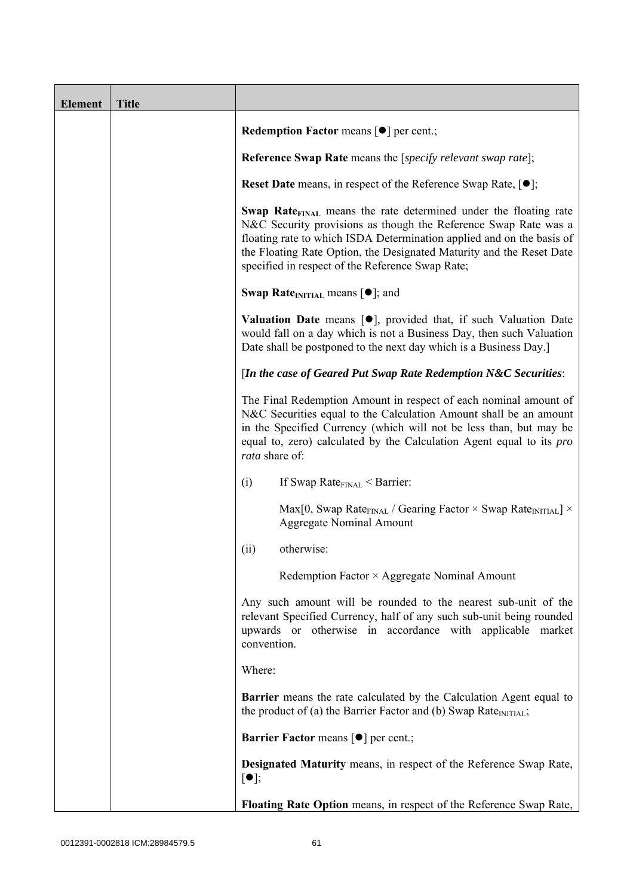| Element | Title |  |
|---|---|---|
| | | **Redemption Factor** means [●] per cent.;<br><br>**Reference Swap Rate** means the [*specify relevant swap rate*];<br><br>**Reset Date** means, in respect of the Reference Swap Rate, [●];<br><br>**Swap Rate$_{FINAL}$** means the rate determined under the floating rate N&C Security provisions as though the Reference Swap Rate was a floating rate to which ISDA Determination applied and on the basis of the Floating Rate Option, the Designated Maturity and the Reset Date specified in respect of the Reference Swap Rate;<br><br>**Swap Rate$_{INITIAL}$** means [●]; and<br><br>**Valuation Date** means [●], provided that, if such Valuation Date would fall on a day which is not a Business Day, then such Valuation Date shall be postponed to the next day which is a Business Day.]<br><br>[***In the case of Geared Put Swap Rate Redemption N&C Securities***:<br><br>The Final Redemption Amount in respect of each nominal amount of N&C Securities equal to the Calculation Amount shall be an amount in the Specified Currency (which will not be less than, but may be equal to, zero) calculated by the Calculation Agent equal to its *pro rata* share of:<br><br>(i) If Swap Rate$_{FINAL}$ < Barrier:<br><br>Max[0, Swap Rate$_{FINAL}$ / Gearing Factor × Swap Rate$_{INITIAL}$] × Aggregate Nominal Amount<br><br>(ii) otherwise:<br><br>Redemption Factor × Aggregate Nominal Amount<br><br>Any such amount will be rounded to the nearest sub-unit of the relevant Specified Currency, half of any such sub-unit being rounded upwards or otherwise in accordance with applicable market convention.<br><br>Where:<br><br>**Barrier** means the rate calculated by the Calculation Agent equal to the product of (a) the Barrier Factor and (b) Swap Rate$_{INITIAL}$;<br><br>**Barrier Factor** means [●] per cent.;<br><br>**Designated Maturity** means, in respect of the Reference Swap Rate, [●];<br><br>**Floating Rate Option** means, in respect of the Reference Swap Rate, |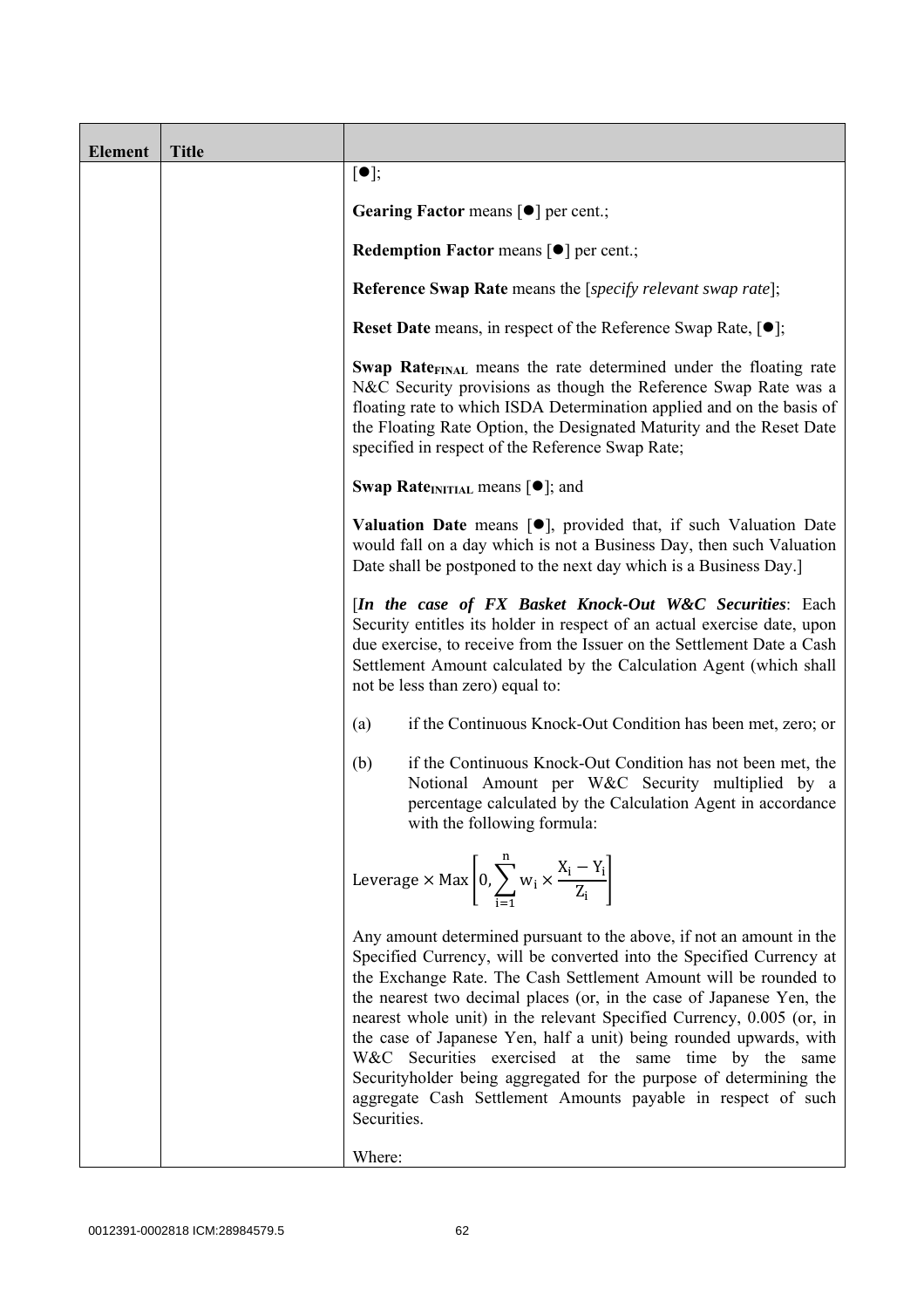| Element | Title |  |
|---|---|---|
| | | [●];<br><br>**Gearing Factor** means [●] per cent.;<br><br>**Redemption Factor** means [●] per cent.;<br><br>**Reference Swap Rate** means the [*specify relevant swap rate*];<br><br>**Reset Date** means, in respect of the Reference Swap Rate, [●];<br><br>**Swap Rate$_{FINAL}$** means the rate determined under the floating rate N&C Security provisions as though the Reference Swap Rate was a floating rate to which ISDA Determination applied and on the basis of the Floating Rate Option, the Designated Maturity and the Reset Date specified in respect of the Reference Swap Rate;<br><br>**Swap Rate$_{INITIAL}$** means [●]; and<br><br>**Valuation Date** means [●], provided that, if such Valuation Date would fall on a day which is not a Business Day, then such Valuation Date shall be postponed to the next day which is a Business Day.]<br><br>[***In the case of FX Basket Knock-Out W&C Securities***: Each Security entitles its holder in respect of an actual exercise date, upon due exercise, to receive from the Issuer on the Settlement Date a Cash Settlement Amount calculated by the Calculation Agent (which shall not be less than zero) equal to:<br><br>(a) if the Continuous Knock-Out Condition has been met, zero; or<br><br>(b) if the Continuous Knock-Out Condition has not been met, the Notional Amount per W&C Security multiplied by a percentage calculated by the Calculation Agent in accordance with the following formula:<br><br>$\text{Leverage} \times \text{Max}\left[0, \sum_{i=1}^{n} w_i \times \frac{X_i - Y_i}{Z_i}\right]$<br><br>Any amount determined pursuant to the above, if not an amount in the Specified Currency, will be converted into the Specified Currency at the Exchange Rate. The Cash Settlement Amount will be rounded to the nearest two decimal places (or, in the case of Japanese Yen, the nearest whole unit) in the relevant Specified Currency, 0.005 (or, in the case of Japanese Yen, half a unit) being rounded upwards, with W&C Securities exercised at the same time by the same Securityholder being aggregated for the purpose of determining the aggregate Cash Settlement Amounts payable in respect of such Securities.<br><br>Where: |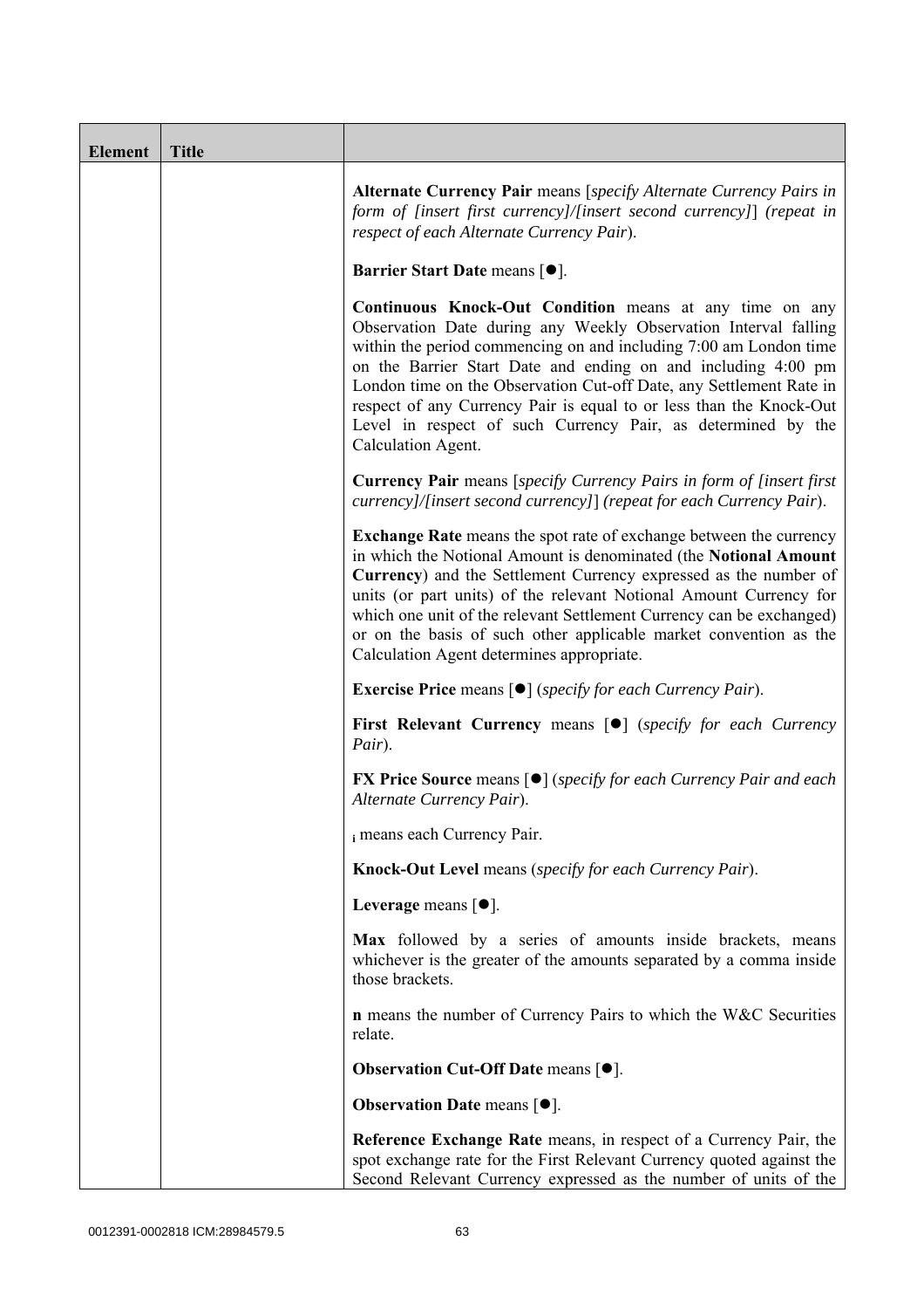| Element | Title | |
|---|---|---|
| | | **Alternate Currency Pair** means [*specify Alternate Currency Pairs in form of [insert first currency]/[insert second currency]*] (*repeat in respect of each Alternate Currency Pair*).<br><br>**Barrier Start Date** means [●].<br><br>**Continuous Knock-Out Condition** means at any time on any Observation Date during any Weekly Observation Interval falling within the period commencing on and including 7:00 am London time on the Barrier Start Date and ending on and including 4:00 pm London time on the Observation Cut-off Date, any Settlement Rate in respect of any Currency Pair is equal to or less than the Knock-Out Level in respect of such Currency Pair, as determined by the Calculation Agent.<br><br>**Currency Pair** means [*specify Currency Pairs in form of [insert first currency]/[insert second currency]*] (*repeat for each Currency Pair*).<br><br>**Exchange Rate** means the spot rate of exchange between the currency in which the Notional Amount is denominated (the **Notional Amount Currency**) and the Settlement Currency expressed as the number of units (or part units) of the relevant Notional Amount Currency for which one unit of the relevant Settlement Currency can be exchanged) or on the basis of such other applicable market convention as the Calculation Agent determines appropriate.<br><br>**Exercise Price** means [●] (*specify for each Currency Pair*).<br><br>**First Relevant Currency** means [●] (*specify for each Currency Pair*).<br><br>**FX Price Source** means [●] (*specify for each Currency Pair and each Alternate Currency Pair*).<br><br>$_i$ means each Currency Pair.<br><br>**Knock-Out Level** means (*specify for each Currency Pair*).<br><br>**Leverage** means [●].<br><br>**Max** followed by a series of amounts inside brackets, means whichever is the greater of the amounts separated by a comma inside those brackets.<br><br>**n** means the number of Currency Pairs to which the W&C Securities relate.<br><br>**Observation Cut-Off Date** means [●].<br><br>**Observation Date** means [●].<br><br>**Reference Exchange Rate** means, in respect of a Currency Pair, the spot exchange rate for the First Relevant Currency quoted against the Second Relevant Currency expressed as the number of units of the |

0012391-0002818 ICM:28984579.5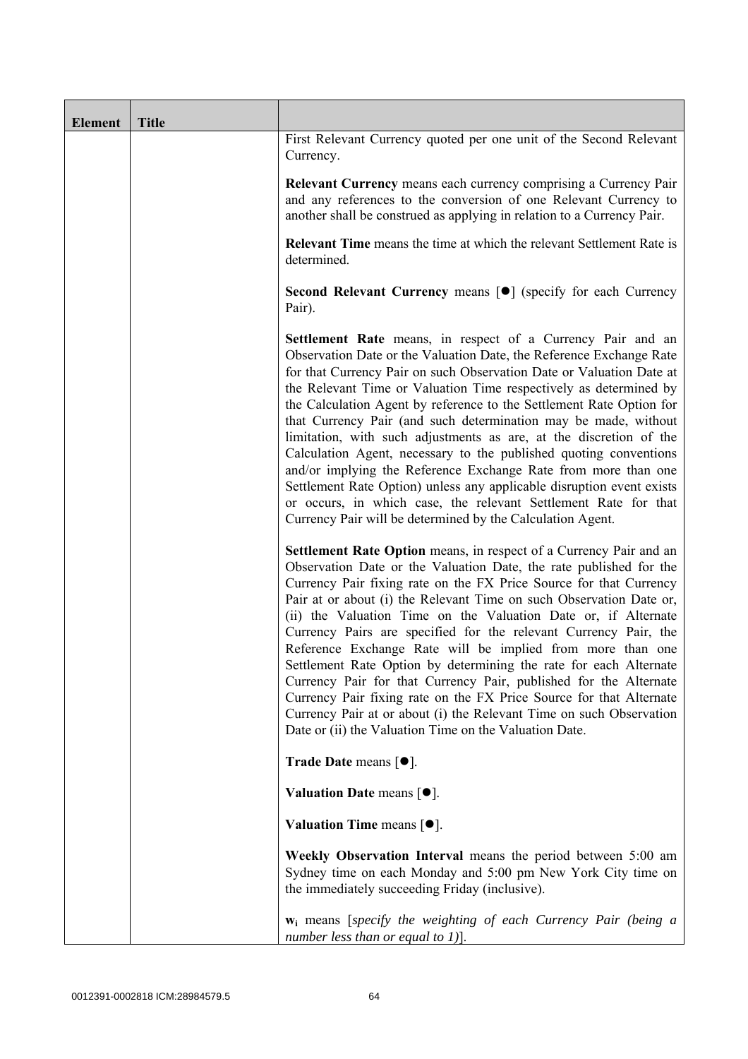| Element | Title | |
|---|---|---|
| | | First Relevant Currency quoted per one unit of the Second Relevant Currency.<br><br>**Relevant Currency** means each currency comprising a Currency Pair and any references to the conversion of one Relevant Currency to another shall be construed as applying in relation to a Currency Pair.<br><br>**Relevant Time** means the time at which the relevant Settlement Rate is determined.<br><br>**Second Relevant Currency** means [●] (specify for each Currency Pair).<br><br>**Settlement Rate** means, in respect of a Currency Pair and an Observation Date or the Valuation Date, the Reference Exchange Rate for that Currency Pair on such Observation Date or Valuation Date at the Relevant Time or Valuation Time respectively as determined by the Calculation Agent by reference to the Settlement Rate Option for that Currency Pair (and such determination may be made, without limitation, with such adjustments as are, at the discretion of the Calculation Agent, necessary to the published quoting conventions and/or implying the Reference Exchange Rate from more than one Settlement Rate Option) unless any applicable disruption event exists or occurs, in which case, the relevant Settlement Rate for that Currency Pair will be determined by the Calculation Agent.<br><br>**Settlement Rate Option** means, in respect of a Currency Pair and an Observation Date or the Valuation Date, the rate published for the Currency Pair fixing rate on the FX Price Source for that Currency Pair at or about (i) the Relevant Time on such Observation Date or, (ii) the Valuation Time on the Valuation Date or, if Alternate Currency Pairs are specified for the relevant Currency Pair, the Reference Exchange Rate will be implied from more than one Settlement Rate Option by determining the rate for each Alternate Currency Pair for that Currency Pair, published for the Alternate Currency Pair fixing rate on the FX Price Source for that Alternate Currency Pair at or about (i) the Relevant Time on such Observation Date or (ii) the Valuation Time on the Valuation Date.<br><br>**Trade Date** means [●].<br><br>**Valuation Date** means [●].<br><br>**Valuation Time** means [●].<br><br>**Weekly Observation Interval** means the period between 5:00 am Sydney time on each Monday and 5:00 pm New York City time on the immediately succeeding Friday (inclusive).<br><br>$\mathbf{w_i}$ means [*specify the weighting of each Currency Pair (being a number less than or equal to 1)*]. |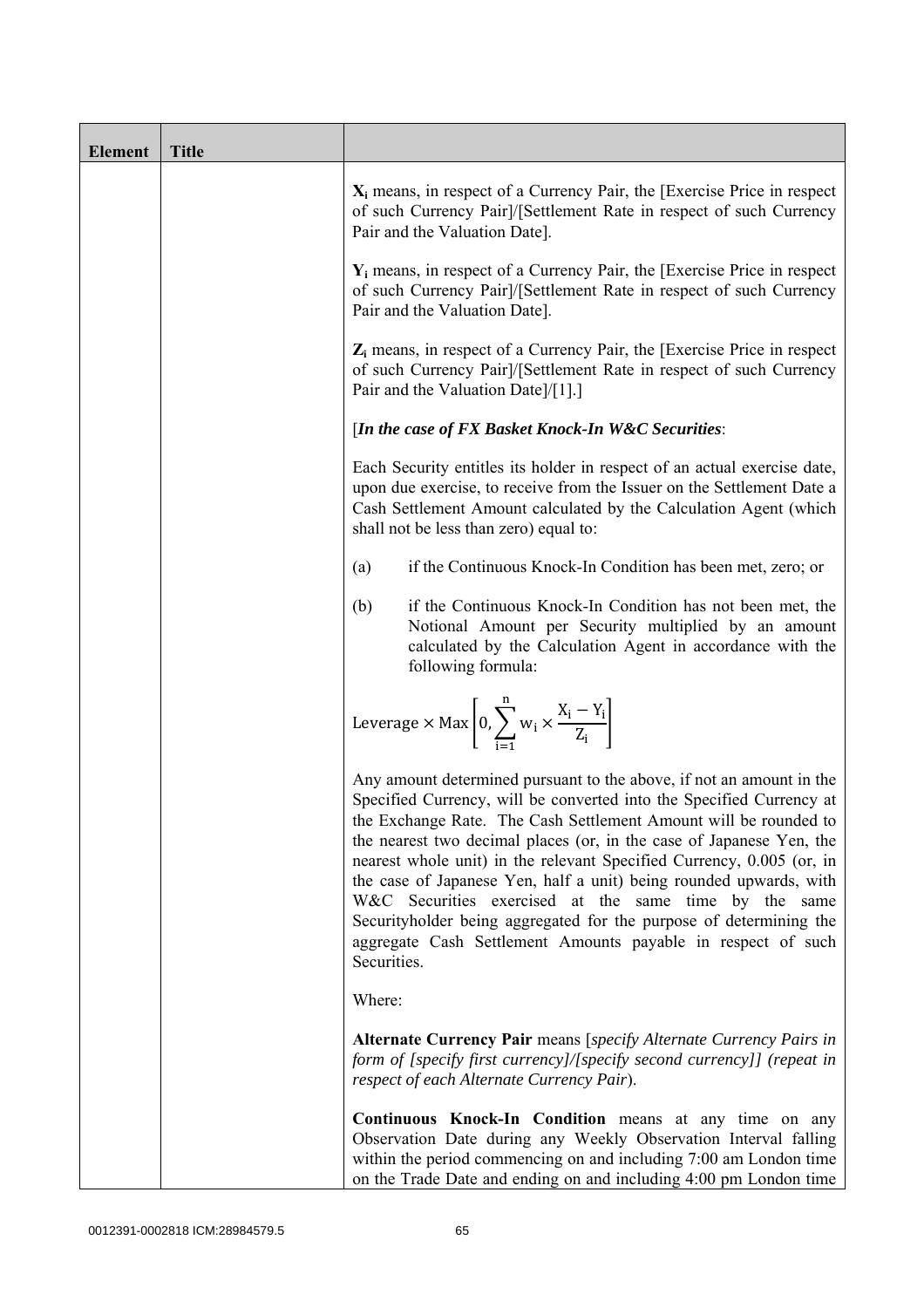| Element | Title | |
|---|---|---|
| | | $X_i$ means, in respect of a Currency Pair, the [Exercise Price in respect of such Currency Pair]/[Settlement Rate in respect of such Currency Pair and the Valuation Date].<br><br>$Y_i$ means, in respect of a Currency Pair, the [Exercise Price in respect of such Currency Pair]/[Settlement Rate in respect of such Currency Pair and the Valuation Date].<br><br>$Z_i$ means, in respect of a Currency Pair, the [Exercise Price in respect of such Currency Pair]/[Settlement Rate in respect of such Currency Pair and the Valuation Date]/[1].]<br><br>[*In the case of FX Basket Knock-In W&C Securities*:<br><br>Each Security entitles its holder in respect of an actual exercise date, upon due exercise, to receive from the Issuer on the Settlement Date a Cash Settlement Amount calculated by the Calculation Agent (which shall not be less than zero) equal to:<br><br>(a) if the Continuous Knock-In Condition has been met, zero; or<br><br>(b) if the Continuous Knock-In Condition has not been met, the Notional Amount per Security multiplied by an amount calculated by the Calculation Agent in accordance with the following formula:<br><br>$$\text{Leverage} \times \text{Max}\left[0, \sum_{i=1}^{n} w_i \times \frac{X_i - Y_i}{Z_i}\right]$$<br><br>Any amount determined pursuant to the above, if not an amount in the Specified Currency, will be converted into the Specified Currency at the Exchange Rate. The Cash Settlement Amount will be rounded to the nearest two decimal places (or, in the case of Japanese Yen, the nearest whole unit) in the relevant Specified Currency, 0.005 (or, in the case of Japanese Yen, half a unit) being rounded upwards, with W&C Securities exercised at the same time by the same Securityholder being aggregated for the purpose of determining the aggregate Cash Settlement Amounts payable in respect of such Securities.<br><br>Where:<br><br>**Alternate Currency Pair** means [*specify Alternate Currency Pairs in form of [specify first currency]/[specify second currency]] (repeat in respect of each Alternate Currency Pair*).<br><br>**Continuous Knock-In Condition** means at any time on any Observation Date during any Weekly Observation Interval falling within the period commencing on and including 7:00 am London time on the Trade Date and ending on and including 4:00 pm London time |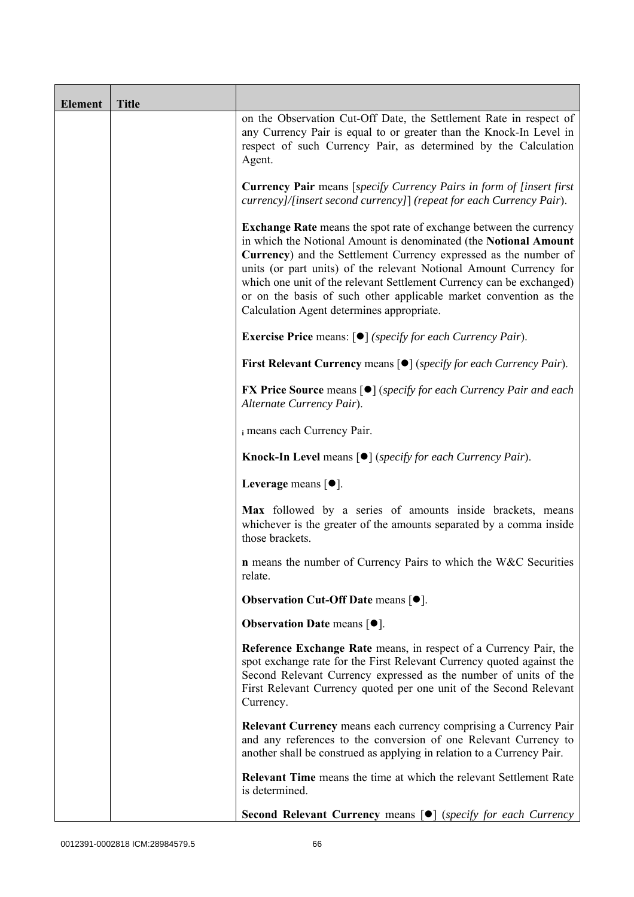| Element | Title | |
|---|---|---|
| | | on the Observation Cut-Off Date, the Settlement Rate in respect of any Currency Pair is equal to or greater than the Knock-In Level in respect of such Currency Pair, as determined by the Calculation Agent.<br><br>**Currency Pair** means [*specify Currency Pairs in form of [insert first currency]/[insert second currency]*] *(repeat for each Currency Pair*).<br><br>**Exchange Rate** means the spot rate of exchange between the currency in which the Notional Amount is denominated (the **Notional Amount Currency**) and the Settlement Currency expressed as the number of units (or part units) of the relevant Notional Amount Currency for which one unit of the relevant Settlement Currency can be exchanged) or on the basis of such other applicable market convention as the Calculation Agent determines appropriate.<br><br>**Exercise Price** means: [●] *(specify for each Currency Pair*).<br><br>**First Relevant Currency** means [●] (*specify for each Currency Pair*).<br><br>**FX Price Source** means [●] (*specify for each Currency Pair and each Alternate Currency Pair*).<br><br>$_i$ means each Currency Pair.<br><br>**Knock-In Level** means [●] (*specify for each Currency Pair*).<br><br>**Leverage** means [●].<br><br>**Max** followed by a series of amounts inside brackets, means whichever is the greater of the amounts separated by a comma inside those brackets.<br><br>**n** means the number of Currency Pairs to which the W&C Securities relate.<br><br>**Observation Cut-Off Date** means [●].<br><br>**Observation Date** means [●].<br><br>**Reference Exchange Rate** means, in respect of a Currency Pair, the spot exchange rate for the First Relevant Currency quoted against the Second Relevant Currency expressed as the number of units of the First Relevant Currency quoted per one unit of the Second Relevant Currency.<br><br>**Relevant Currency** means each currency comprising a Currency Pair and any references to the conversion of one Relevant Currency to another shall be construed as applying in relation to a Currency Pair.<br><br>**Relevant Time** means the time at which the relevant Settlement Rate is determined.<br><br>**Second Relevant Currency** means [●] (*specify for each Currency* |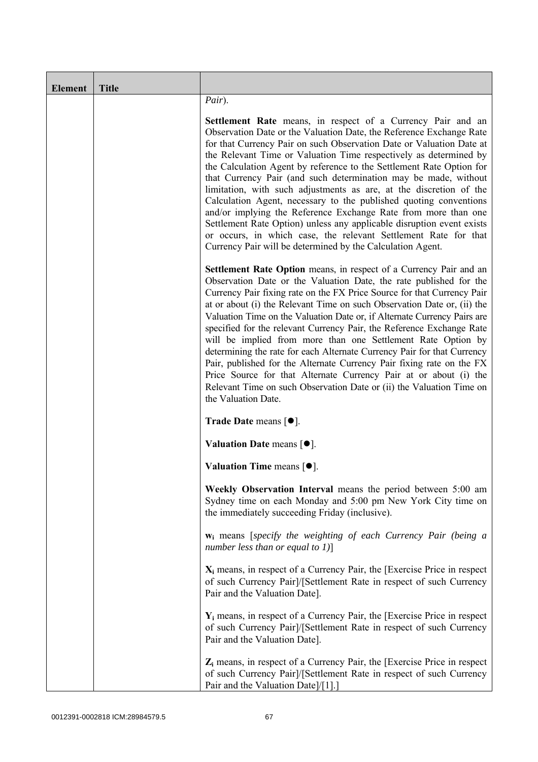| Element | Title | |
|---|---|---|
| | | *Pair*).<br><br>**Settlement Rate** means, in respect of a Currency Pair and an Observation Date or the Valuation Date, the Reference Exchange Rate for that Currency Pair on such Observation Date or Valuation Date at the Relevant Time or Valuation Time respectively as determined by the Calculation Agent by reference to the Settlement Rate Option for that Currency Pair (and such determination may be made, without limitation, with such adjustments as are, at the discretion of the Calculation Agent, necessary to the published quoting conventions and/or implying the Reference Exchange Rate from more than one Settlement Rate Option) unless any applicable disruption event exists or occurs, in which case, the relevant Settlement Rate for that Currency Pair will be determined by the Calculation Agent.<br><br>**Settlement Rate Option** means, in respect of a Currency Pair and an Observation Date or the Valuation Date, the rate published for the Currency Pair fixing rate on the FX Price Source for that Currency Pair at or about (i) the Relevant Time on such Observation Date or, (ii) the Valuation Time on the Valuation Date or, if Alternate Currency Pairs are specified for the relevant Currency Pair, the Reference Exchange Rate will be implied from more than one Settlement Rate Option by determining the rate for each Alternate Currency Pair for that Currency Pair, published for the Alternate Currency Pair fixing rate on the FX Price Source for that Alternate Currency Pair at or about (i) the Relevant Time on such Observation Date or (ii) the Valuation Time on the Valuation Date.<br><br>**Trade Date** means [●].<br><br>**Valuation Date** means [●].<br><br>**Valuation Time** means [●].<br><br>**Weekly Observation Interval** means the period between 5:00 am Sydney time on each Monday and 5:00 pm New York City time on the immediately succeeding Friday (inclusive).<br><br>$\mathbf{w_i}$ means [*specify the weighting of each Currency Pair (being a number less than or equal to 1)*]<br><br>$\mathbf{X_i}$ means, in respect of a Currency Pair, the [Exercise Price in respect of such Currency Pair]/[Settlement Rate in respect of such Currency Pair and the Valuation Date].<br><br>$\mathbf{Y_i}$ means, in respect of a Currency Pair, the [Exercise Price in respect of such Currency Pair]/[Settlement Rate in respect of such Currency Pair and the Valuation Date].<br><br>$\mathbf{Z_i}$ means, in respect of a Currency Pair, the [Exercise Price in respect of such Currency Pair]/[Settlement Rate in respect of such Currency Pair and the Valuation Date]/[1].] |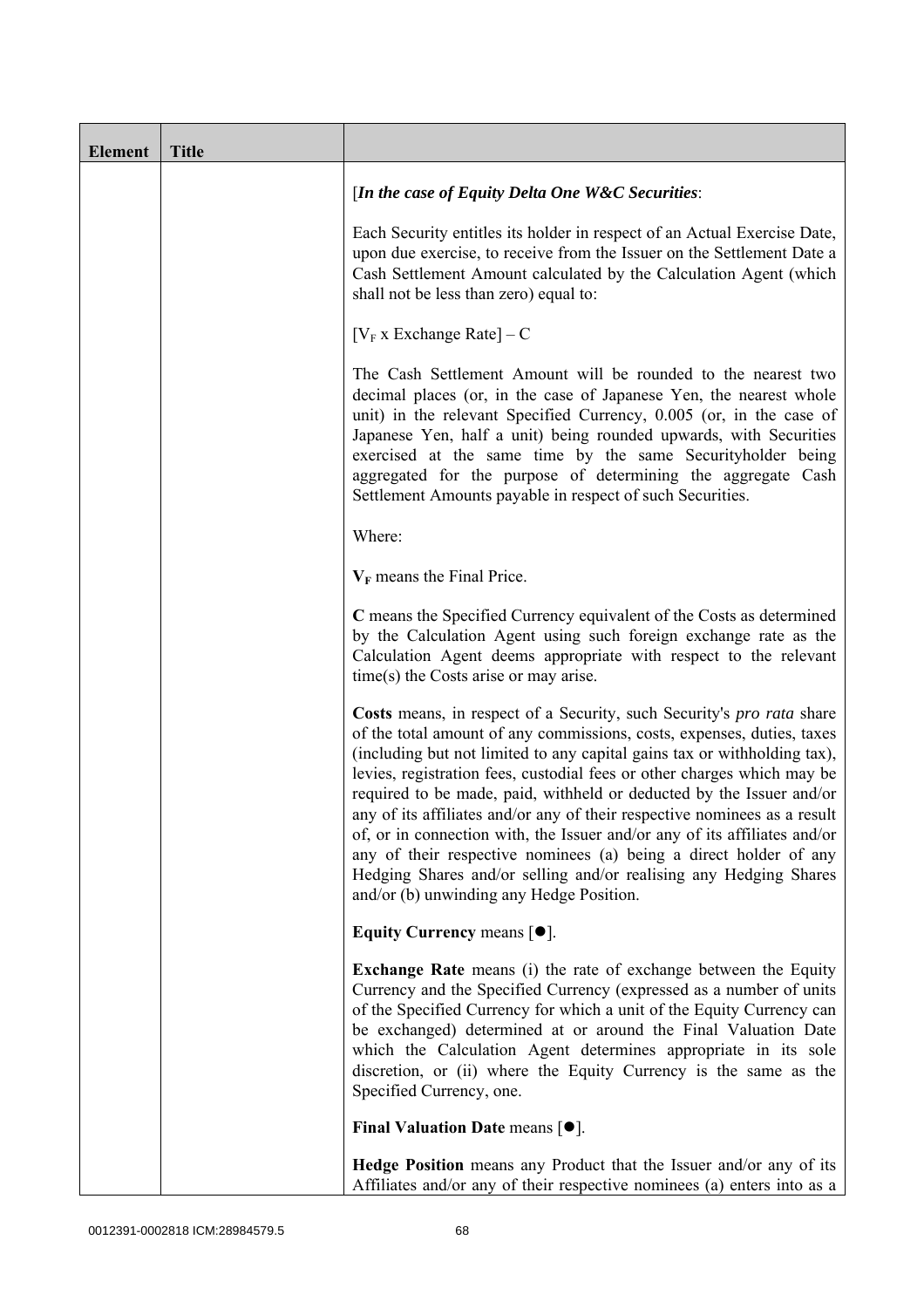| Element | Title | |
|---|---|---|
| | | [*In the case of Equity Delta One W&C Securities*:<br><br>Each Security entitles its holder in respect of an Actual Exercise Date, upon due exercise, to receive from the Issuer on the Settlement Date a Cash Settlement Amount calculated by the Calculation Agent (which shall not be less than zero) equal to:<br><br>$[V_F \text{ x Exchange Rate}] - C$<br><br>The Cash Settlement Amount will be rounded to the nearest two decimal places (or, in the case of Japanese Yen, the nearest whole unit) in the relevant Specified Currency, 0.005 (or, in the case of Japanese Yen, half a unit) being rounded upwards, with Securities exercised at the same time by the same Securityholder being aggregated for the purpose of determining the aggregate Cash Settlement Amounts payable in respect of such Securities.<br><br>Where:<br><br>$\mathbf{V_F}$ means the Final Price.<br><br>**C** means the Specified Currency equivalent of the Costs as determined by the Calculation Agent using such foreign exchange rate as the Calculation Agent deems appropriate with respect to the relevant time(s) the Costs arise or may arise.<br><br>**Costs** means, in respect of a Security, such Security's *pro rata* share of the total amount of any commissions, costs, expenses, duties, taxes (including but not limited to any capital gains tax or withholding tax), levies, registration fees, custodial fees or other charges which may be required to be made, paid, withheld or deducted by the Issuer and/or any of its affiliates and/or any of their respective nominees as a result of, or in connection with, the Issuer and/or any of its affiliates and/or any of their respective nominees (a) being a direct holder of any Hedging Shares and/or selling and/or realising any Hedging Shares and/or (b) unwinding any Hedge Position.<br><br>**Equity Currency** means [●].<br><br>**Exchange Rate** means (i) the rate of exchange between the Equity Currency and the Specified Currency (expressed as a number of units of the Specified Currency for which a unit of the Equity Currency can be exchanged) determined at or around the Final Valuation Date which the Calculation Agent determines appropriate in its sole discretion, or (ii) where the Equity Currency is the same as the Specified Currency, one.<br><br>**Final Valuation Date** means [●].<br><br>**Hedge Position** means any Product that the Issuer and/or any of its Affiliates and/or any of their respective nominees (a) enters into as a |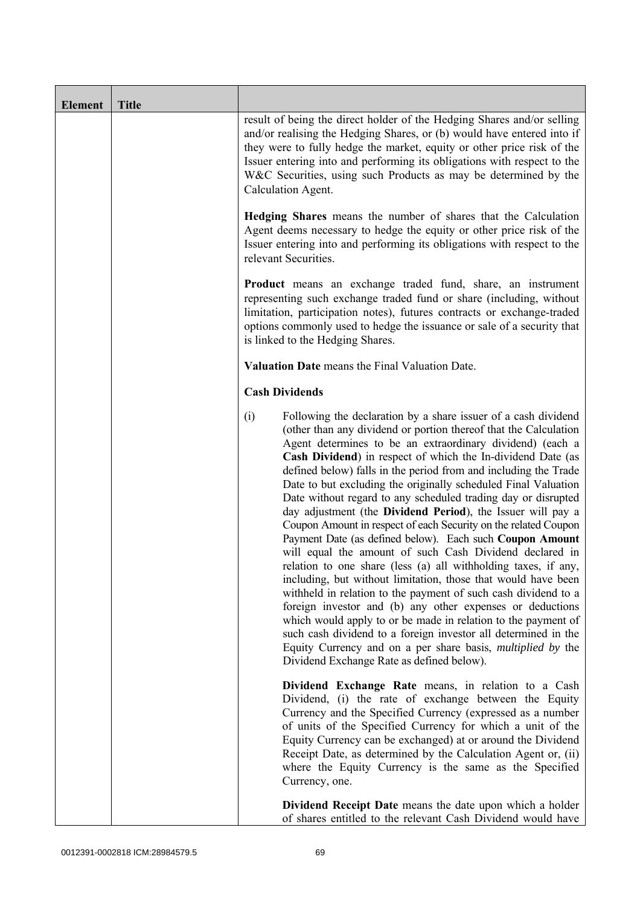| Element | Title | |
|---|---|---|
| | | result of being the direct holder of the Hedging Shares and/or selling and/or realising the Hedging Shares, or (b) would have entered into if they were to fully hedge the market, equity or other price risk of the Issuer entering into and performing its obligations with respect to the W&C Securities, using such Products as may be determined by the Calculation Agent.<br><br>**Hedging Shares** means the number of shares that the Calculation Agent deems necessary to hedge the equity or other price risk of the Issuer entering into and performing its obligations with respect to the relevant Securities.<br><br>**Product** means an exchange traded fund, share, an instrument representing such exchange traded fund or share (including, without limitation, participation notes), futures contracts or exchange-traded options commonly used to hedge the issuance or sale of a security that is linked to the Hedging Shares.<br><br>**Valuation Date** means the Final Valuation Date.<br><br>**Cash Dividends**<br><br>(i) Following the declaration by a share issuer of a cash dividend (other than any dividend or portion thereof that the Calculation Agent determines to be an extraordinary dividend) (each a **Cash Dividend**) in respect of which the In-dividend Date (as defined below) falls in the period from and including the Trade Date to but excluding the originally scheduled Final Valuation Date without regard to any scheduled trading day or disrupted day adjustment (the **Dividend Period**), the Issuer will pay a Coupon Amount in respect of each Security on the related Coupon Payment Date (as defined below). Each such **Coupon Amount** will equal the amount of such Cash Dividend declared in relation to one share (less (a) all withholding taxes, if any, including, but without limitation, those that would have been withheld in relation to the payment of such cash dividend to a foreign investor and (b) any other expenses or deductions which would apply to or be made in relation to the payment of such cash dividend to a foreign investor all determined in the Equity Currency and on a per share basis, *multiplied by* the Dividend Exchange Rate as defined below).<br><br>**Dividend Exchange Rate** means, in relation to a Cash Dividend, (i) the rate of exchange between the Equity Currency and the Specified Currency (expressed as a number of units of the Specified Currency for which a unit of the Equity Currency can be exchanged) at or around the Dividend Receipt Date, as determined by the Calculation Agent or, (ii) where the Equity Currency is the same as the Specified Currency, one.<br><br>**Dividend Receipt Date** means the date upon which a holder of shares entitled to the relevant Cash Dividend would have |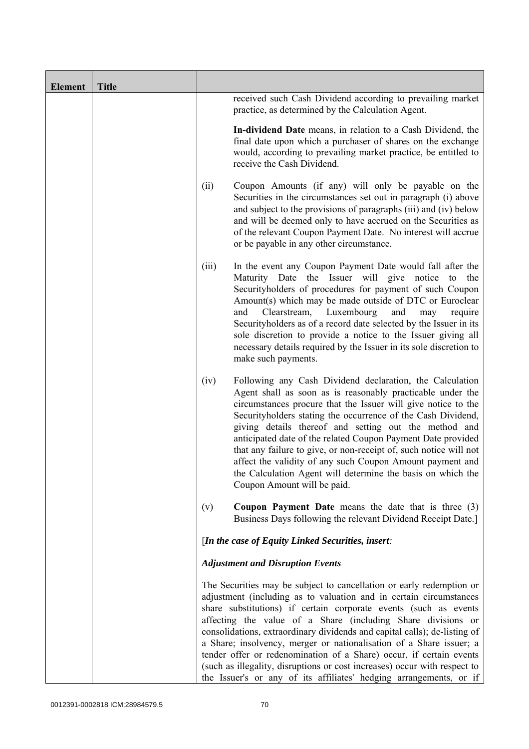| Element | Title | |
|---|---|---|
| | | received such Cash Dividend according to prevailing market practice, as determined by the Calculation Agent.<br><br>**In-dividend Date** means, in relation to a Cash Dividend, the final date upon which a purchaser of shares on the exchange would, according to prevailing market practice, be entitled to receive the Cash Dividend.<br><br>(ii) Coupon Amounts (if any) will only be payable on the Securities in the circumstances set out in paragraph (i) above and subject to the provisions of paragraphs (iii) and (iv) below and will be deemed only to have accrued on the Securities as of the relevant Coupon Payment Date. No interest will accrue or be payable in any other circumstance.<br><br>(iii) In the event any Coupon Payment Date would fall after the Maturity Date the Issuer will give notice to the Securityholders of procedures for payment of such Coupon Amount(s) which may be made outside of DTC or Euroclear and Clearstream, Luxembourg and may require Securityholders as of a record date selected by the Issuer in its sole discretion to provide a notice to the Issuer giving all necessary details required by the Issuer in its sole discretion to make such payments.<br><br>(iv) Following any Cash Dividend declaration, the Calculation Agent shall as soon as is reasonably practicable under the circumstances procure that the Issuer will give notice to the Securityholders stating the occurrence of the Cash Dividend, giving details thereof and setting out the method and anticipated date of the related Coupon Payment Date provided that any failure to give, or non-receipt of, such notice will not affect the validity of any such Coupon Amount payment and the Calculation Agent will determine the basis on which the Coupon Amount will be paid.<br><br>(v) **Coupon Payment Date** means the date that is three (3) Business Days following the relevant Dividend Receipt Date.]<br><br>[***In the case of Equity Linked Securities, insert:***<br><br>***Adjustment and Disruption Events***<br><br>The Securities may be subject to cancellation or early redemption or adjustment (including as to valuation and in certain circumstances share substitutions) if certain corporate events (such as events affecting the value of a Share (including Share divisions or consolidations, extraordinary dividends and capital calls); de-listing of a Share; insolvency, merger or nationalisation of a Share issuer; a tender offer or redenomination of a Share) occur, if certain events (such as illegality, disruptions or cost increases) occur with respect to the Issuer's or any of its affiliates' hedging arrangements, or if |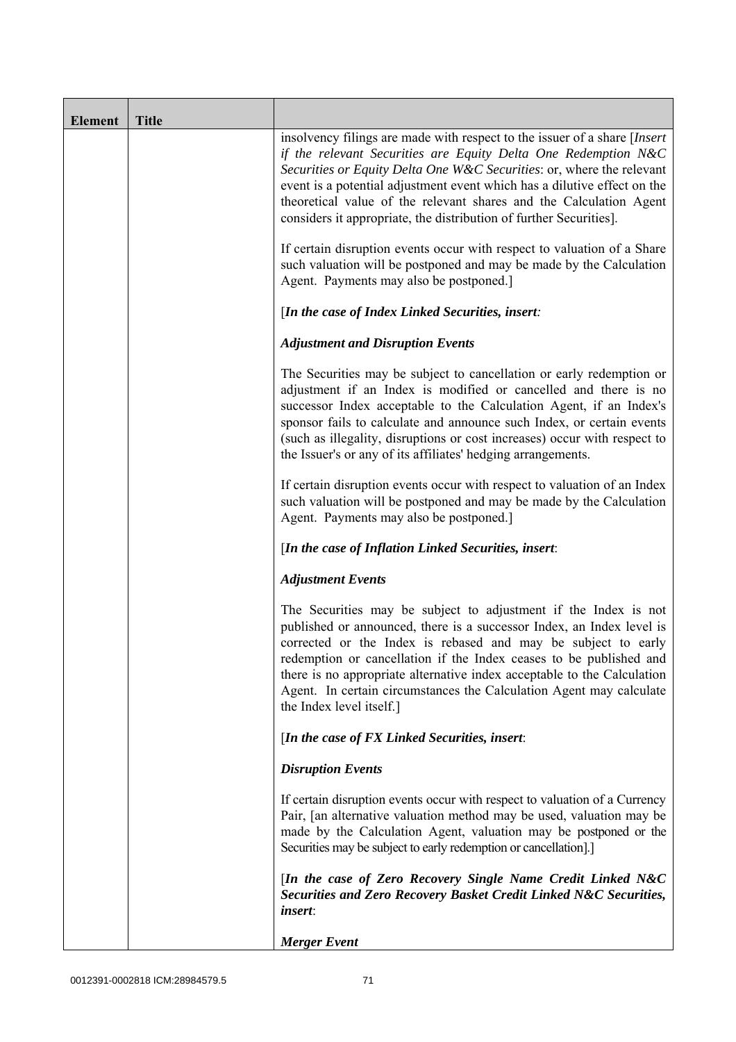| Element | Title | |
|---|---|---|
| | | insolvency filings are made with respect to the issuer of a share [*Insert if the relevant Securities are Equity Delta One Redemption N&C Securities or Equity Delta One W&C Securities*: or, where the relevant event is a potential adjustment event which has a dilutive effect on the theoretical value of the relevant shares and the Calculation Agent considers it appropriate, the distribution of further Securities].<br><br>If certain disruption events occur with respect to valuation of a Share such valuation will be postponed and may be made by the Calculation Agent. Payments may also be postponed.]<br><br>[***In the case of Index Linked Securities, insert:***<br><br>***Adjustment and Disruption Events***<br><br>The Securities may be subject to cancellation or early redemption or adjustment if an Index is modified or cancelled and there is no successor Index acceptable to the Calculation Agent, if an Index's sponsor fails to calculate and announce such Index, or certain events (such as illegality, disruptions or cost increases) occur with respect to the Issuer's or any of its affiliates' hedging arrangements.<br><br>If certain disruption events occur with respect to valuation of an Index such valuation will be postponed and may be made by the Calculation Agent. Payments may also be postponed.]<br><br>[***In the case of Inflation Linked Securities, insert***:<br><br>***Adjustment Events***<br><br>The Securities may be subject to adjustment if the Index is not published or announced, there is a successor Index, an Index level is corrected or the Index is rebased and may be subject to early redemption or cancellation if the Index ceases to be published and there is no appropriate alternative index acceptable to the Calculation Agent. In certain circumstances the Calculation Agent may calculate the Index level itself.]<br><br>[***In the case of FX Linked Securities, insert***:<br><br>***Disruption Events***<br><br>If certain disruption events occur with respect to valuation of a Currency Pair, [an alternative valuation method may be used, valuation may be made by the Calculation Agent, valuation may be postponed or the Securities may be subject to early redemption or cancellation].]<br><br>[***In the case of Zero Recovery Single Name Credit Linked N&C Securities and Zero Recovery Basket Credit Linked N&C Securities, insert***:<br><br>***Merger Event*** |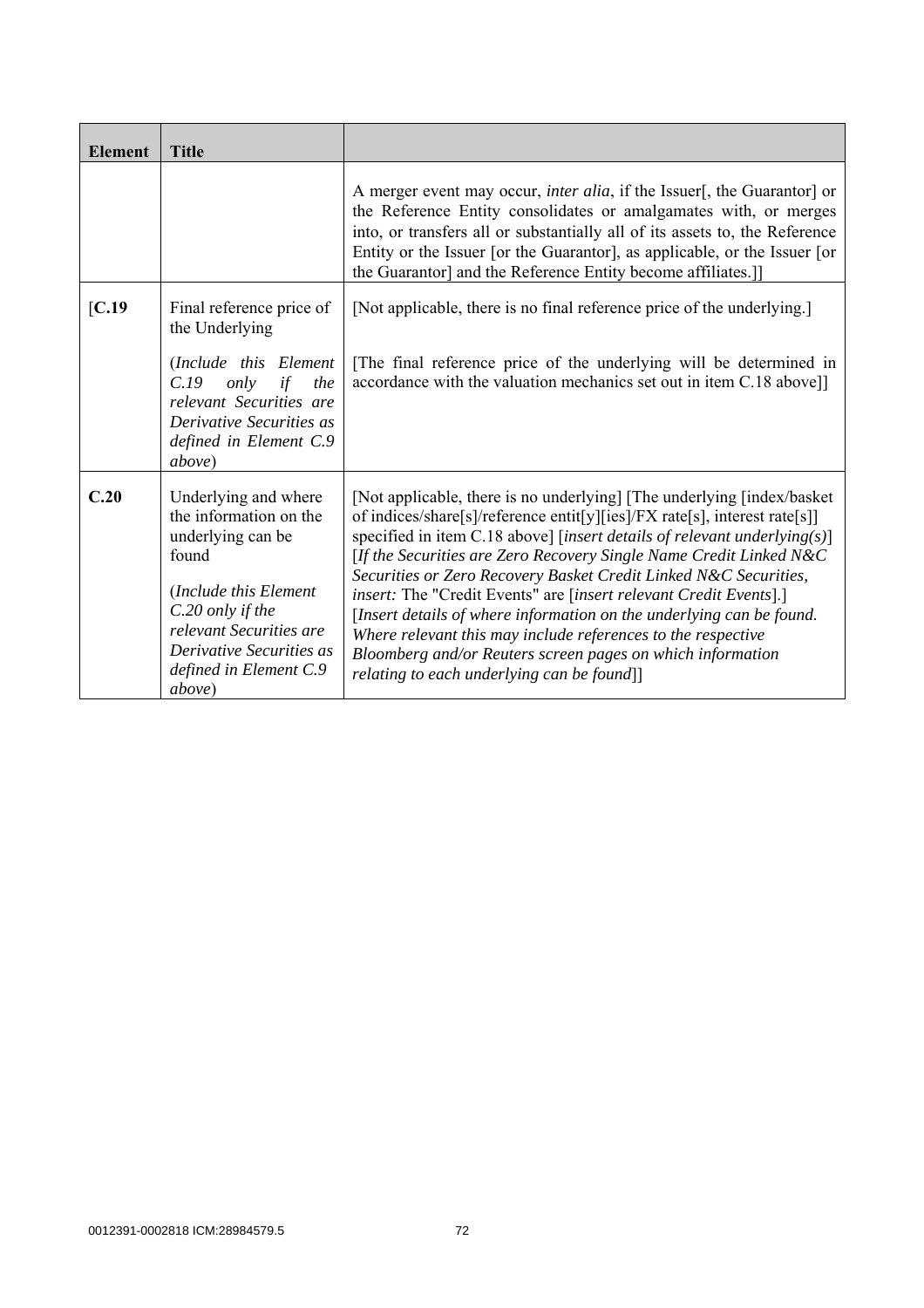| Element | Title | |
|---|---|---|
| | | A merger event may occur, *inter alia*, if the Issuer[, the Guarantor] or the Reference Entity consolidates or amalgamates with, or merges into, or transfers all or substantially all of its assets to, the Reference Entity or the Issuer [or the Guarantor], as applicable, or the Issuer [or the Guarantor] and the Reference Entity become affiliates.]] |
| [**C.19** | Final reference price of the Underlying<br><br>(*Include this Element C.19 only if the relevant Securities are Derivative Securities as defined in Element C.9 above*) | [Not applicable, there is no final reference price of the underlying.]<br><br>[The final reference price of the underlying will be determined in accordance with the valuation mechanics set out in item C.18 above]] |
| **C.20** | Underlying and where the information on the underlying can be found<br><br>(*Include this Element C.20 only if the relevant Securities are Derivative Securities as defined in Element C.9 above*) | [Not applicable, there is no underlying] [The underlying [index/basket of indices/share[s]/reference entit[y][ies]/FX rate[s], interest rate[s]] specified in item C.18 above] [*insert details of relevant underlying(s)*] [*If the Securities are Zero Recovery Single Name Credit Linked N&C Securities or Zero Recovery Basket Credit Linked N&C Securities, insert:* The "Credit Events" are [*insert relevant Credit Events*].] [*Insert details of where information on the underlying can be found. Where relevant this may include references to the respective Bloomberg and/or Reuters screen pages on which information relating to each underlying can be found*]] |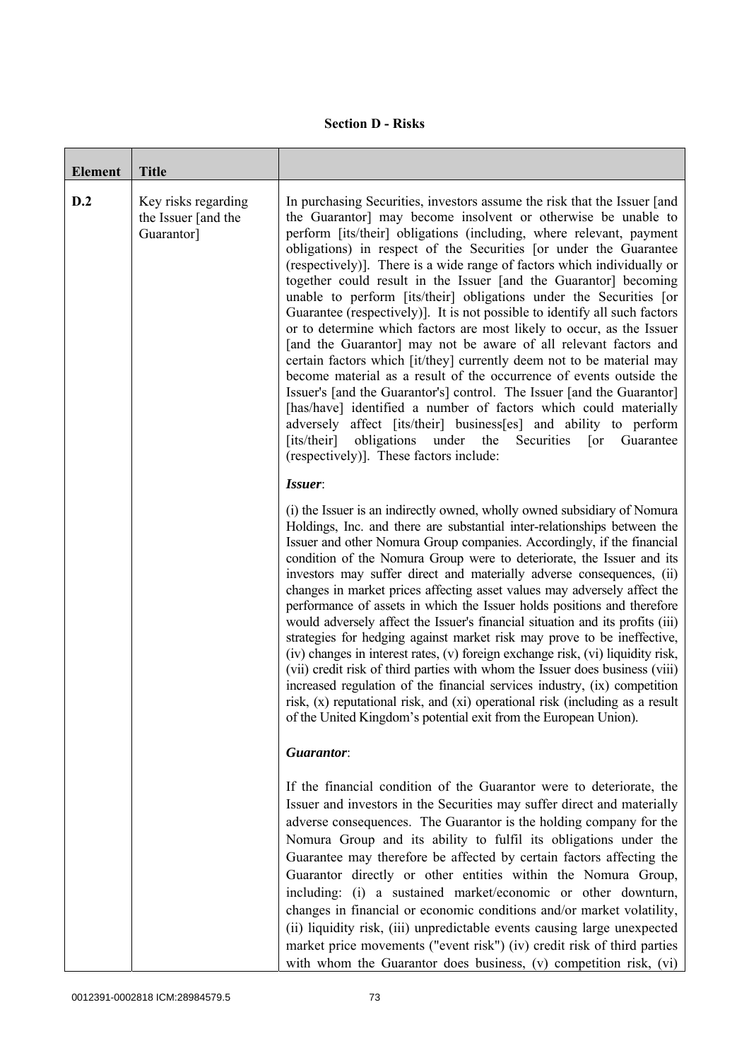**Section D - Risks**

| Element | Title | |
|---|---|---|
| D.2 | Key risks regarding the Issuer [and the Guarantor] | In purchasing Securities, investors assume the risk that the Issuer [and the Guarantor] may become insolvent or otherwise be unable to perform [its/their] obligations (including, where relevant, payment obligations) in respect of the Securities [or under the Guarantee (respectively)]. There is a wide range of factors which individually or together could result in the Issuer [and the Guarantor] becoming unable to perform [its/their] obligations under the Securities [or Guarantee (respectively)]. It is not possible to identify all such factors or to determine which factors are most likely to occur, as the Issuer [and the Guarantor] may not be aware of all relevant factors and certain factors which [it/they] currently deem not to be material may become material as a result of the occurrence of events outside the Issuer's [and the Guarantor's] control. The Issuer [and the Guarantor] [has/have] identified a number of factors which could materially adversely affect [its/their] business[es] and ability to perform [its/their] obligations under the Securities [or Guarantee (respectively)]. These factors include:<br><br>***Issuer***:<br><br>(i) the Issuer is an indirectly owned, wholly owned subsidiary of Nomura Holdings, Inc. and there are substantial inter-relationships between the Issuer and other Nomura Group companies. Accordingly, if the financial condition of the Nomura Group were to deteriorate, the Issuer and its investors may suffer direct and materially adverse consequences, (ii) changes in market prices affecting asset values may adversely affect the performance of assets in which the Issuer holds positions and therefore would adversely affect the Issuer's financial situation and its profits (iii) strategies for hedging against market risk may prove to be ineffective, (iv) changes in interest rates, (v) foreign exchange risk, (vi) liquidity risk, (vii) credit risk of third parties with whom the Issuer does business (viii) increased regulation of the financial services industry, (ix) competition risk, (x) reputational risk, and (xi) operational risk (including as a result of the United Kingdom's potential exit from the European Union).<br><br>***Guarantor***:<br><br>If the financial condition of the Guarantor were to deteriorate, the Issuer and investors in the Securities may suffer direct and materially adverse consequences. The Guarantor is the holding company for the Nomura Group and its ability to fulfil its obligations under the Guarantee may therefore be affected by certain factors affecting the Guarantor directly or other entities within the Nomura Group, including: (i) a sustained market/economic or other downturn, changes in financial or economic conditions and/or market volatility, (ii) liquidity risk, (iii) unpredictable events causing large unexpected market price movements ("event risk") (iv) credit risk of third parties with whom the Guarantor does business, (v) competition risk, (vi) |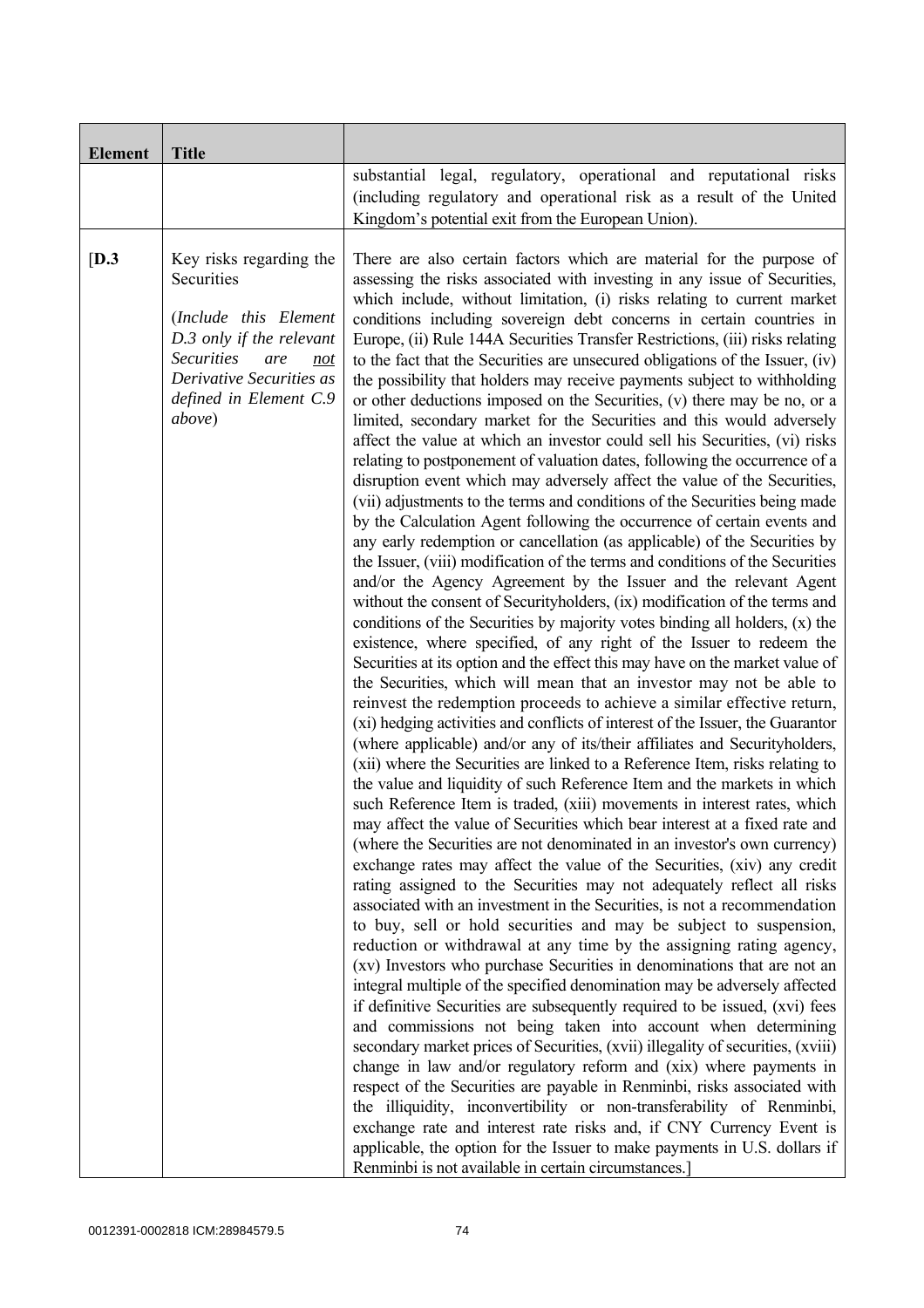| Element | Title | |
|---|---|---|
| | | substantial legal, regulatory, operational and reputational risks (including regulatory and operational risk as a result of the United Kingdom's potential exit from the European Union). |
| [D.3 | Key risks regarding the Securities<br><br>(*Include this Element D.3 only if the relevant Securities are <u>not</u> Derivative Securities as defined in Element C.9 above*) | There are also certain factors which are material for the purpose of assessing the risks associated with investing in any issue of Securities, which include, without limitation, (i) risks relating to current market conditions including sovereign debt concerns in certain countries in Europe, (ii) Rule 144A Securities Transfer Restrictions, (iii) risks relating to the fact that the Securities are unsecured obligations of the Issuer, (iv) the possibility that holders may receive payments subject to withholding or other deductions imposed on the Securities, (v) there may be no, or a limited, secondary market for the Securities and this would adversely affect the value at which an investor could sell his Securities, (vi) risks relating to postponement of valuation dates, following the occurrence of a disruption event which may adversely affect the value of the Securities, (vii) adjustments to the terms and conditions of the Securities being made by the Calculation Agent following the occurrence of certain events and any early redemption or cancellation (as applicable) of the Securities by the Issuer, (viii) modification of the terms and conditions of the Securities and/or the Agency Agreement by the Issuer and the relevant Agent without the consent of Securityholders, (ix) modification of the terms and conditions of the Securities by majority votes binding all holders, (x) the existence, where specified, of any right of the Issuer to redeem the Securities at its option and the effect this may have on the market value of the Securities, which will mean that an investor may not be able to reinvest the redemption proceeds to achieve a similar effective return, (xi) hedging activities and conflicts of interest of the Issuer, the Guarantor (where applicable) and/or any of its/their affiliates and Securityholders, (xii) where the Securities are linked to a Reference Item, risks relating to the value and liquidity of such Reference Item and the markets in which such Reference Item is traded, (xiii) movements in interest rates, which may affect the value of Securities which bear interest at a fixed rate and (where the Securities are not denominated in an investor's own currency) exchange rates may affect the value of the Securities, (xiv) any credit rating assigned to the Securities may not adequately reflect all risks associated with an investment in the Securities, is not a recommendation to buy, sell or hold securities and may be subject to suspension, reduction or withdrawal at any time by the assigning rating agency, (xv) Investors who purchase Securities in denominations that are not an integral multiple of the specified denomination may be adversely affected if definitive Securities are subsequently required to be issued, (xvi) fees and commissions not being taken into account when determining secondary market prices of Securities, (xvii) illegality of securities, (xviii) change in law and/or regulatory reform and (xix) where payments in respect of the Securities are payable in Renminbi, risks associated with the illiquidity, inconvertibility or non-transferability of Renminbi, exchange rate and interest rate risks and, if CNY Currency Event is applicable, the option for the Issuer to make payments in U.S. dollars if Renminbi is not available in certain circumstances.] |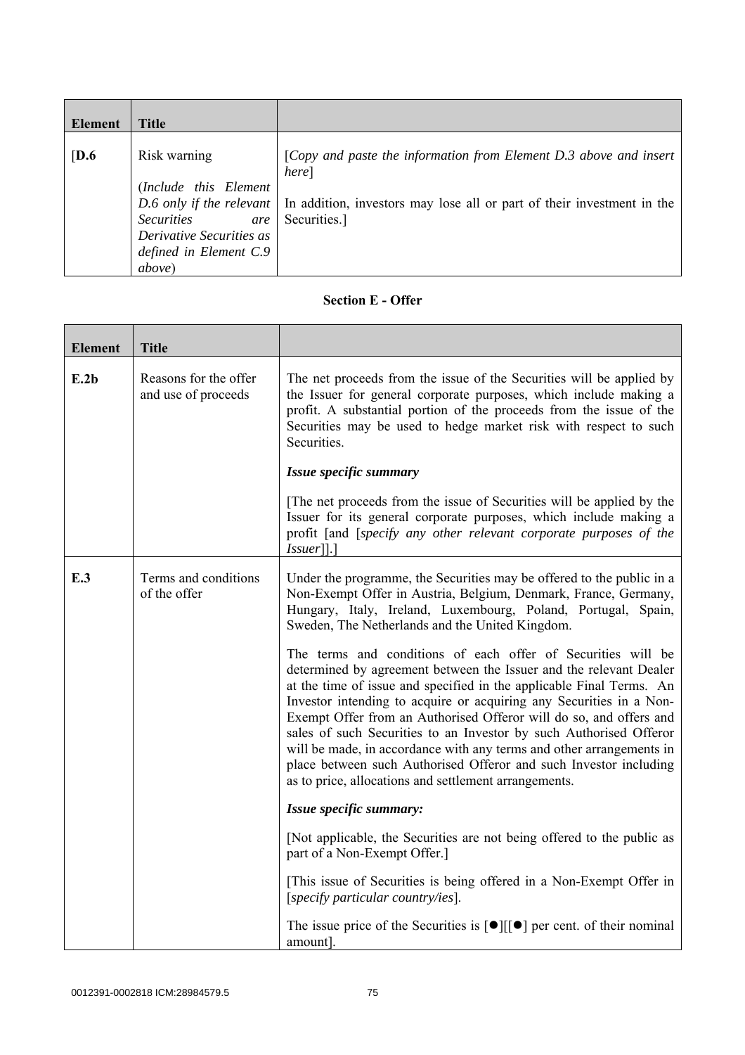| Element | Title | |
|---|---|---|
| [D.6 | Risk warning<br><br>(*Include this Element D.6 only if the relevant Securities are Derivative Securities as defined in Element C.9 above*) | [*Copy and paste the information from Element D.3 above and insert here*]<br><br>In addition, investors may lose all or part of their investment in the Securities.] |

**Section E - Offer**

| Element | Title | |
|---|---|---|
| E.2b | Reasons for the offer and use of proceeds | The net proceeds from the issue of the Securities will be applied by the Issuer for general corporate purposes, which include making a profit. A substantial portion of the proceeds from the issue of the Securities may be used to hedge market risk with respect to such Securities.<br><br>***Issue specific summary***<br><br>[The net proceeds from the issue of Securities will be applied by the Issuer for its general corporate purposes, which include making a profit [and [*specify any other relevant corporate purposes of the Issuer*]].] |
| E.3 | Terms and conditions of the offer | Under the programme, the Securities may be offered to the public in a Non-Exempt Offer in Austria, Belgium, Denmark, France, Germany, Hungary, Italy, Ireland, Luxembourg, Poland, Portugal, Spain, Sweden, The Netherlands and the United Kingdom.<br><br>The terms and conditions of each offer of Securities will be determined by agreement between the Issuer and the relevant Dealer at the time of issue and specified in the applicable Final Terms. An Investor intending to acquire or acquiring any Securities in a Non-Exempt Offer from an Authorised Offeror will do so, and offers and sales of such Securities to an Investor by such Authorised Offeror will be made, in accordance with any terms and other arrangements in place between such Authorised Offeror and such Investor including as to price, allocations and settlement arrangements.<br><br>***Issue specific summary:***<br><br>[Not applicable, the Securities are not being offered to the public as part of a Non-Exempt Offer.]<br><br>[This issue of Securities is being offered in a Non-Exempt Offer in [*specify particular country/ies*].<br><br>The issue price of the Securities is [●][[●] per cent. of their nominal amount]. |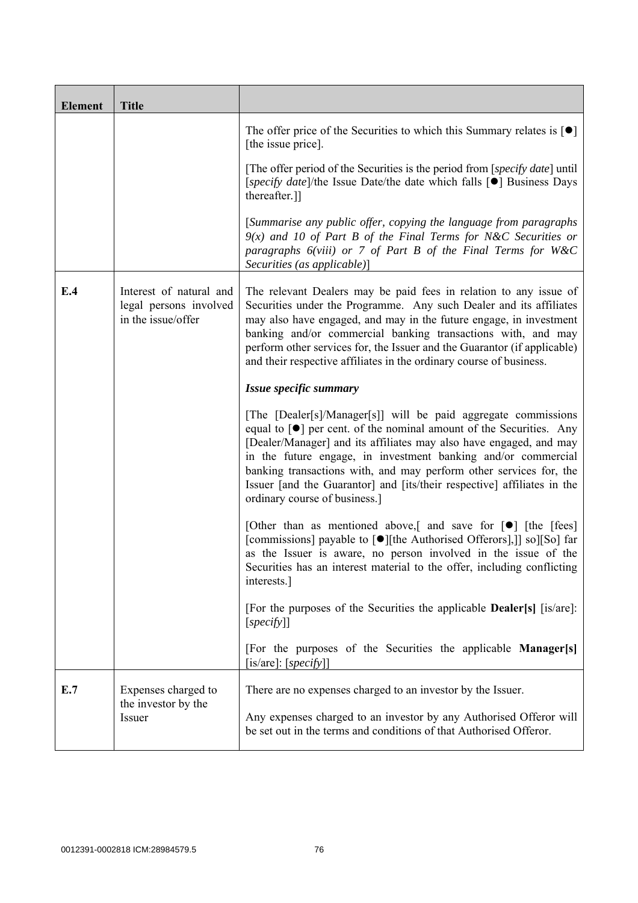| Element | Title | |
|---|---|---|
| | | The offer price of the Securities to which this Summary relates is [●] [the issue price].<br><br>[The offer period of the Securities is the period from [*specify date*] until [*specify date*]/the Issue Date/the date which falls [●] Business Days thereafter.]]<br><br>[*Summarise any public offer, copying the language from paragraphs 9(x) and 10 of Part B of the Final Terms for N&C Securities or paragraphs 6(viii) or 7 of Part B of the Final Terms for W&C Securities (as applicable)*] |
| **E.4** | Interest of natural and legal persons involved in the issue/offer | The relevant Dealers may be paid fees in relation to any issue of Securities under the Programme. Any such Dealer and its affiliates may also have engaged, and may in the future engage, in investment banking and/or commercial banking transactions with, and may perform other services for, the Issuer and the Guarantor (if applicable) and their respective affiliates in the ordinary course of business.<br><br>***Issue specific summary***<br><br>[The [Dealer[s]/Manager[s]] will be paid aggregate commissions equal to [●] per cent. of the nominal amount of the Securities. Any [Dealer/Manager] and its affiliates may also have engaged, and may in the future engage, in investment banking and/or commercial banking transactions with, and may perform other services for, the Issuer [and the Guarantor] and [its/their respective] affiliates in the ordinary course of business.]<br><br>[Other than as mentioned above,[ and save for [●] [the [fees] [commissions] payable to [●][the Authorised Offerors],]] so][So] far as the Issuer is aware, no person involved in the issue of the Securities has an interest material to the offer, including conflicting interests.]<br><br>[For the purposes of the Securities the applicable **Dealer[s]** [is/are]: [*specify*]]<br><br>[For the purposes of the Securities the applicable **Manager[s]** [is/are]: [*specify*]] |
| **E.7** | Expenses charged to the investor by the Issuer | There are no expenses charged to an investor by the Issuer.<br><br>Any expenses charged to an investor by any Authorised Offeror will be set out in the terms and conditions of that Authorised Offeror. |

0012391-0002818 ICM:28984579.5